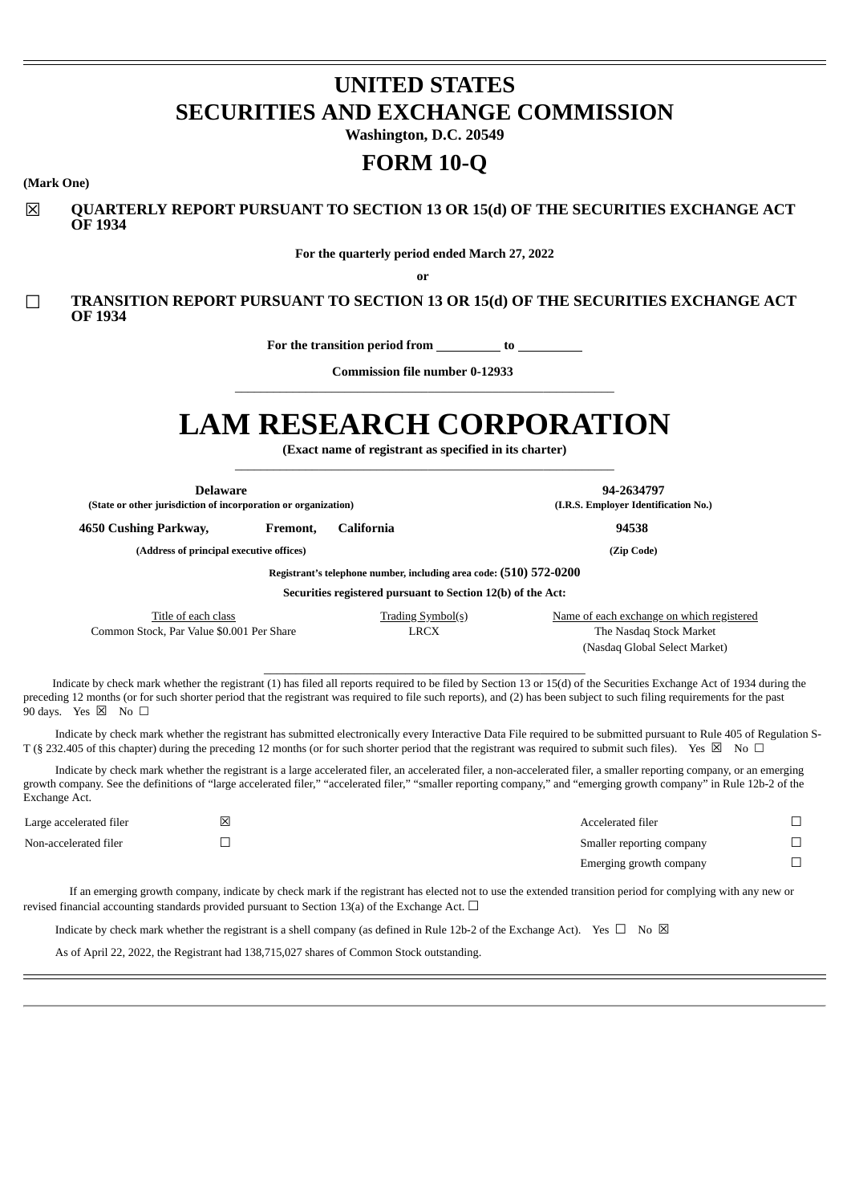# UNITED STATES
# SECURITIES AND EXCHANGE COMMISSION

**Washington, D.C. 20549**

# FORM 10-Q

**(Mark One)**

☒ **QUARTERLY REPORT PURSUANT TO SECTION 13 OR 15(d) OF THE SECURITIES EXCHANGE ACT OF 1934**

**For the quarterly period ended March 27, 2022**

**or**

☐ **TRANSITION REPORT PURSUANT TO SECTION 13 OR 15(d) OF THE SECURITIES EXCHANGE ACT OF 1934**

**For the transition period from \_\_\_\_\_\_\_\_\_\_ to \_\_\_\_\_\_\_\_\_\_**

**Commission file number 0-12933**

# LAM RESEARCH CORPORATION

**(Exact name of registrant as specified in its charter)**

| | |
|---|---|
| **Delaware** | **94-2634797** |
| **(State or other jurisdiction of incorporation or organization)** | **(I.R.S. Employer Identification No.)** |
| **4650 Cushing Parkway, Fremont, California** | **94538** |
| **(Address of principal executive offices)** | **(Zip Code)** |

**Registrant's telephone number, including area code: (510) 572-0200**

**Securities registered pursuant to Section 12(b) of the Act:**

| Title of each class | Trading Symbol(s) | Name of each exchange on which registered |
|---|---|---|
| Common Stock, Par Value $0.001 Per Share | LRCX | The Nasdaq Stock Market (Nasdaq Global Select Market) |

Indicate by check mark whether the registrant (1) has filed all reports required to be filed by Section 13 or 15(d) of the Securities Exchange Act of 1934 during the preceding 12 months (or for such shorter period that the registrant was required to file such reports), and (2) has been subject to such filing requirements for the past 90 days. Yes ☒ No ☐

Indicate by check mark whether the registrant has submitted electronically every Interactive Data File required to be submitted pursuant to Rule 405 of Regulation S-T (§ 232.405 of this chapter) during the preceding 12 months (or for such shorter period that the registrant was required to submit such files). Yes ☒ No ☐

Indicate by check mark whether the registrant is a large accelerated filer, an accelerated filer, a non-accelerated filer, a smaller reporting company, or an emerging growth company. See the definitions of "large accelerated filer," "accelerated filer," "smaller reporting company," and "emerging growth company" in Rule 12b-2 of the Exchange Act.

| | | | |
|---|---|---|---|
| Large accelerated filer | ☒ | Accelerated filer | ☐ |
| Non-accelerated filer | ☐ | Smaller reporting company | ☐ |
| | | Emerging growth company | ☐ |

If an emerging growth company, indicate by check mark if the registrant has elected not to use the extended transition period for complying with any new or revised financial accounting standards provided pursuant to Section 13(a) of the Exchange Act. ☐

Indicate by check mark whether the registrant is a shell company (as defined in Rule 12b-2 of the Exchange Act). Yes ☐ No ☒

As of April 22, 2022, the Registrant had 138,715,027 shares of Common Stock outstanding.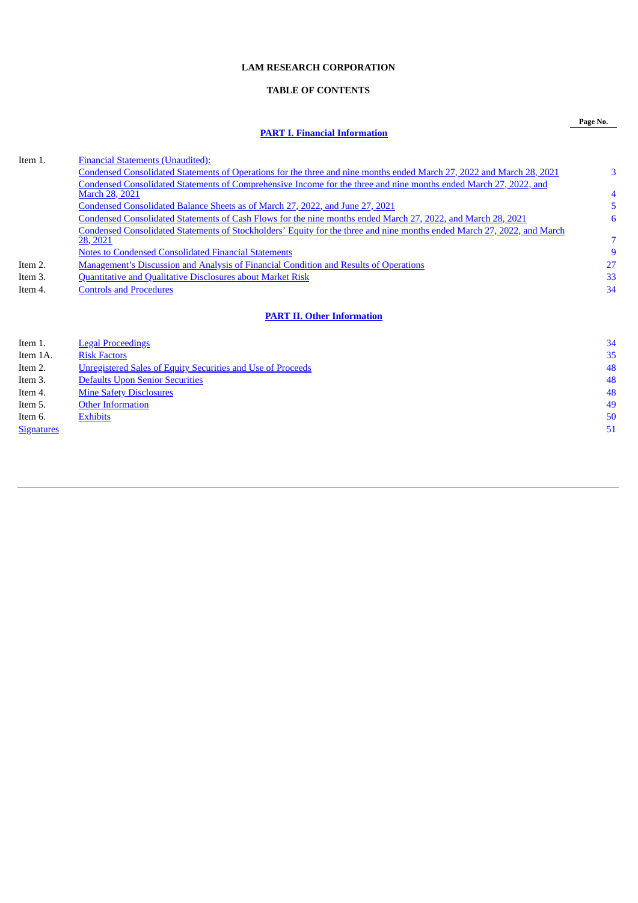# LAM RESEARCH CORPORATION

## TABLE OF CONTENTS

| | | Page No. |
|---|---|---|
| | **PART I. Financial Information** | |
| Item 1. | Financial Statements (Unaudited): | |
| | Condensed Consolidated Statements of Operations for the three and nine months ended March 27, 2022 and March 28, 2021 | 3 |
| | Condensed Consolidated Statements of Comprehensive Income for the three and nine months ended March 27, 2022, and March 28, 2021 | 4 |
| | Condensed Consolidated Balance Sheets as of March 27, 2022, and June 27, 2021 | 5 |
| | Condensed Consolidated Statements of Cash Flows for the nine months ended March 27, 2022, and March 28, 2021 | 6 |
| | Condensed Consolidated Statements of Stockholders' Equity for the three and nine months ended March 27, 2022, and March 28, 2021 | 7 |
| | Notes to Condensed Consolidated Financial Statements | 9 |
| Item 2. | Management's Discussion and Analysis of Financial Condition and Results of Operations | 27 |
| Item 3. | Quantitative and Qualitative Disclosures about Market Risk | 33 |
| Item 4. | Controls and Procedures | 34 |
| | **PART II. Other Information** | |
| Item 1. | Legal Proceedings | 34 |
| Item 1A. | Risk Factors | 35 |
| Item 2. | Unregistered Sales of Equity Securities and Use of Proceeds | 48 |
| Item 3. | Defaults Upon Senior Securities | 48 |
| Item 4. | Mine Safety Disclosures | 48 |
| Item 5. | Other Information | 49 |
| Item 6. | Exhibits | 50 |
| Signatures | | 51 |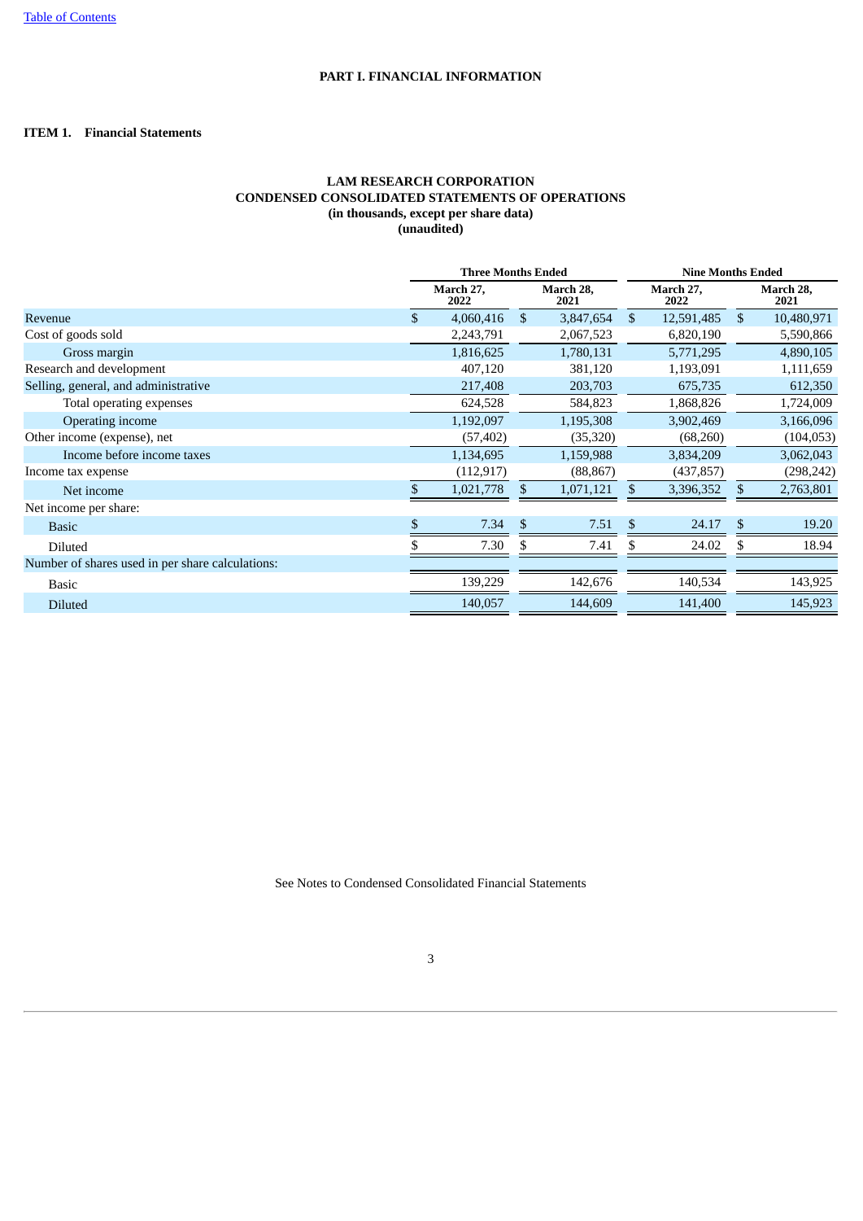# PART I. FINANCIAL INFORMATION

## ITEM 1. Financial Statements

### LAM RESEARCH CORPORATION
### CONDENSED CONSOLIDATED STATEMENTS OF OPERATIONS
**(in thousands, except per share data)**
**(unaudited)**

| | Three Months Ended | | Nine Months Ended | |
|---|---|---|---|---|
| | March 27, 2022 | March 28, 2021 | March 27, 2022 | March 28, 2021 |
| Revenue | $ 4,060,416 | $ 3,847,654 | $ 12,591,485 | $ 10,480,971 |
| Cost of goods sold | 2,243,791 | 2,067,523 | 6,820,190 | 5,590,866 |
| Gross margin | 1,816,625 | 1,780,131 | 5,771,295 | 4,890,105 |
| Research and development | 407,120 | 381,120 | 1,193,091 | 1,111,659 |
| Selling, general, and administrative | 217,408 | 203,703 | 675,735 | 612,350 |
| Total operating expenses | 624,528 | 584,823 | 1,868,826 | 1,724,009 |
| Operating income | 1,192,097 | 1,195,308 | 3,902,469 | 3,166,096 |
| Other income (expense), net | (57,402) | (35,320) | (68,260) | (104,053) |
| Income before income taxes | 1,134,695 | 1,159,988 | 3,834,209 | 3,062,043 |
| Income tax expense | (112,917) | (88,867) | (437,857) | (298,242) |
| Net income | $ 1,021,778 | $ 1,071,121 | $ 3,396,352 | $ 2,763,801 |
| Net income per share: | | | | |
| Basic | $ 7.34 | $ 7.51 | $ 24.17 | $ 19.20 |
| Diluted | $ 7.30 | $ 7.41 | $ 24.02 | $ 18.94 |
| Number of shares used in per share calculations: | | | | |
| Basic | 139,229 | 142,676 | 140,534 | 143,925 |
| Diluted | 140,057 | 144,609 | 141,400 | 145,923 |

See Notes to Condensed Consolidated Financial Statements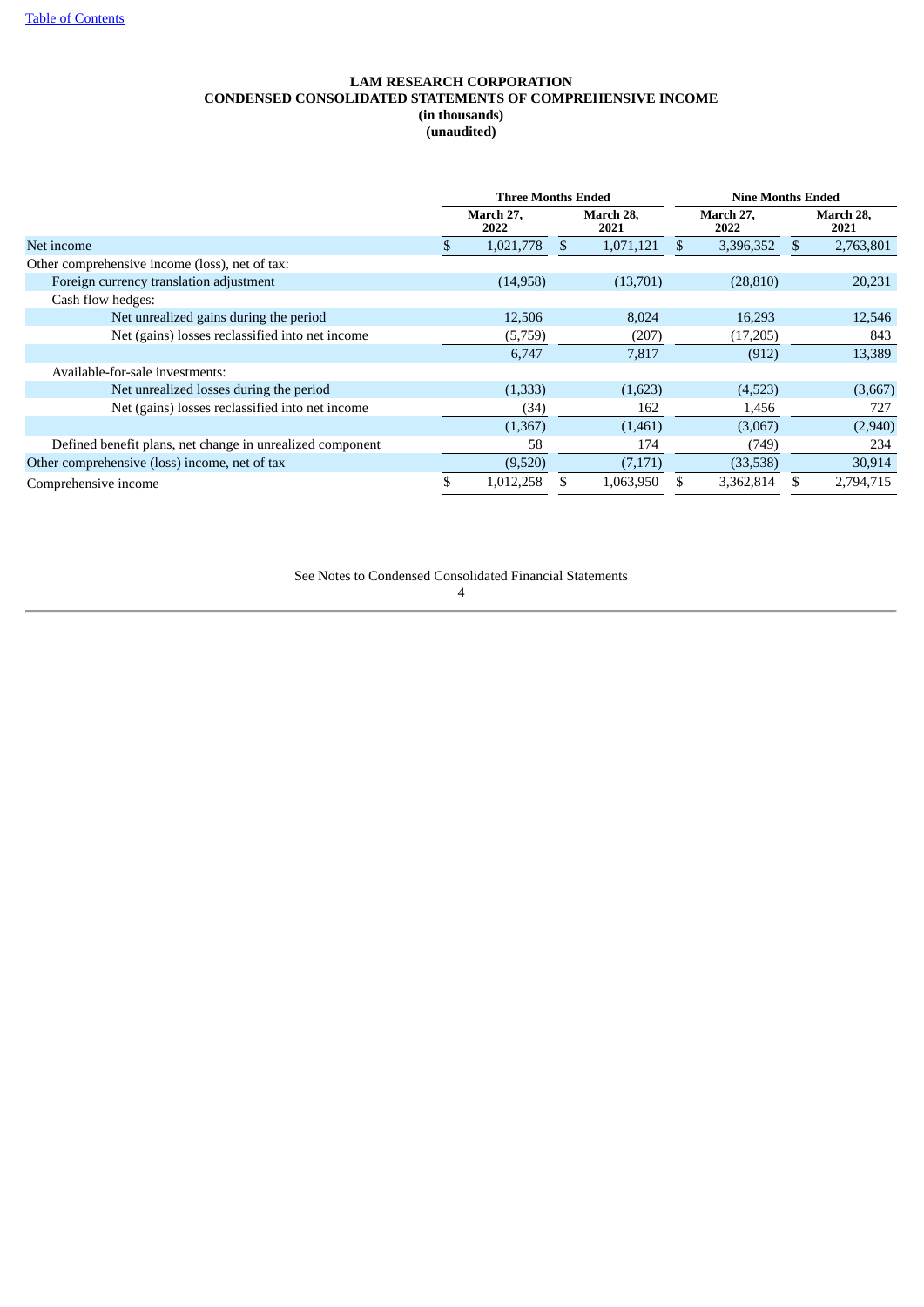# LAM RESEARCH CORPORATION
## CONDENSED CONSOLIDATED STATEMENTS OF COMPREHENSIVE INCOME
**(in thousands)**
**(unaudited)**

| | Three Months Ended | | Nine Months Ended | |
|---|---|---|---|---|
| | March 27, 2022 | March 28, 2021 | March 27, 2022 | March 28, 2021 |
| Net income | $ 1,021,778 | $ 1,071,121 | $ 3,396,352 | $ 2,763,801 |
| Other comprehensive income (loss), net of tax: | | | | |
| Foreign currency translation adjustment | (14,958) | (13,701) | (28,810) | 20,231 |
| Cash flow hedges: | | | | |
| Net unrealized gains during the period | 12,506 | 8,024 | 16,293 | 12,546 |
| Net (gains) losses reclassified into net income | (5,759) | (207) | (17,205) | 843 |
| | 6,747 | 7,817 | (912) | 13,389 |
| Available-for-sale investments: | | | | |
| Net unrealized losses during the period | (1,333) | (1,623) | (4,523) | (3,667) |
| Net (gains) losses reclassified into net income | (34) | 162 | 1,456 | 727 |
| | (1,367) | (1,461) | (3,067) | (2,940) |
| Defined benefit plans, net change in unrealized component | 58 | 174 | (749) | 234 |
| Other comprehensive (loss) income, net of tax | (9,520) | (7,171) | (33,538) | 30,914 |
| Comprehensive income | $ 1,012,258 | $ 1,063,950 | $ 3,362,814 | $ 2,794,715 |

See Notes to Condensed Consolidated Financial Statements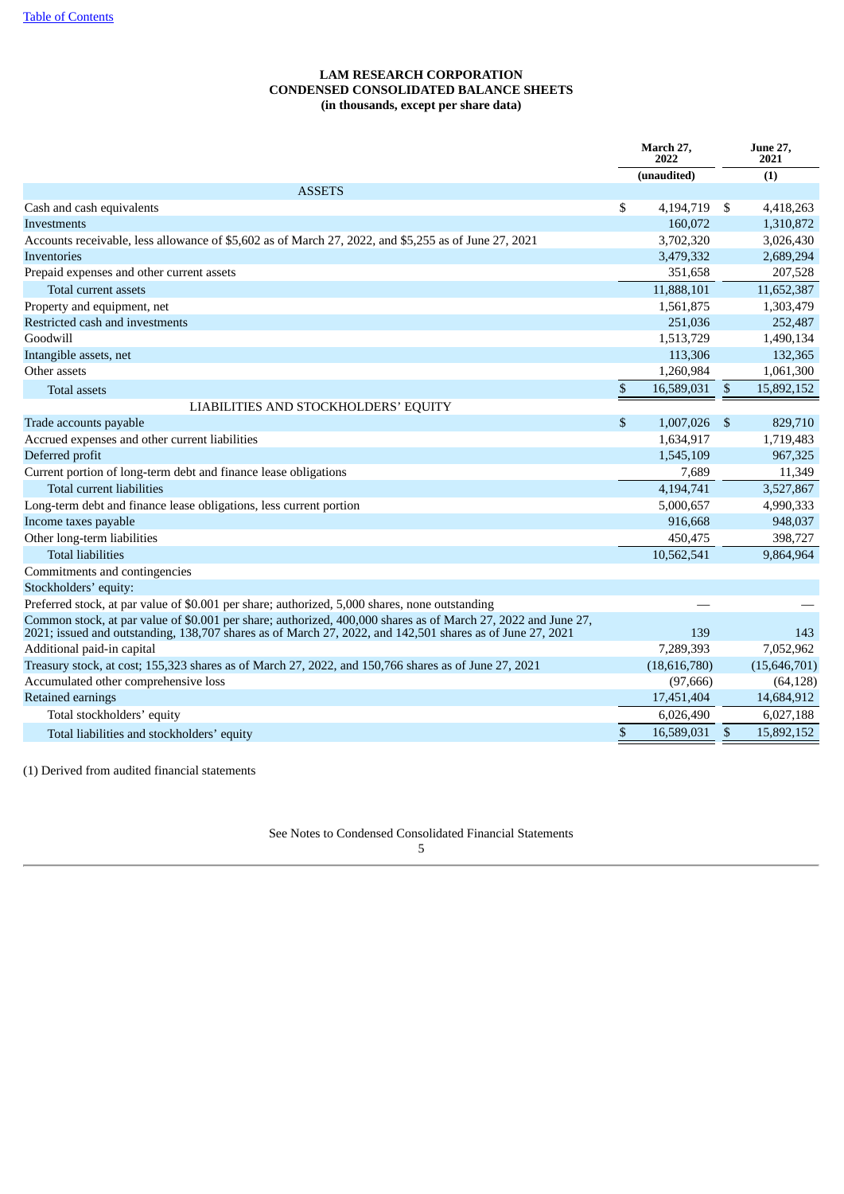**LAM RESEARCH CORPORATION**
**CONDENSED CONSOLIDATED BALANCE SHEETS**
**(in thousands, except per share data)**

| | March 27, 2022 | June 27, 2021 |
|---|---|---|
| | (unaudited) | (1) |
| **ASSETS** | | |
| Cash and cash equivalents | $ 4,194,719 | $ 4,418,263 |
| Investments | 160,072 | 1,310,872 |
| Accounts receivable, less allowance of $5,602 as of March 27, 2022, and $5,255 as of June 27, 2021 | 3,702,320 | 3,026,430 |
| Inventories | 3,479,332 | 2,689,294 |
| Prepaid expenses and other current assets | 351,658 | 207,528 |
| Total current assets | 11,888,101 | 11,652,387 |
| Property and equipment, net | 1,561,875 | 1,303,479 |
| Restricted cash and investments | 251,036 | 252,487 |
| Goodwill | 1,513,729 | 1,490,134 |
| Intangible assets, net | 113,306 | 132,365 |
| Other assets | 1,260,984 | 1,061,300 |
| Total assets | $ 16,589,031 | $ 15,892,152 |
| **LIABILITIES AND STOCKHOLDERS' EQUITY** | | |
| Trade accounts payable | $ 1,007,026 | $ 829,710 |
| Accrued expenses and other current liabilities | 1,634,917 | 1,719,483 |
| Deferred profit | 1,545,109 | 967,325 |
| Current portion of long-term debt and finance lease obligations | 7,689 | 11,349 |
| Total current liabilities | 4,194,741 | 3,527,867 |
| Long-term debt and finance lease obligations, less current portion | 5,000,657 | 4,990,333 |
| Income taxes payable | 916,668 | 948,037 |
| Other long-term liabilities | 450,475 | 398,727 |
| Total liabilities | 10,562,541 | 9,864,964 |
| Commitments and contingencies | | |
| Stockholders' equity: | | |
| Preferred stock, at par value of $0.001 per share; authorized, 5,000 shares, none outstanding | — | — |
| Common stock, at par value of $0.001 per share; authorized, 400,000 shares as of March 27, 2022 and June 27, 2021; issued and outstanding, 138,707 shares as of March 27, 2022, and 142,501 shares as of June 27, 2021 | 139 | 143 |
| Additional paid-in capital | 7,289,393 | 7,052,962 |
| Treasury stock, at cost; 155,323 shares as of March 27, 2022, and 150,766 shares as of June 27, 2021 | (18,616,780) | (15,646,701) |
| Accumulated other comprehensive loss | (97,666) | (64,128) |
| Retained earnings | 17,451,404 | 14,684,912 |
| Total stockholders' equity | 6,026,490 | 6,027,188 |
| Total liabilities and stockholders' equity | $ 16,589,031 | $ 15,892,152 |

(1) Derived from audited financial statements

See Notes to Condensed Consolidated Financial Statements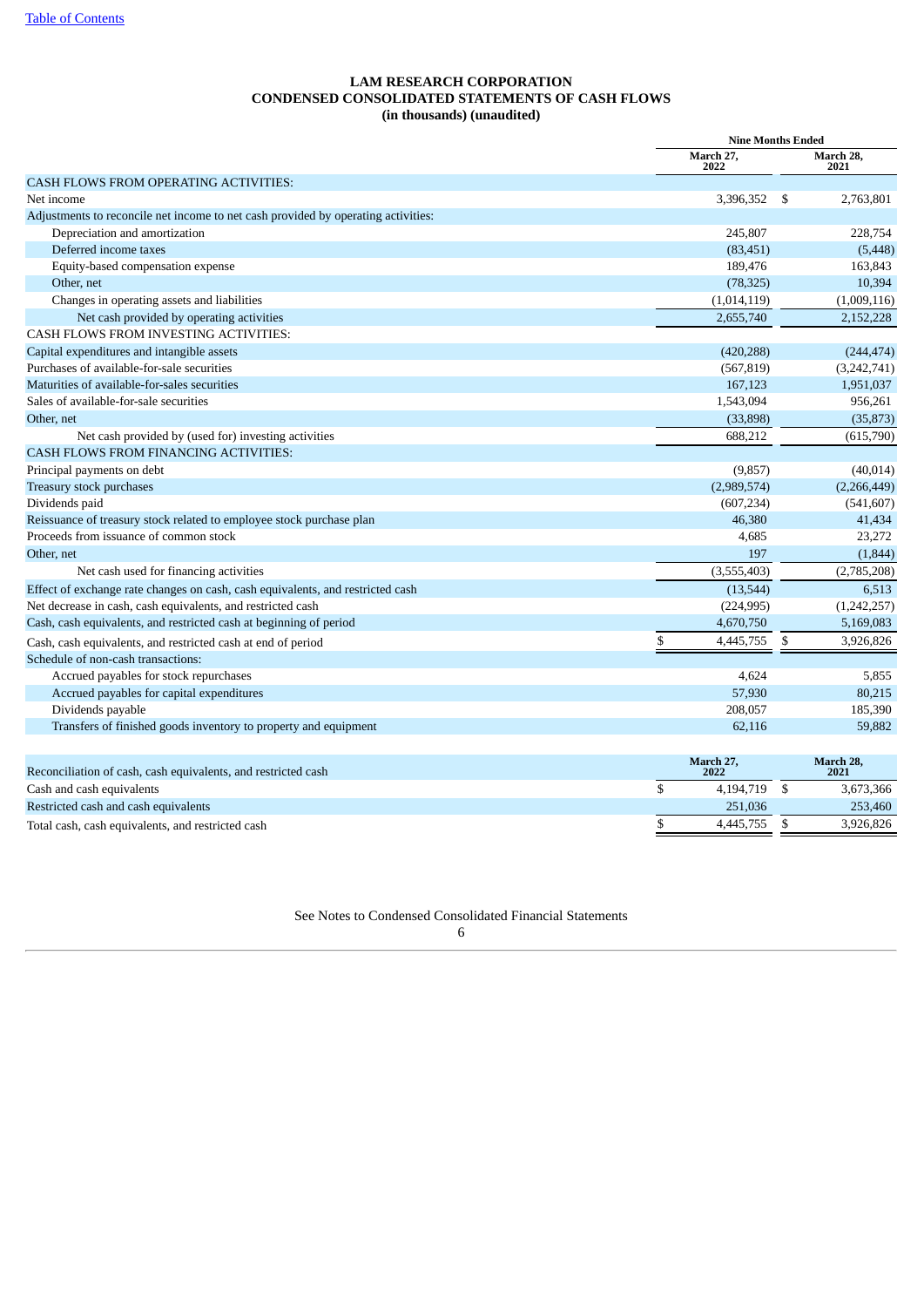[Table of Contents](#)

# LAM RESEARCH CORPORATION
## CONDENSED CONSOLIDATED STATEMENTS OF CASH FLOWS
### (in thousands) (unaudited)

| | Nine Months Ended | |
|---|---|---|
| | March 27, 2022 | March 28, 2021 |
| CASH FLOWS FROM OPERATING ACTIVITIES: | | |
| Net income | 3,396,352 | $ 2,763,801 |
| Adjustments to reconcile net income to net cash provided by operating activities: | | |
| Depreciation and amortization | 245,807 | 228,754 |
| Deferred income taxes | (83,451) | (5,448) |
| Equity-based compensation expense | 189,476 | 163,843 |
| Other, net | (78,325) | 10,394 |
| Changes in operating assets and liabilities | (1,014,119) | (1,009,116) |
| Net cash provided by operating activities | 2,655,740 | 2,152,228 |
| CASH FLOWS FROM INVESTING ACTIVITIES: | | |
| Capital expenditures and intangible assets | (420,288) | (244,474) |
| Purchases of available-for-sale securities | (567,819) | (3,242,741) |
| Maturities of available-for-sales securities | 167,123 | 1,951,037 |
| Sales of available-for-sale securities | 1,543,094 | 956,261 |
| Other, net | (33,898) | (35,873) |
| Net cash provided by (used for) investing activities | 688,212 | (615,790) |
| CASH FLOWS FROM FINANCING ACTIVITIES: | | |
| Principal payments on debt | (9,857) | (40,014) |
| Treasury stock purchases | (2,989,574) | (2,266,449) |
| Dividends paid | (607,234) | (541,607) |
| Reissuance of treasury stock related to employee stock purchase plan | 46,380 | 41,434 |
| Proceeds from issuance of common stock | 4,685 | 23,272 |
| Other, net | 197 | (1,844) |
| Net cash used for financing activities | (3,555,403) | (2,785,208) |
| Effect of exchange rate changes on cash, cash equivalents, and restricted cash | (13,544) | 6,513 |
| Net decrease in cash, cash equivalents, and restricted cash | (224,995) | (1,242,257) |
| Cash, cash equivalents, and restricted cash at beginning of period | 4,670,750 | 5,169,083 |
| Cash, cash equivalents, and restricted cash at end of period | $ 4,445,755 | $ 3,926,826 |
| Schedule of non-cash transactions: | | |
| Accrued payables for stock repurchases | 4,624 | 5,855 |
| Accrued payables for capital expenditures | 57,930 | 80,215 |
| Dividends payable | 208,057 | 185,390 |
| Transfers of finished goods inventory to property and equipment | 62,116 | 59,882 |

| Reconciliation of cash, cash equivalents, and restricted cash | March 27, 2022 | March 28, 2021 |
|---|---|---|
| Cash and cash equivalents | $ 4,194,719 | $ 3,673,366 |
| Restricted cash and cash equivalents | 251,036 | 253,460 |
| Total cash, cash equivalents, and restricted cash | $ 4,445,755 | $ 3,926,826 |

See Notes to Condensed Consolidated Financial Statements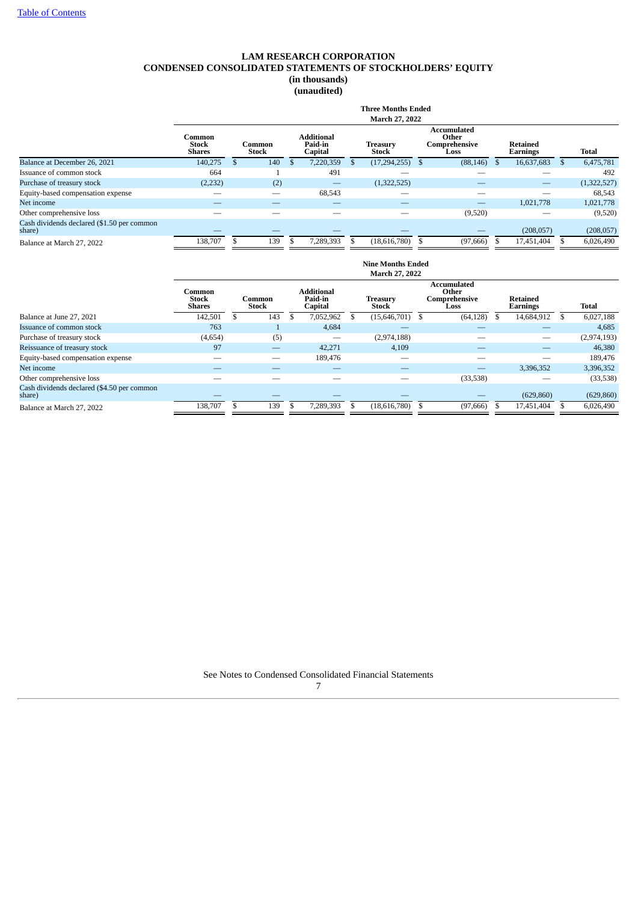[Table of Contents](#)

# LAM RESEARCH CORPORATION
## CONDENSED CONSOLIDATED STATEMENTS OF STOCKHOLDERS' EQUITY
### (in thousands)
### (unaudited)

| | Three Months Ended March 27, 2022 | | | | | | |
|---|---|---|---|---|---|---|---|
| | Common Stock Shares | Common Stock | Additional Paid-in Capital | Treasury Stock | Accumulated Other Comprehensive Loss | Retained Earnings | Total |
| Balance at December 26, 2021 | 140,275 | $ 140 | $ 7,220,359 | $ (17,294,255) | $ (88,146) | $ 16,637,683 | $ 6,475,781 |
| Issuance of common stock | 664 | 1 | 491 | — | — | — | 492 |
| Purchase of treasury stock | (2,232) | (2) | — | (1,322,525) | — | — | (1,322,527) |
| Equity-based compensation expense | — | — | 68,543 | — | — | — | 68,543 |
| Net income | — | — | — | — | — | 1,021,778 | 1,021,778 |
| Other comprehensive loss | — | — | — | — | (9,520) | — | (9,520) |
| Cash dividends declared ($1.50 per common share) | — | — | — | — | — | (208,057) | (208,057) |
| Balance at March 27, 2022 | 138,707 | $ 139 | $ 7,289,393 | $ (18,616,780) | $ (97,666) | $ 17,451,404 | $ 6,026,490 |

| | Nine Months Ended March 27, 2022 | | | | | | |
|---|---|---|---|---|---|---|---|
| | Common Stock Shares | Common Stock | Additional Paid-in Capital | Treasury Stock | Accumulated Other Comprehensive Loss | Retained Earnings | Total |
| Balance at June 27, 2021 | 142,501 | $ 143 | $ 7,052,962 | $ (15,646,701) | $ (64,128) | $ 14,684,912 | $ 6,027,188 |
| Issuance of common stock | 763 | 1 | 4,684 | — | — | — | 4,685 |
| Purchase of treasury stock | (4,654) | (5) | — | (2,974,188) | — | — | (2,974,193) |
| Reissuance of treasury stock | 97 | — | 42,271 | 4,109 | — | — | 46,380 |
| Equity-based compensation expense | — | — | 189,476 | — | — | — | 189,476 |
| Net income | — | — | — | — | — | 3,396,352 | 3,396,352 |
| Other comprehensive loss | — | — | — | — | (33,538) | — | (33,538) |
| Cash dividends declared ($4.50 per common share) | — | — | — | — | — | (629,860) | (629,860) |
| Balance at March 27, 2022 | 138,707 | $ 139 | $ 7,289,393 | $ (18,616,780) | $ (97,666) | $ 17,451,404 | $ 6,026,490 |

See Notes to Condensed Consolidated Financial Statements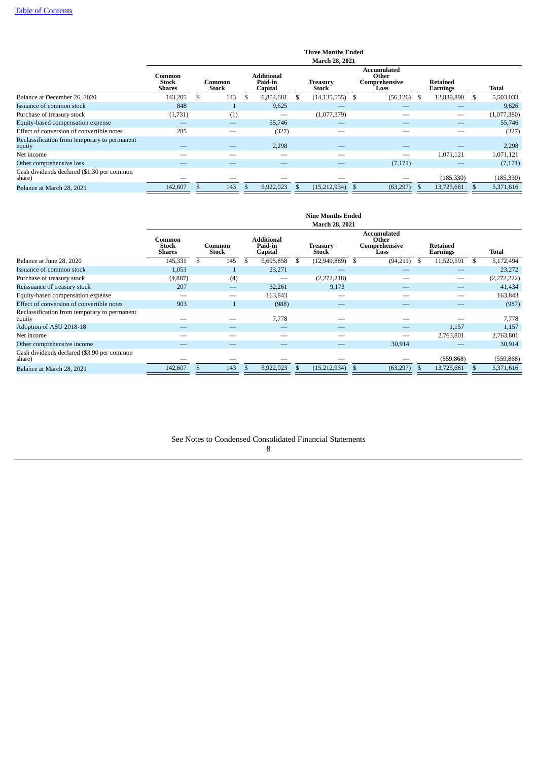[Table of Contents](#)

| | Three Months Ended March 28, 2021 | | | | | | |
|---|---|---|---|---|---|---|---|
| | Common Stock Shares | Common Stock | Additional Paid-in Capital | Treasury Stock | Accumulated Other Comprehensive Loss | Retained Earnings | Total |
| Balance at December 26, 2020 | 143,205 | $ 143 | $ 6,854,681 | $ (14,135,555) | $ (56,126) | $ 12,839,890 | $ 5,503,033 |
| Issuance of common stock | 848 | 1 | 9,625 | — | — | — | 9,626 |
| Purchase of treasury stock | (1,731) | (1) | — | (1,077,379) | — | — | (1,077,380) |
| Equity-based compensation expense | — | — | 55,746 | — | — | — | 55,746 |
| Effect of conversion of convertible notes | 285 | — | (327) | — | — | — | (327) |
| Reclassification from temporary to permanent equity | — | — | 2,298 | — | — | — | 2,298 |
| Net income | — | — | — | — | — | 1,071,121 | 1,071,121 |
| Other comprehensive loss | — | — | — | — | (7,171) | — | (7,171) |
| Cash dividends declared ($1.30 per common share) | — | — | — | — | — | (185,330) | (185,330) |
| Balance at March 28, 2021 | 142,607 | $ 143 | $ 6,922,023 | $ (15,212,934) | $ (63,297) | $ 13,725,681 | $ 5,371,616 |

| | Nine Months Ended March 28, 2021 | | | | | | |
|---|---|---|---|---|---|---|---|
| | Common Stock Shares | Common Stock | Additional Paid-in Capital | Treasury Stock | Accumulated Other Comprehensive Loss | Retained Earnings | Total |
| Balance at June 28, 2020 | 145,331 | $ 145 | $ 6,695,858 | $ (12,949,889) | $ (94,211) | $ 11,520,591 | $ 5,172,494 |
| Issuance of common stock | 1,053 | 1 | 23,271 | — | — | — | 23,272 |
| Purchase of treasury stock | (4,887) | (4) | — | (2,272,218) | — | — | (2,272,222) |
| Reissuance of treasury stock | 207 | — | 32,261 | 9,173 | — | — | 41,434 |
| Equity-based compensation expense | — | — | 163,843 | — | — | — | 163,843 |
| Effect of conversion of convertible notes | 903 | 1 | (988) | — | — | — | (987) |
| Reclassification from temporary to permanent equity | — | — | 7,778 | — | — | — | 7,778 |
| Adoption of ASU 2018-18 | — | — | — | — | — | 1,157 | 1,157 |
| Net income | — | — | — | — | — | 2,763,801 | 2,763,801 |
| Other comprehensive income | — | — | — | — | 30,914 | — | 30,914 |
| Cash dividends declared ($3.90 per common share) | — | — | — | — | — | (559,868) | (559,868) |
| Balance at March 28, 2021 | 142,607 | $ 143 | $ 6,922,023 | $ (15,212,934) | $ (63,297) | $ 13,725,681 | $ 5,371,616 |

See Notes to Condensed Consolidated Financial Statements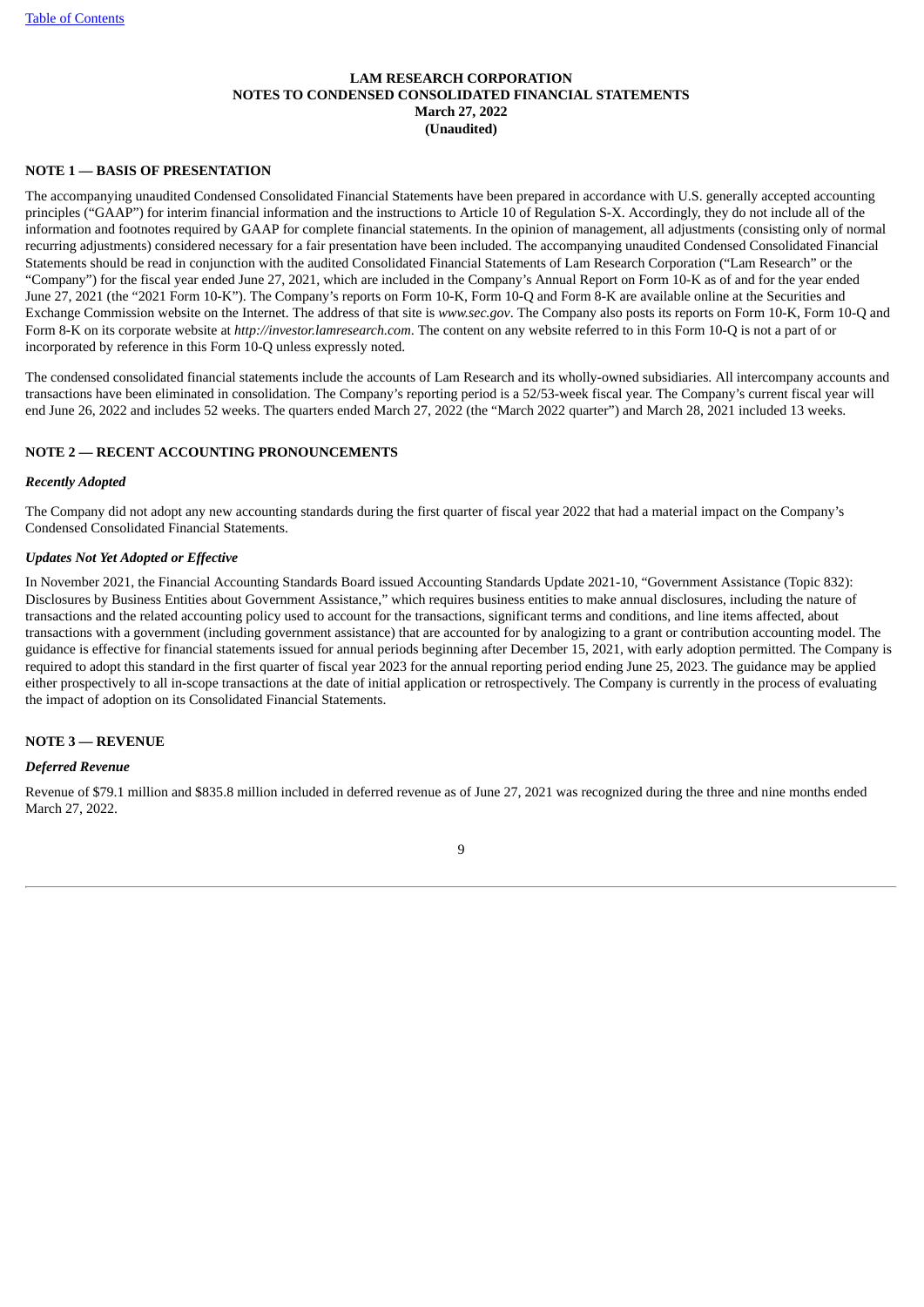**LAM RESEARCH CORPORATION**
**NOTES TO CONDENSED CONSOLIDATED FINANCIAL STATEMENTS**
**March 27, 2022**
**(Unaudited)**

## NOTE 1 — BASIS OF PRESENTATION

The accompanying unaudited Condensed Consolidated Financial Statements have been prepared in accordance with U.S. generally accepted accounting principles ("GAAP") for interim financial information and the instructions to Article 10 of Regulation S-X. Accordingly, they do not include all of the information and footnotes required by GAAP for complete financial statements. In the opinion of management, all adjustments (consisting only of normal recurring adjustments) considered necessary for a fair presentation have been included. The accompanying unaudited Condensed Consolidated Financial Statements should be read in conjunction with the audited Consolidated Financial Statements of Lam Research Corporation ("Lam Research" or the "Company") for the fiscal year ended June 27, 2021, which are included in the Company's Annual Report on Form 10-K as of and for the year ended June 27, 2021 (the "2021 Form 10-K"). The Company's reports on Form 10-K, Form 10-Q and Form 8-K are available online at the Securities and Exchange Commission website on the Internet. The address of that site is *www.sec.gov*. The Company also posts its reports on Form 10-K, Form 10-Q and Form 8-K on its corporate website at *http://investor.lamresearch.com*. The content on any website referred to in this Form 10-Q is not a part of or incorporated by reference in this Form 10-Q unless expressly noted.

The condensed consolidated financial statements include the accounts of Lam Research and its wholly-owned subsidiaries. All intercompany accounts and transactions have been eliminated in consolidation. The Company's reporting period is a 52/53-week fiscal year. The Company's current fiscal year will end June 26, 2022 and includes 52 weeks. The quarters ended March 27, 2022 (the "March 2022 quarter") and March 28, 2021 included 13 weeks.

## NOTE 2 — RECENT ACCOUNTING PRONOUNCEMENTS

### *Recently Adopted*

The Company did not adopt any new accounting standards during the first quarter of fiscal year 2022 that had a material impact on the Company's Condensed Consolidated Financial Statements.

### *Updates Not Yet Adopted or Effective*

In November 2021, the Financial Accounting Standards Board issued Accounting Standards Update 2021-10, "Government Assistance (Topic 832): Disclosures by Business Entities about Government Assistance," which requires business entities to make annual disclosures, including the nature of transactions and the related accounting policy used to account for the transactions, significant terms and conditions, and line items affected, about transactions with a government (including government assistance) that are accounted for by analogizing to a grant or contribution accounting model. The guidance is effective for financial statements issued for annual periods beginning after December 15, 2021, with early adoption permitted. The Company is required to adopt this standard in the first quarter of fiscal year 2023 for the annual reporting period ending June 25, 2023. The guidance may be applied either prospectively to all in-scope transactions at the date of initial application or retrospectively. The Company is currently in the process of evaluating the impact of adoption on its Consolidated Financial Statements.

## NOTE 3 — REVENUE

### *Deferred Revenue*

Revenue of $79.1 million and $835.8 million included in deferred revenue as of June 27, 2021 was recognized during the three and nine months ended March 27, 2022.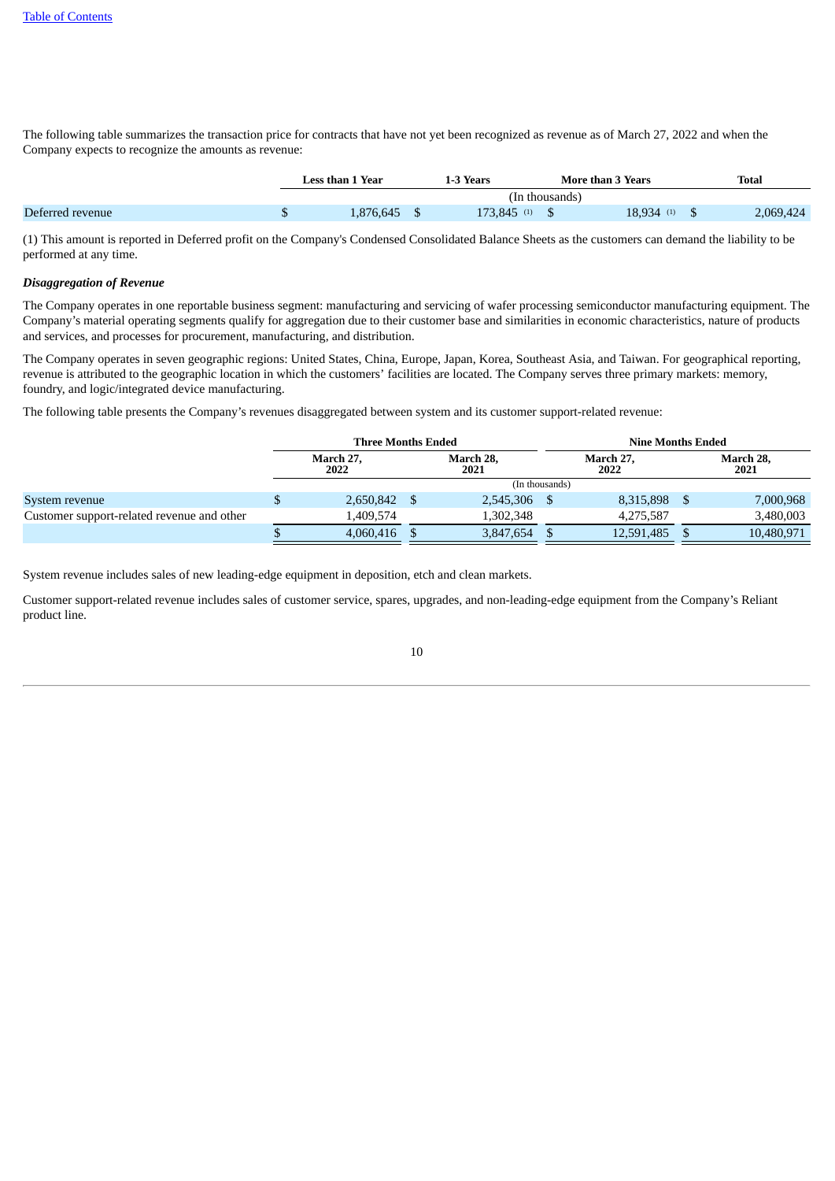The following table summarizes the transaction price for contracts that have not yet been recognized as revenue as of March 27, 2022 and when the Company expects to recognize the amounts as revenue:

| | Less than 1 Year | 1-3 Years | More than 3 Years | Total |
|---|---|---|---|---|
| | (In thousands) | | | |
| Deferred revenue | $ 1,876,645 | $ 173,845 (1) | $ 18,934 (1) | $ 2,069,424 |

(1) This amount is reported in Deferred profit on the Company's Condensed Consolidated Balance Sheets as the customers can demand the liability to be performed at any time.

***Disaggregation of Revenue***

The Company operates in one reportable business segment: manufacturing and servicing of wafer processing semiconductor manufacturing equipment. The Company's material operating segments qualify for aggregation due to their customer base and similarities in economic characteristics, nature of products and services, and processes for procurement, manufacturing, and distribution.

The Company operates in seven geographic regions: United States, China, Europe, Japan, Korea, Southeast Asia, and Taiwan. For geographical reporting, revenue is attributed to the geographic location in which the customers' facilities are located. The Company serves three primary markets: memory, foundry, and logic/integrated device manufacturing.

The following table presents the Company's revenues disaggregated between system and its customer support-related revenue:

| | Three Months Ended | | Nine Months Ended | |
|---|---|---|---|---|
| | March 27, 2022 | March 28, 2021 | March 27, 2022 | March 28, 2021 |
| | (In thousands) | | | |
| System revenue | $ 2,650,842 | $ 2,545,306 | $ 8,315,898 | $ 7,000,968 |
| Customer support-related revenue and other | 1,409,574 | 1,302,348 | 4,275,587 | 3,480,003 |
| | $ 4,060,416 | $ 3,847,654 | $ 12,591,485 | $ 10,480,971 |

System revenue includes sales of new leading-edge equipment in deposition, etch and clean markets.

Customer support-related revenue includes sales of customer service, spares, upgrades, and non-leading-edge equipment from the Company's Reliant product line.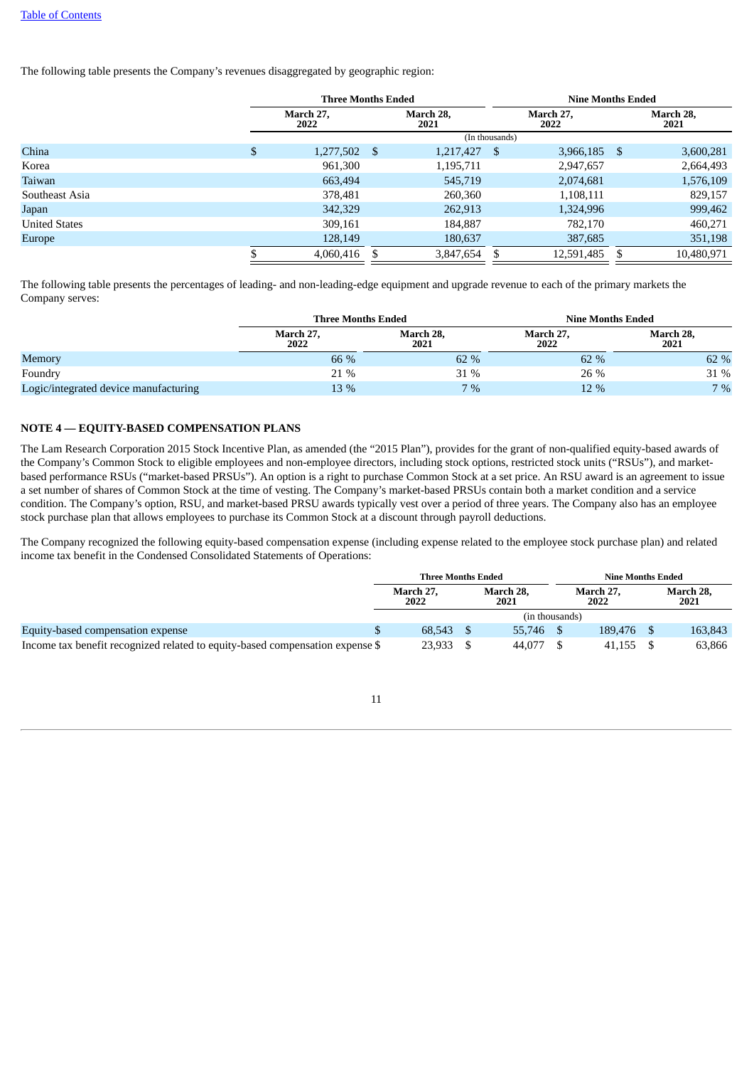The following table presents the Company's revenues disaggregated by geographic region:

| | Three Months Ended | | Nine Months Ended | |
|---|---|---|---|---|
| | March 27, 2022 | March 28, 2021 | March 27, 2022 | March 28, 2021 |
| | (In thousands) | | | |
| China | $ 1,277,502 | $ 1,217,427 | $ 3,966,185 | $ 3,600,281 |
| Korea | 961,300 | 1,195,711 | 2,947,657 | 2,664,493 |
| Taiwan | 663,494 | 545,719 | 2,074,681 | 1,576,109 |
| Southeast Asia | 378,481 | 260,360 | 1,108,111 | 829,157 |
| Japan | 342,329 | 262,913 | 1,324,996 | 999,462 |
| United States | 309,161 | 184,887 | 782,170 | 460,271 |
| Europe | 128,149 | 180,637 | 387,685 | 351,198 |
| | $ 4,060,416 | $ 3,847,654 | $ 12,591,485 | $ 10,480,971 |

The following table presents the percentages of leading- and non-leading-edge equipment and upgrade revenue to each of the primary markets the Company serves:

| | Three Months Ended | | Nine Months Ended | |
|---|---|---|---|---|
| | March 27, 2022 | March 28, 2021 | March 27, 2022 | March 28, 2021 |
| Memory | 66 % | 62 % | 62 % | 62 % |
| Foundry | 21 % | 31 % | 26 % | 31 % |
| Logic/integrated device manufacturing | 13 % | 7 % | 12 % | 7 % |

## NOTE 4 — EQUITY-BASED COMPENSATION PLANS

The Lam Research Corporation 2015 Stock Incentive Plan, as amended (the "2015 Plan"), provides for the grant of non-qualified equity-based awards of the Company's Common Stock to eligible employees and non-employee directors, including stock options, restricted stock units ("RSUs"), and market-based performance RSUs ("market-based PRSUs"). An option is a right to purchase Common Stock at a set price. An RSU award is an agreement to issue a set number of shares of Common Stock at the time of vesting. The Company's market-based PRSUs contain both a market condition and a service condition. The Company's option, RSU, and market-based PRSU awards typically vest over a period of three years. The Company also has an employee stock purchase plan that allows employees to purchase its Common Stock at a discount through payroll deductions.

The Company recognized the following equity-based compensation expense (including expense related to the employee stock purchase plan) and related income tax benefit in the Condensed Consolidated Statements of Operations:

| | Three Months Ended | | Nine Months Ended | |
|---|---|---|---|---|
| | March 27, 2022 | March 28, 2021 | March 27, 2022 | March 28, 2021 |
| | (in thousands) | | | |
| Equity-based compensation expense | $ 68,543 | $ 55,746 | $ 189,476 | $ 163,843 |
| Income tax benefit recognized related to equity-based compensation expense | $ 23,933 | $ 44,077 | $ 41,155 | $ 63,866 |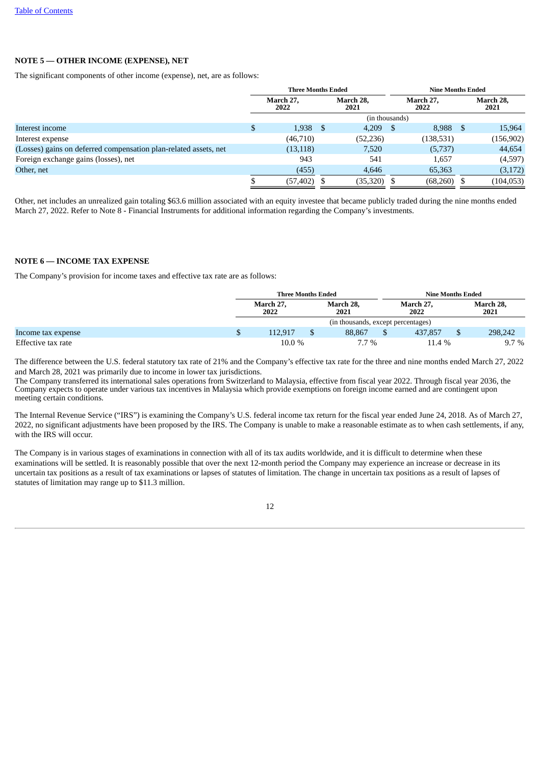## NOTE 5 — OTHER INCOME (EXPENSE), NET

The significant components of other income (expense), net, are as follows:

| | Three Months Ended | | Nine Months Ended | |
|---|---|---|---|---|
| | March 27, 2022 | March 28, 2021 | March 27, 2022 | March 28, 2021 |
| | (in thousands) | | | |
| Interest income | $ 1,938 | $ 4,209 | $ 8,988 | $ 15,964 |
| Interest expense | (46,710) | (52,236) | (138,531) | (156,902) |
| (Losses) gains on deferred compensation plan-related assets, net | (13,118) | 7,520 | (5,737) | 44,654 |
| Foreign exchange gains (losses), net | 943 | 541 | 1,657 | (4,597) |
| Other, net | (455) | 4,646 | 65,363 | (3,172) |
| | $ (57,402) | $ (35,320) | $ (68,260) | $ (104,053) |

Other, net includes an unrealized gain totaling $63.6 million associated with an equity investee that became publicly traded during the nine months ended March 27, 2022. Refer to Note 8 - Financial Instruments for additional information regarding the Company's investments.

## NOTE 6 — INCOME TAX EXPENSE

The Company's provision for income taxes and effective tax rate are as follows:

| | Three Months Ended | | Nine Months Ended | |
|---|---|---|---|---|
| | March 27, 2022 | March 28, 2021 | March 27, 2022 | March 28, 2021 |
| | (in thousands, except percentages) | | | |
| Income tax expense | $ 112,917 | $ 88,867 | $ 437,857 | $ 298,242 |
| Effective tax rate | 10.0 % | 7.7 % | 11.4 % | 9.7 % |

The difference between the U.S. federal statutory tax rate of 21% and the Company's effective tax rate for the three and nine months ended March 27, 2022 and March 28, 2021 was primarily due to income in lower tax jurisdictions.

The Company transferred its international sales operations from Switzerland to Malaysia, effective from fiscal year 2022. Through fiscal year 2036, the Company expects to operate under various tax incentives in Malaysia which provide exemptions on foreign income earned and are contingent upon meeting certain conditions.

The Internal Revenue Service ("IRS") is examining the Company's U.S. federal income tax return for the fiscal year ended June 24, 2018. As of March 27, 2022, no significant adjustments have been proposed by the IRS. The Company is unable to make a reasonable estimate as to when cash settlements, if any, with the IRS will occur.

The Company is in various stages of examinations in connection with all of its tax audits worldwide, and it is difficult to determine when these examinations will be settled. It is reasonably possible that over the next 12-month period the Company may experience an increase or decrease in its uncertain tax positions as a result of tax examinations or lapses of statutes of limitation. The change in uncertain tax positions as a result of lapses of statutes of limitation may range up to $11.3 million.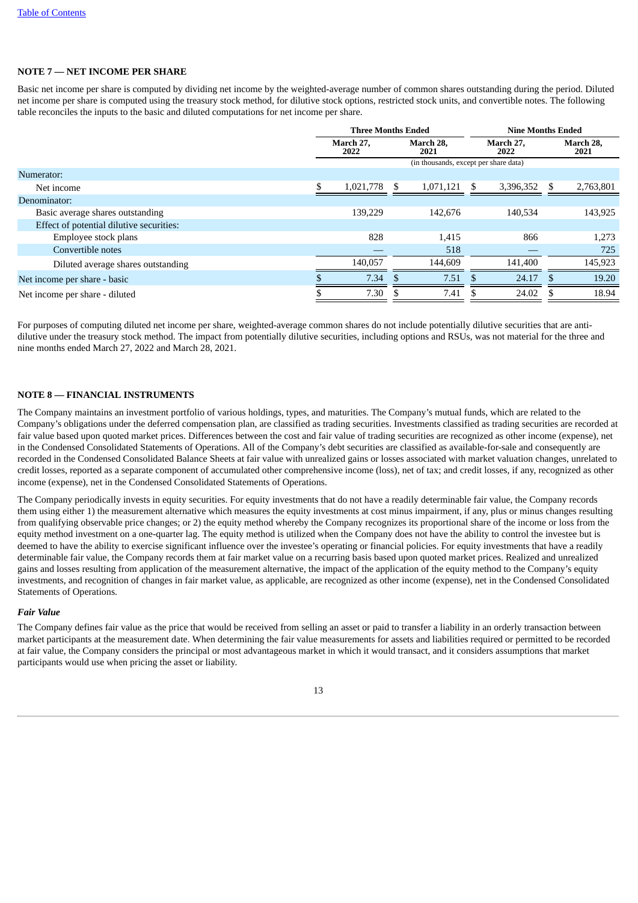## NOTE 7 — NET INCOME PER SHARE

Basic net income per share is computed by dividing net income by the weighted-average number of common shares outstanding during the period. Diluted net income per share is computed using the treasury stock method, for dilutive stock options, restricted stock units, and convertible notes. The following table reconciles the inputs to the basic and diluted computations for net income per share.

| | Three Months Ended | | Nine Months Ended | |
|---|---|---|---|---|
| | March 27, 2022 | March 28, 2021 | March 27, 2022 | March 28, 2021 |
| | (in thousands, except per share data) | | | |
| Numerator: | | | | |
| Net income | $ 1,021,778 | $ 1,071,121 | $ 3,396,352 | $ 2,763,801 |
| Denominator: | | | | |
| Basic average shares outstanding | 139,229 | 142,676 | 140,534 | 143,925 |
| Effect of potential dilutive securities: | | | | |
| Employee stock plans | 828 | 1,415 | 866 | 1,273 |
| Convertible notes | — | 518 | — | 725 |
| Diluted average shares outstanding | 140,057 | 144,609 | 141,400 | 145,923 |
| Net income per share - basic | $ 7.34 | $ 7.51 | $ 24.17 | $ 19.20 |
| Net income per share - diluted | $ 7.30 | $ 7.41 | $ 24.02 | $ 18.94 |

For purposes of computing diluted net income per share, weighted-average common shares do not include potentially dilutive securities that are anti-dilutive under the treasury stock method. The impact from potentially dilutive securities, including options and RSUs, was not material for the three and nine months ended March 27, 2022 and March 28, 2021.

## NOTE 8 — FINANCIAL INSTRUMENTS

The Company maintains an investment portfolio of various holdings, types, and maturities. The Company's mutual funds, which are related to the Company's obligations under the deferred compensation plan, are classified as trading securities. Investments classified as trading securities are recorded at fair value based upon quoted market prices. Differences between the cost and fair value of trading securities are recognized as other income (expense), net in the Condensed Consolidated Statements of Operations. All of the Company's debt securities are classified as available-for-sale and consequently are recorded in the Condensed Consolidated Balance Sheets at fair value with unrealized gains or losses associated with market valuation changes, unrelated to credit losses, reported as a separate component of accumulated other comprehensive income (loss), net of tax; and credit losses, if any, recognized as other income (expense), net in the Condensed Consolidated Statements of Operations.

The Company periodically invests in equity securities. For equity investments that do not have a readily determinable fair value, the Company records them using either 1) the measurement alternative which measures the equity investments at cost minus impairment, if any, plus or minus changes resulting from qualifying observable price changes; or 2) the equity method whereby the Company recognizes its proportional share of the income or loss from the equity method investment on a one-quarter lag. The equity method is utilized when the Company does not have the ability to control the investee but is deemed to have the ability to exercise significant influence over the investee's operating or financial policies. For equity investments that have a readily determinable fair value, the Company records them at fair market value on a recurring basis based upon quoted market prices. Realized and unrealized gains and losses resulting from application of the measurement alternative, the impact of the application of the equity method to the Company's equity investments, and recognition of changes in fair market value, as applicable, are recognized as other income (expense), net in the Condensed Consolidated Statements of Operations.

### *Fair Value*

The Company defines fair value as the price that would be received from selling an asset or paid to transfer a liability in an orderly transaction between market participants at the measurement date. When determining the fair value measurements for assets and liabilities required or permitted to be recorded at fair value, the Company considers the principal or most advantageous market in which it would transact, and it considers assumptions that market participants would use when pricing the asset or liability.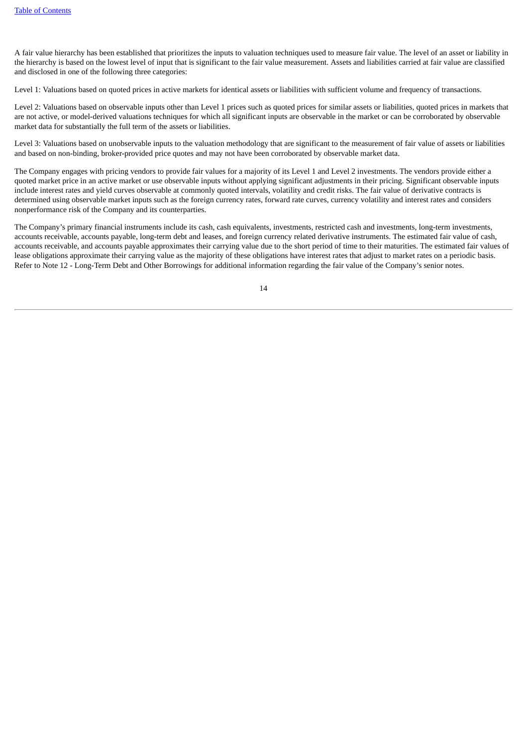A fair value hierarchy has been established that prioritizes the inputs to valuation techniques used to measure fair value. The level of an asset or liability in the hierarchy is based on the lowest level of input that is significant to the fair value measurement. Assets and liabilities carried at fair value are classified and disclosed in one of the following three categories:

Level 1: Valuations based on quoted prices in active markets for identical assets or liabilities with sufficient volume and frequency of transactions.

Level 2: Valuations based on observable inputs other than Level 1 prices such as quoted prices for similar assets or liabilities, quoted prices in markets that are not active, or model-derived valuations techniques for which all significant inputs are observable in the market or can be corroborated by observable market data for substantially the full term of the assets or liabilities.

Level 3: Valuations based on unobservable inputs to the valuation methodology that are significant to the measurement of fair value of assets or liabilities and based on non-binding, broker-provided price quotes and may not have been corroborated by observable market data.

The Company engages with pricing vendors to provide fair values for a majority of its Level 1 and Level 2 investments. The vendors provide either a quoted market price in an active market or use observable inputs without applying significant adjustments in their pricing. Significant observable inputs include interest rates and yield curves observable at commonly quoted intervals, volatility and credit risks. The fair value of derivative contracts is determined using observable market inputs such as the foreign currency rates, forward rate curves, currency volatility and interest rates and considers nonperformance risk of the Company and its counterparties.

The Company's primary financial instruments include its cash, cash equivalents, investments, restricted cash and investments, long-term investments, accounts receivable, accounts payable, long-term debt and leases, and foreign currency related derivative instruments. The estimated fair value of cash, accounts receivable, and accounts payable approximates their carrying value due to the short period of time to their maturities. The estimated fair values of lease obligations approximate their carrying value as the majority of these obligations have interest rates that adjust to market rates on a periodic basis. Refer to Note 12 - Long-Term Debt and Other Borrowings for additional information regarding the fair value of the Company's senior notes.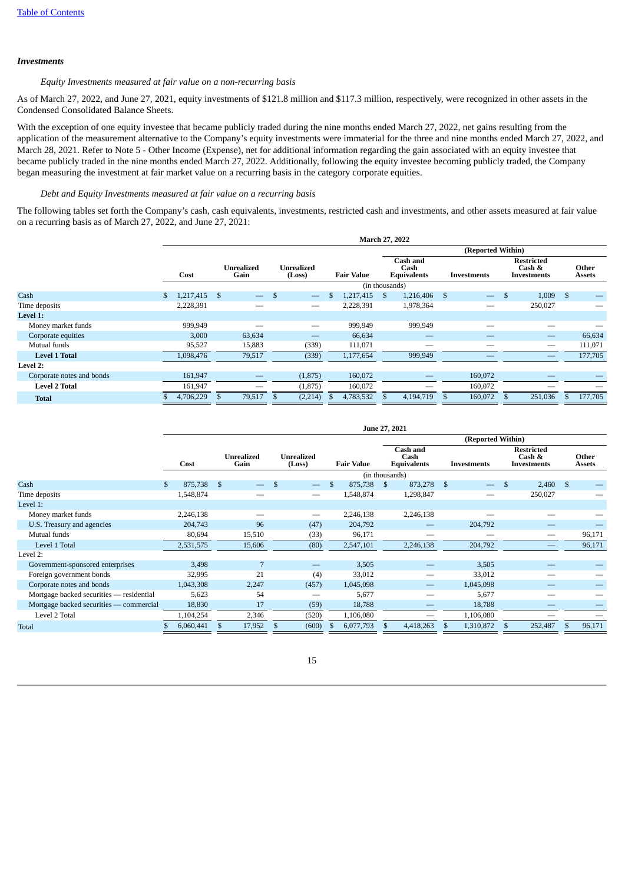### *Investments*

*Equity Investments measured at fair value on a non-recurring basis*

As of March 27, 2022, and June 27, 2021, equity investments of $121.8 million and $117.3 million, respectively, were recognized in other assets in the Condensed Consolidated Balance Sheets.

With the exception of one equity investee that became publicly traded during the nine months ended March 27, 2022, net gains resulting from the application of the measurement alternative to the Company's equity investments were immaterial for the three and nine months ended March 27, 2022, and March 28, 2021. Refer to Note 5 - Other Income (Expense), net for additional information regarding the gain associated with an equity investee that became publicly traded in the nine months ended March 27, 2022. Additionally, following the equity investee becoming publicly traded, the Company began measuring the investment at fair market value on a recurring basis in the category corporate equities.

*Debt and Equity Investments measured at fair value on a recurring basis*

The following tables set forth the Company's cash, cash equivalents, investments, restricted cash and investments, and other assets measured at fair value on a recurring basis as of March 27, 2022, and June 27, 2021:

| | March 27, 2022 | | | | | | | |
|---|---|---|---|---|---|---|---|---|
| | | | | | (Reported Within) | | | |
| | Cost | Unrealized Gain | Unrealized (Loss) | Fair Value | Cash and Cash Equivalents | Investments | Restricted Cash & Investments | Other Assets |
| | (in thousands) | | | | | | | |
| Cash | $ 1,217,415 | $ — | $ — | $ 1,217,415 | $ 1,216,406 | $ — | $ 1,009 | $ — |
| Time deposits | 2,228,391 | — | — | 2,228,391 | 1,978,364 | — | 250,027 | — |
| **Level 1:** | | | | | | | | |
| Money market funds | 999,949 | — | — | 999,949 | 999,949 | — | — | — |
| Corporate equities | 3,000 | 63,634 | — | 66,634 | — | — | — | 66,634 |
| Mutual funds | 95,527 | 15,883 | (339) | 111,071 | — | — | — | 111,071 |
| **Level 1 Total** | 1,098,476 | 79,517 | (339) | 1,177,654 | 999,949 | — | — | 177,705 |
| **Level 2:** | | | | | | | | |
| Corporate notes and bonds | 161,947 | — | (1,875) | 160,072 | — | 160,072 | — | — |
| **Level 2 Total** | 161,947 | — | (1,875) | 160,072 | — | 160,072 | — | — |
| **Total** | $ 4,706,229 | $ 79,517 | $ (2,214) | $ 4,783,532 | $ 4,194,719 | $ 160,072 | $ 251,036 | $ 177,705 |

| | June 27, 2021 | | | | | | | |
|---|---|---|---|---|---|---|---|---|
| | | | | | (Reported Within) | | | |
| | Cost | Unrealized Gain | Unrealized (Loss) | Fair Value | Cash and Cash Equivalents | Investments | Restricted Cash & Investments | Other Assets |
| | (in thousands) | | | | | | | |
| Cash | $ 875,738 | $ — | $ — | $ 875,738 | $ 873,278 | $ — | $ 2,460 | $ — |
| Time deposits | 1,548,874 | — | — | 1,548,874 | 1,298,847 | — | 250,027 | — |
| Level 1: | | | | | | | | |
| Money market funds | 2,246,138 | — | — | 2,246,138 | 2,246,138 | — | — | — |
| U.S. Treasury and agencies | 204,743 | 96 | (47) | 204,792 | — | 204,792 | — | — |
| Mutual funds | 80,694 | 15,510 | (33) | 96,171 | — | — | — | 96,171 |
| Level 1 Total | 2,531,575 | 15,606 | (80) | 2,547,101 | 2,246,138 | 204,792 | — | 96,171 |
| Level 2: | | | | | | | | |
| Government-sponsored enterprises | 3,498 | 7 | — | 3,505 | — | 3,505 | — | — |
| Foreign government bonds | 32,995 | 21 | (4) | 33,012 | — | 33,012 | — | — |
| Corporate notes and bonds | 1,043,308 | 2,247 | (457) | 1,045,098 | — | 1,045,098 | — | — |
| Mortgage backed securities — residential | 5,623 | 54 | — | 5,677 | — | 5,677 | — | — |
| Mortgage backed securities — commercial | 18,830 | 17 | (59) | 18,788 | — | 18,788 | — | — |
| Level 2 Total | 1,104,254 | 2,346 | (520) | 1,106,080 | — | 1,106,080 | — | — |
| Total | $ 6,060,441 | $ 17,952 | $ (600) | $ 6,077,793 | $ 4,418,263 | $ 1,310,872 | $ 252,487 | $ 96,171 |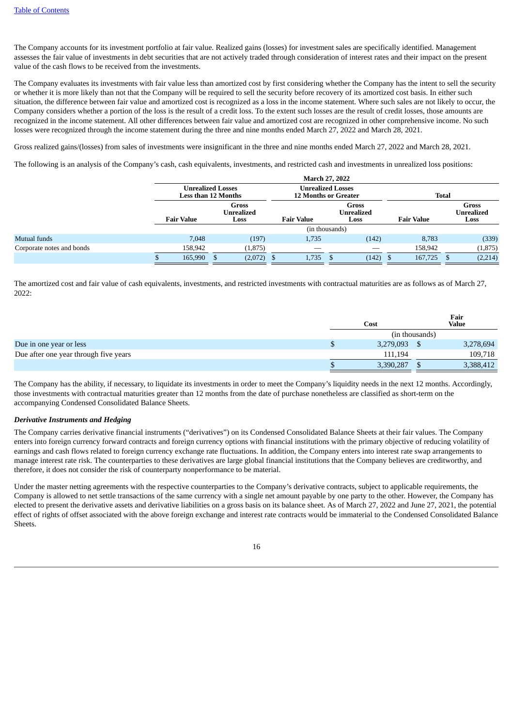The Company accounts for its investment portfolio at fair value. Realized gains (losses) for investment sales are specifically identified. Management assesses the fair value of investments in debt securities that are not actively traded through consideration of interest rates and their impact on the present value of the cash flows to be received from the investments.

The Company evaluates its investments with fair value less than amortized cost by first considering whether the Company has the intent to sell the security or whether it is more likely than not that the Company will be required to sell the security before recovery of its amortized cost basis. In either such situation, the difference between fair value and amortized cost is recognized as a loss in the income statement. Where such sales are not likely to occur, the Company considers whether a portion of the loss is the result of a credit loss. To the extent such losses are the result of credit losses, those amounts are recognized in the income statement. All other differences between fair value and amortized cost are recognized in other comprehensive income. No such losses were recognized through the income statement during the three and nine months ended March 27, 2022 and March 28, 2021.

Gross realized gains/(losses) from sales of investments were insignificant in the three and nine months ended March 27, 2022 and March 28, 2021.

The following is an analysis of the Company's cash, cash equivalents, investments, and restricted cash and investments in unrealized loss positions:

| | March 27, 2022 | | | | | |
|---|---|---|---|---|---|---|
| | Unrealized Losses Less than 12 Months | | Unrealized Losses 12 Months or Greater | | Total | |
| | Fair Value | Gross Unrealized Loss | Fair Value | Gross Unrealized Loss | Fair Value | Gross Unrealized Loss |
| | (in thousands) | | | | | |
| Mutual funds | 7,048 | (197) | 1,735 | (142) | 8,783 | (339) |
| Corporate notes and bonds | 158,942 | (1,875) | — | — | 158,942 | (1,875) |
| | $ 165,990 | $ (2,072) | $ 1,735 | $ (142) | $ 167,725 | $ (2,214) |

The amortized cost and fair value of cash equivalents, investments, and restricted investments with contractual maturities are as follows as of March 27, 2022:

| | Cost | Fair Value |
|---|---|---|
| | (in thousands) | |
| Due in one year or less | $ 3,279,093 | $ 3,278,694 |
| Due after one year through five years | 111,194 | 109,718 |
| | $ 3,390,287 | $ 3,388,412 |

The Company has the ability, if necessary, to liquidate its investments in order to meet the Company's liquidity needs in the next 12 months. Accordingly, those investments with contractual maturities greater than 12 months from the date of purchase nonetheless are classified as short-term on the accompanying Condensed Consolidated Balance Sheets.

***Derivative Instruments and Hedging***

The Company carries derivative financial instruments ("derivatives") on its Condensed Consolidated Balance Sheets at their fair values. The Company enters into foreign currency forward contracts and foreign currency options with financial institutions with the primary objective of reducing volatility of earnings and cash flows related to foreign currency exchange rate fluctuations. In addition, the Company enters into interest rate swap arrangements to manage interest rate risk. The counterparties to these derivatives are large global financial institutions that the Company believes are creditworthy, and therefore, it does not consider the risk of counterparty nonperformance to be material.

Under the master netting agreements with the respective counterparties to the Company's derivative contracts, subject to applicable requirements, the Company is allowed to net settle transactions of the same currency with a single net amount payable by one party to the other. However, the Company has elected to present the derivative assets and derivative liabilities on a gross basis on its balance sheet. As of March 27, 2022 and June 27, 2021, the potential effect of rights of offset associated with the above foreign exchange and interest rate contracts would be immaterial to the Condensed Consolidated Balance Sheets.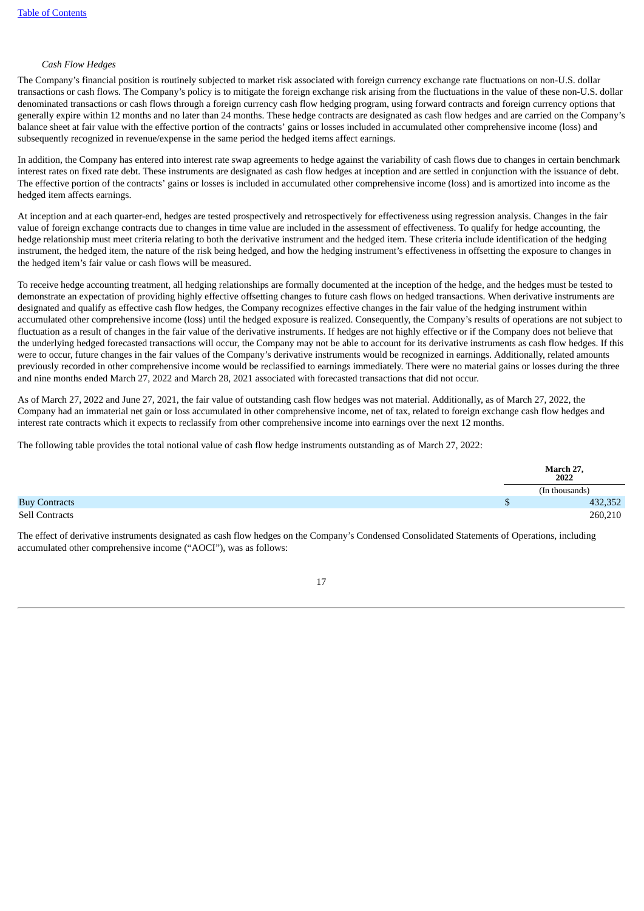*Cash Flow Hedges*

The Company's financial position is routinely subjected to market risk associated with foreign currency exchange rate fluctuations on non-U.S. dollar transactions or cash flows. The Company's policy is to mitigate the foreign exchange risk arising from the fluctuations in the value of these non-U.S. dollar denominated transactions or cash flows through a foreign currency cash flow hedging program, using forward contracts and foreign currency options that generally expire within 12 months and no later than 24 months. These hedge contracts are designated as cash flow hedges and are carried on the Company's balance sheet at fair value with the effective portion of the contracts' gains or losses included in accumulated other comprehensive income (loss) and subsequently recognized in revenue/expense in the same period the hedged items affect earnings.

In addition, the Company has entered into interest rate swap agreements to hedge against the variability of cash flows due to changes in certain benchmark interest rates on fixed rate debt. These instruments are designated as cash flow hedges at inception and are settled in conjunction with the issuance of debt. The effective portion of the contracts' gains or losses is included in accumulated other comprehensive income (loss) and is amortized into income as the hedged item affects earnings.

At inception and at each quarter-end, hedges are tested prospectively and retrospectively for effectiveness using regression analysis. Changes in the fair value of foreign exchange contracts due to changes in time value are included in the assessment of effectiveness. To qualify for hedge accounting, the hedge relationship must meet criteria relating to both the derivative instrument and the hedged item. These criteria include identification of the hedging instrument, the hedged item, the nature of the risk being hedged, and how the hedging instrument's effectiveness in offsetting the exposure to changes in the hedged item's fair value or cash flows will be measured.

To receive hedge accounting treatment, all hedging relationships are formally documented at the inception of the hedge, and the hedges must be tested to demonstrate an expectation of providing highly effective offsetting changes to future cash flows on hedged transactions. When derivative instruments are designated and qualify as effective cash flow hedges, the Company recognizes effective changes in the fair value of the hedging instrument within accumulated other comprehensive income (loss) until the hedged exposure is realized. Consequently, the Company's results of operations are not subject to fluctuation as a result of changes in the fair value of the derivative instruments. If hedges are not highly effective or if the Company does not believe that the underlying hedged forecasted transactions will occur, the Company may not be able to account for its derivative instruments as cash flow hedges. If this were to occur, future changes in the fair values of the Company's derivative instruments would be recognized in earnings. Additionally, related amounts previously recorded in other comprehensive income would be reclassified to earnings immediately. There were no material gains or losses during the three and nine months ended March 27, 2022 and March 28, 2021 associated with forecasted transactions that did not occur.

As of March 27, 2022 and June 27, 2021, the fair value of outstanding cash flow hedges was not material. Additionally, as of March 27, 2022, the Company had an immaterial net gain or loss accumulated in other comprehensive income, net of tax, related to foreign exchange cash flow hedges and interest rate contracts which it expects to reclassify from other comprehensive income into earnings over the next 12 months.

The following table provides the total notional value of cash flow hedge instruments outstanding as of March 27, 2022:

| | March 27, 2022 |
|---|---|
| | (In thousands) |
| Buy Contracts | $ 432,352 |
| Sell Contracts | 260,210 |

The effect of derivative instruments designated as cash flow hedges on the Company's Condensed Consolidated Statements of Operations, including accumulated other comprehensive income ("AOCI"), was as follows: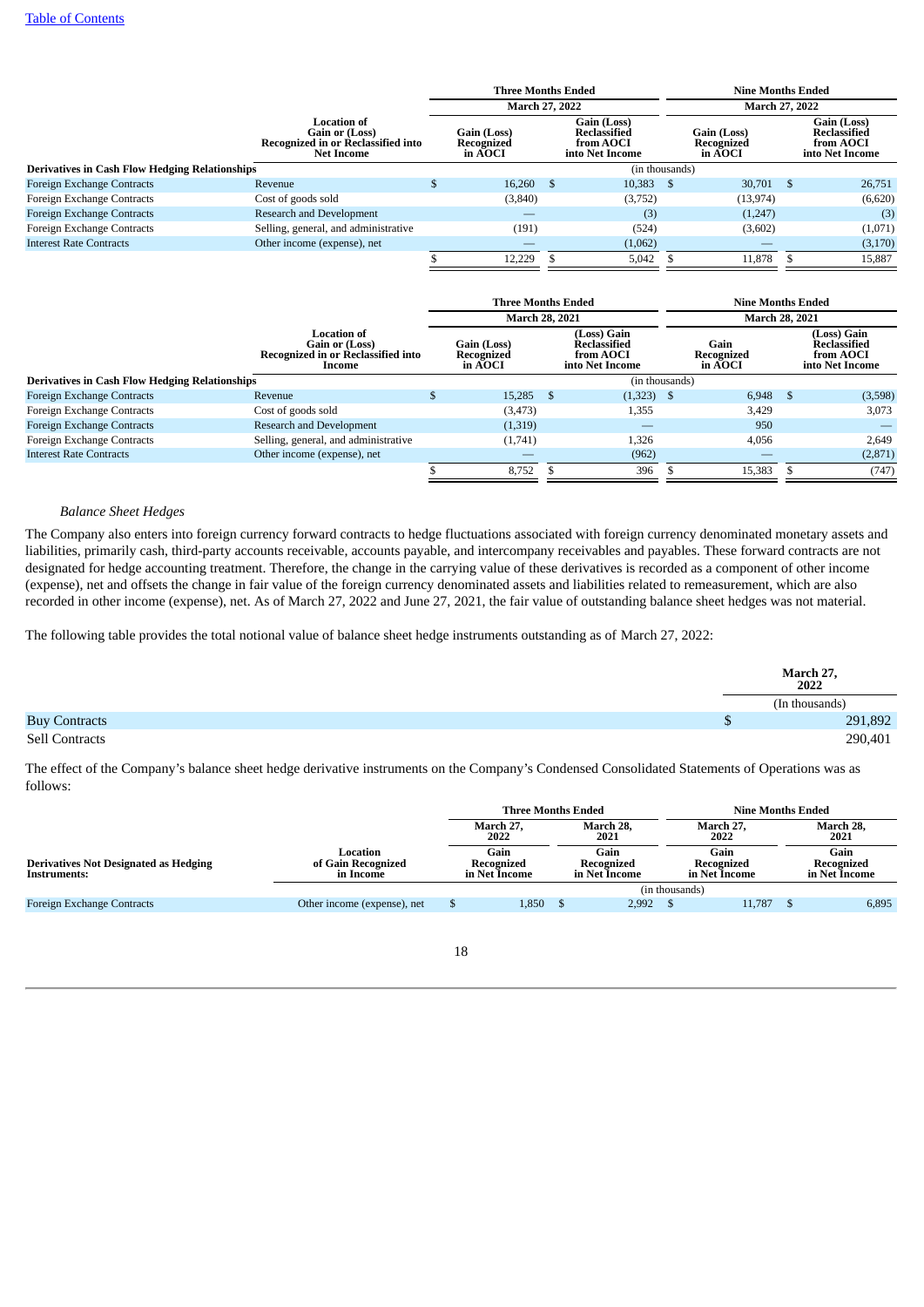| Derivatives in Cash Flow Hedging Relationships | Location of Gain or (Loss) Recognized in or Reclassified into Net Income | Three Months Ended March 27, 2022 Gain (Loss) Recognized in AOCI | Three Months Ended March 27, 2022 Gain (Loss) Reclassified from AOCI into Net Income | Nine Months Ended March 27, 2022 Gain (Loss) Recognized in AOCI | Nine Months Ended March 27, 2022 Gain (Loss) Reclassified from AOCI into Net Income |
|---|---|---|---|---|---|
| | | (in thousands) | | | |
| Foreign Exchange Contracts | Revenue | $ 16,260 | $ 10,383 | $ 30,701 | $ 26,751 |
| Foreign Exchange Contracts | Cost of goods sold | (3,840) | (3,752) | (13,974) | (6,620) |
| Foreign Exchange Contracts | Research and Development | — | (3) | (1,247) | (3) |
| Foreign Exchange Contracts | Selling, general, and administrative | (191) | (524) | (3,602) | (1,071) |
| Interest Rate Contracts | Other income (expense), net | — | (1,062) | — | (3,170) |
| | | $ 12,229 | $ 5,042 | $ 11,878 | $ 15,887 |

| Derivatives in Cash Flow Hedging Relationships | Location of Gain or (Loss) Recognized in or Reclassified into Income | Three Months Ended March 28, 2021 Gain (Loss) Recognized in AOCI | Three Months Ended March 28, 2021 (Loss) Gain Reclassified from AOCI into Net Income | Nine Months Ended March 28, 2021 Gain Recognized in AOCI | Nine Months Ended March 28, 2021 (Loss) Gain Reclassified from AOCI into Net Income |
|---|---|---|---|---|---|
| | | (in thousands) | | | |
| Foreign Exchange Contracts | Revenue | $ 15,285 | $ (1,323) | $ 6,948 | $ (3,598) |
| Foreign Exchange Contracts | Cost of goods sold | (3,473) | 1,355 | 3,429 | 3,073 |
| Foreign Exchange Contracts | Research and Development | (1,319) | — | 950 | — |
| Foreign Exchange Contracts | Selling, general, and administrative | (1,741) | 1,326 | 4,056 | 2,649 |
| Interest Rate Contracts | Other income (expense), net | — | (962) | — | (2,871) |
| | | $ 8,752 | $ 396 | $ 15,383 | $ (747) |

*Balance Sheet Hedges*

The Company also enters into foreign currency forward contracts to hedge fluctuations associated with foreign currency denominated monetary assets and liabilities, primarily cash, third-party accounts receivable, accounts payable, and intercompany receivables and payables. These forward contracts are not designated for hedge accounting treatment. Therefore, the change in the carrying value of these derivatives is recorded as a component of other income (expense), net and offsets the change in fair value of the foreign currency denominated assets and liabilities related to remeasurement, which are also recorded in other income (expense), net. As of March 27, 2022 and June 27, 2021, the fair value of outstanding balance sheet hedges was not material.

The following table provides the total notional value of balance sheet hedge instruments outstanding as of March 27, 2022:

| | March 27, 2022 |
|---|---|
| | (In thousands) |
| Buy Contracts | $ 291,892 |
| Sell Contracts | 290,401 |

The effect of the Company's balance sheet hedge derivative instruments on the Company's Condensed Consolidated Statements of Operations was as follows:

| Derivatives Not Designated as Hedging Instruments: | Location of Gain Recognized in Income | Three Months Ended March 27, 2022 Gain Recognized in Net Income | Three Months Ended March 28, 2021 Gain Recognized in Net Income | Nine Months Ended March 27, 2022 Gain Recognized in Net Income | Nine Months Ended March 28, 2021 Gain Recognized in Net Income |
|---|---|---|---|---|---|
| | | (in thousands) | | | |
| Foreign Exchange Contracts | Other income (expense), net | $ 1,850 | $ 2,992 | $ 11,787 | $ 6,895 |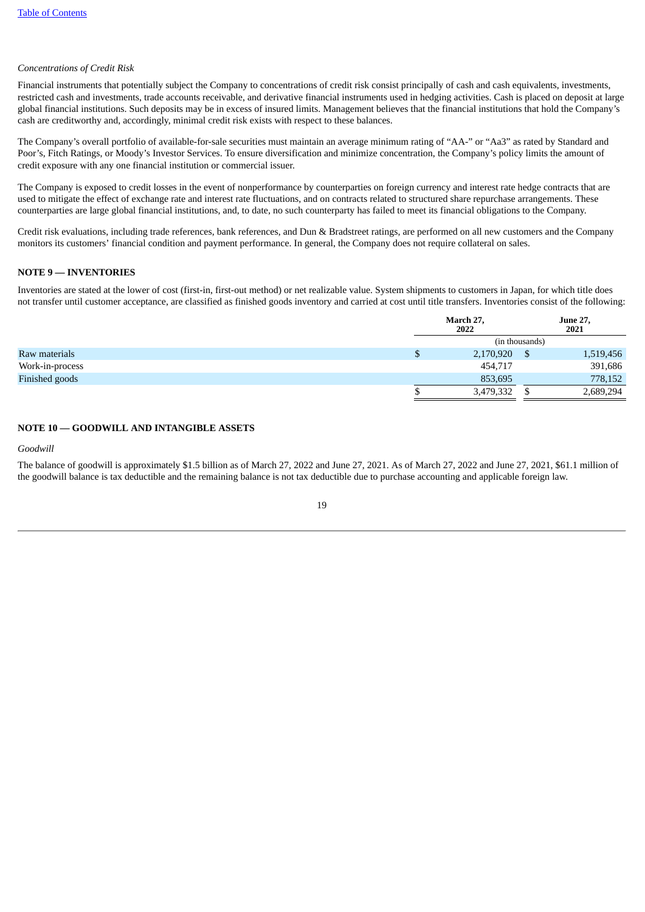*Concentrations of Credit Risk*

Financial instruments that potentially subject the Company to concentrations of credit risk consist principally of cash and cash equivalents, investments, restricted cash and investments, trade accounts receivable, and derivative financial instruments used in hedging activities. Cash is placed on deposit at large global financial institutions. Such deposits may be in excess of insured limits. Management believes that the financial institutions that hold the Company's cash are creditworthy and, accordingly, minimal credit risk exists with respect to these balances.

The Company's overall portfolio of available-for-sale securities must maintain an average minimum rating of "AA-" or "Aa3" as rated by Standard and Poor's, Fitch Ratings, or Moody's Investor Services. To ensure diversification and minimize concentration, the Company's policy limits the amount of credit exposure with any one financial institution or commercial issuer.

The Company is exposed to credit losses in the event of nonperformance by counterparties on foreign currency and interest rate hedge contracts that are used to mitigate the effect of exchange rate and interest rate fluctuations, and on contracts related to structured share repurchase arrangements. These counterparties are large global financial institutions, and, to date, no such counterparty has failed to meet its financial obligations to the Company.

Credit risk evaluations, including trade references, bank references, and Dun & Bradstreet ratings, are performed on all new customers and the Company monitors its customers' financial condition and payment performance. In general, the Company does not require collateral on sales.

## NOTE 9 — INVENTORIES

Inventories are stated at the lower of cost (first-in, first-out method) or net realizable value. System shipments to customers in Japan, for which title does not transfer until customer acceptance, are classified as finished goods inventory and carried at cost until title transfers. Inventories consist of the following:

| | March 27, 2022 | June 27, 2021 |
|---|---|---|
| | (in thousands) | |
| Raw materials | $ 2,170,920 | $ 1,519,456 |
| Work-in-process | 454,717 | 391,686 |
| Finished goods | 853,695 | 778,152 |
| | $ 3,479,332 | $ 2,689,294 |

## NOTE 10 — GOODWILL AND INTANGIBLE ASSETS

*Goodwill*

The balance of goodwill is approximately $1.5 billion as of March 27, 2022 and June 27, 2021. As of March 27, 2022 and June 27, 2021, $61.1 million of the goodwill balance is tax deductible and the remaining balance is not tax deductible due to purchase accounting and applicable foreign law.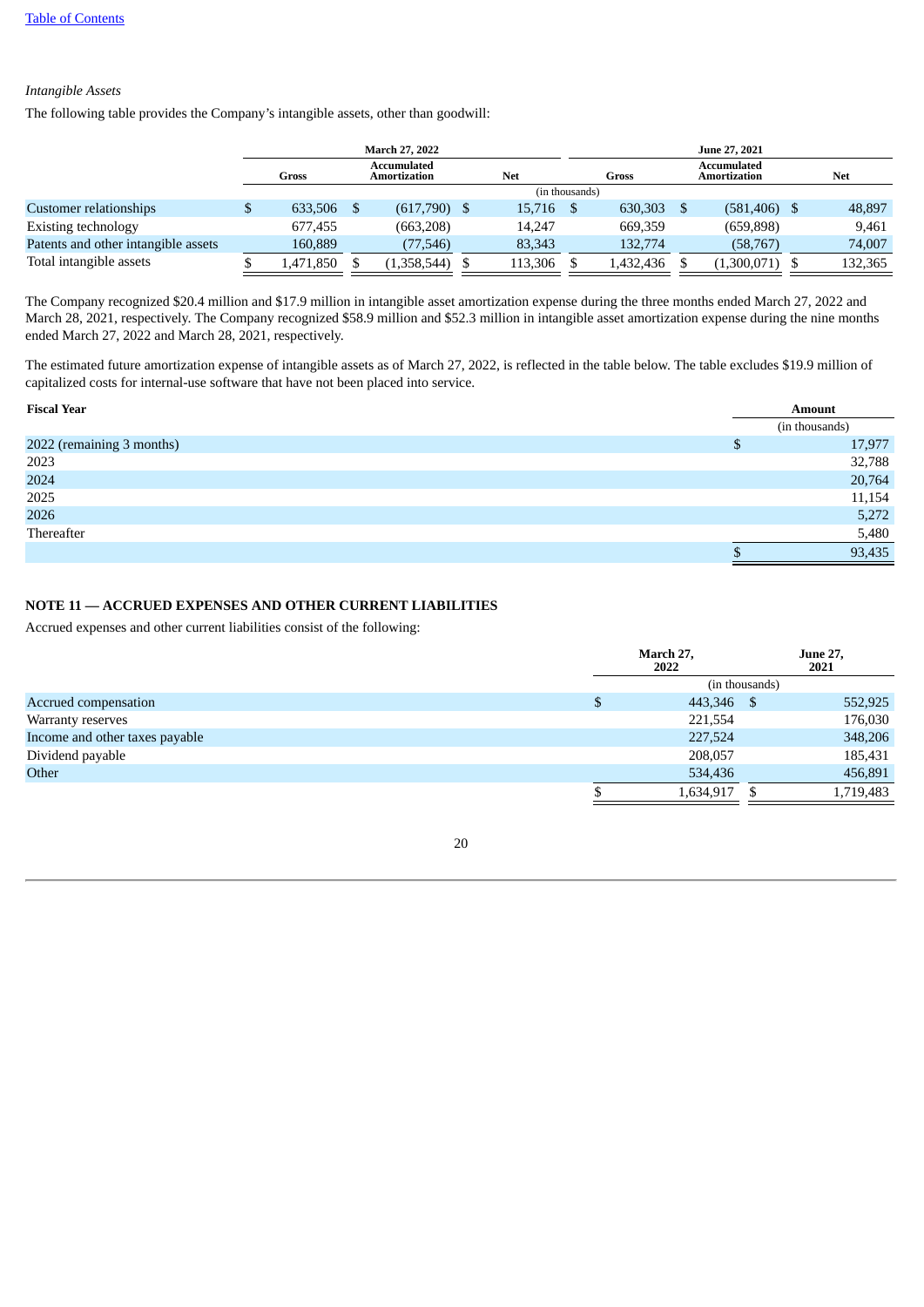*Intangible Assets*

The following table provides the Company's intangible assets, other than goodwill:

| | March 27, 2022 | | | June 27, 2021 | | |
|---|---|---|---|---|---|---|
| | Gross | Accumulated Amortization | Net | Gross | Accumulated Amortization | Net |
| | (in thousands) | | | | | |
| Customer relationships | $ 633,506 | $ (617,790) | $ 15,716 | $ 630,303 | $ (581,406) | $ 48,897 |
| Existing technology | 677,455 | (663,208) | 14,247 | 669,359 | (659,898) | 9,461 |
| Patents and other intangible assets | 160,889 | (77,546) | 83,343 | 132,774 | (58,767) | 74,007 |
| Total intangible assets | $ 1,471,850 | $ (1,358,544) | $ 113,306 | $ 1,432,436 | $ (1,300,071) | $ 132,365 |

The Company recognized $20.4 million and $17.9 million in intangible asset amortization expense during the three months ended March 27, 2022 and March 28, 2021, respectively. The Company recognized $58.9 million and $52.3 million in intangible asset amortization expense during the nine months ended March 27, 2022 and March 28, 2021, respectively.

The estimated future amortization expense of intangible assets as of March 27, 2022, is reflected in the table below. The table excludes $19.9 million of capitalized costs for internal-use software that have not been placed into service.

| Fiscal Year | Amount |
|---|---|
| | (in thousands) |
| 2022 (remaining 3 months) | $ 17,977 |
| 2023 | 32,788 |
| 2024 | 20,764 |
| 2025 | 11,154 |
| 2026 | 5,272 |
| Thereafter | 5,480 |
| | $ 93,435 |

## NOTE 11 — ACCRUED EXPENSES AND OTHER CURRENT LIABILITIES

Accrued expenses and other current liabilities consist of the following:

| | March 27, 2022 | June 27, 2021 |
|---|---|---|
| | (in thousands) | |
| Accrued compensation | $ 443,346 | $ 552,925 |
| Warranty reserves | 221,554 | 176,030 |
| Income and other taxes payable | 227,524 | 348,206 |
| Dividend payable | 208,057 | 185,431 |
| Other | 534,436 | 456,891 |
| | $ 1,634,917 | $ 1,719,483 |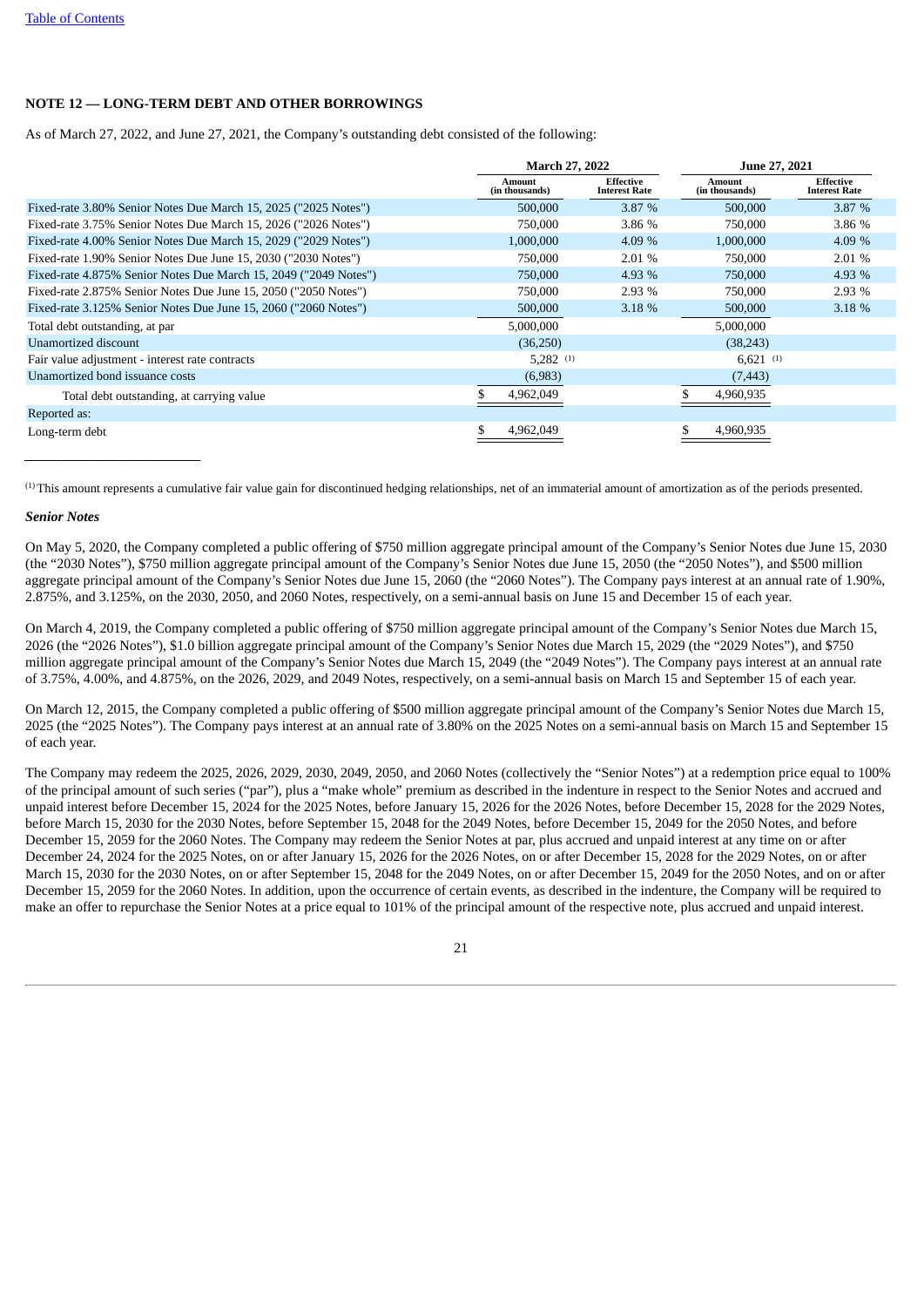## NOTE 12 — LONG-TERM DEBT AND OTHER BORROWINGS

As of March 27, 2022, and June 27, 2021, the Company's outstanding debt consisted of the following:

| | March 27, 2022 | | June 27, 2021 | |
|---|---|---|---|---|
| | Amount (in thousands) | Effective Interest Rate | Amount (in thousands) | Effective Interest Rate |
| Fixed-rate 3.80% Senior Notes Due March 15, 2025 ("2025 Notes") | 500,000 | 3.87 % | 500,000 | 3.87 % |
| Fixed-rate 3.75% Senior Notes Due March 15, 2026 ("2026 Notes") | 750,000 | 3.86 % | 750,000 | 3.86 % |
| Fixed-rate 4.00% Senior Notes Due March 15, 2029 ("2029 Notes") | 1,000,000 | 4.09 % | 1,000,000 | 4.09 % |
| Fixed-rate 1.90% Senior Notes Due June 15, 2030 ("2030 Notes") | 750,000 | 2.01 % | 750,000 | 2.01 % |
| Fixed-rate 4.875% Senior Notes Due March 15, 2049 ("2049 Notes") | 750,000 | 4.93 % | 750,000 | 4.93 % |
| Fixed-rate 2.875% Senior Notes Due June 15, 2050 ("2050 Notes") | 750,000 | 2.93 % | 750,000 | 2.93 % |
| Fixed-rate 3.125% Senior Notes Due June 15, 2060 ("2060 Notes") | 500,000 | 3.18 % | 500,000 | 3.18 % |
| Total debt outstanding, at par | 5,000,000 | | 5,000,000 | |
| Unamortized discount | (36,250) | | (38,243) | |
| Fair value adjustment - interest rate contracts | 5,282 (1) | | 6,621 (1) | |
| Unamortized bond issuance costs | (6,983) | | (7,443) | |
| Total debt outstanding, at carrying value | $ 4,962,049 | | $ 4,960,935 | |
| Reported as: | | | | |
| Long-term debt | $ 4,962,049 | | $ 4,960,935 | |

(1) This amount represents a cumulative fair value gain for discontinued hedging relationships, net of an immaterial amount of amortization as of the periods presented.

### *Senior Notes*

On May 5, 2020, the Company completed a public offering of $750 million aggregate principal amount of the Company's Senior Notes due June 15, 2030 (the "2030 Notes"), $750 million aggregate principal amount of the Company's Senior Notes due June 15, 2050 (the "2050 Notes"), and $500 million aggregate principal amount of the Company's Senior Notes due June 15, 2060 (the "2060 Notes"). The Company pays interest at an annual rate of 1.90%, 2.875%, and 3.125%, on the 2030, 2050, and 2060 Notes, respectively, on a semi-annual basis on June 15 and December 15 of each year.

On March 4, 2019, the Company completed a public offering of $750 million aggregate principal amount of the Company's Senior Notes due March 15, 2026 (the "2026 Notes"), $1.0 billion aggregate principal amount of the Company's Senior Notes due March 15, 2029 (the "2029 Notes"), and $750 million aggregate principal amount of the Company's Senior Notes due March 15, 2049 (the "2049 Notes"). The Company pays interest at an annual rate of 3.75%, 4.00%, and 4.875%, on the 2026, 2029, and 2049 Notes, respectively, on a semi-annual basis on March 15 and September 15 of each year.

On March 12, 2015, the Company completed a public offering of $500 million aggregate principal amount of the Company's Senior Notes due March 15, 2025 (the "2025 Notes"). The Company pays interest at an annual rate of 3.80% on the 2025 Notes on a semi-annual basis on March 15 and September 15 of each year.

The Company may redeem the 2025, 2026, 2029, 2030, 2049, 2050, and 2060 Notes (collectively the "Senior Notes") at a redemption price equal to 100% of the principal amount of such series ("par"), plus a "make whole" premium as described in the indenture in respect to the Senior Notes and accrued and unpaid interest before December 15, 2024 for the 2025 Notes, before January 15, 2026 for the 2026 Notes, before December 15, 2028 for the 2029 Notes, before March 15, 2030 for the 2030 Notes, before September 15, 2048 for the 2049 Notes, before December 15, 2049 for the 2050 Notes, and before December 15, 2059 for the 2060 Notes. The Company may redeem the Senior Notes at par, plus accrued and unpaid interest at any time on or after December 24, 2024 for the 2025 Notes, on or after January 15, 2026 for the 2026 Notes, on or after December 15, 2028 for the 2029 Notes, on or after March 15, 2030 for the 2030 Notes, on or after September 15, 2048 for the 2049 Notes, on or after December 15, 2049 for the 2050 Notes, and on or after December 15, 2059 for the 2060 Notes. In addition, upon the occurrence of certain events, as described in the indenture, the Company will be required to make an offer to repurchase the Senior Notes at a price equal to 101% of the principal amount of the respective note, plus accrued and unpaid interest.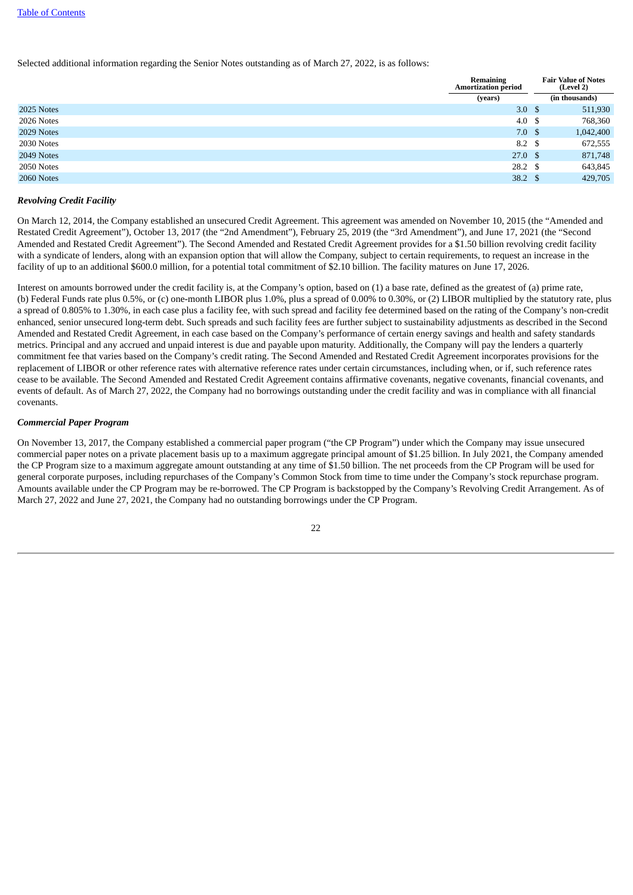Selected additional information regarding the Senior Notes outstanding as of March 27, 2022, is as follows:

| | Remaining Amortization period | Fair Value of Notes (Level 2) |
|---|---|---|
| | (years) | (in thousands) |
| 2025 Notes | 3.0 | $ 511,930 |
| 2026 Notes | 4.0 | $ 768,360 |
| 2029 Notes | 7.0 | $ 1,042,400 |
| 2030 Notes | 8.2 | $ 672,555 |
| 2049 Notes | 27.0 | $ 871,748 |
| 2050 Notes | 28.2 | $ 643,845 |
| 2060 Notes | 38.2 | $ 429,705 |

***Revolving Credit Facility***

On March 12, 2014, the Company established an unsecured Credit Agreement. This agreement was amended on November 10, 2015 (the "Amended and Restated Credit Agreement"), October 13, 2017 (the "2nd Amendment"), February 25, 2019 (the "3rd Amendment"), and June 17, 2021 (the "Second Amended and Restated Credit Agreement"). The Second Amended and Restated Credit Agreement provides for a $1.50 billion revolving credit facility with a syndicate of lenders, along with an expansion option that will allow the Company, subject to certain requirements, to request an increase in the facility of up to an additional $600.0 million, for a potential total commitment of $2.10 billion. The facility matures on June 17, 2026.

Interest on amounts borrowed under the credit facility is, at the Company's option, based on (1) a base rate, defined as the greatest of (a) prime rate, (b) Federal Funds rate plus 0.5%, or (c) one-month LIBOR plus 1.0%, plus a spread of 0.00% to 0.30%, or (2) LIBOR multiplied by the statutory rate, plus a spread of 0.805% to 1.30%, in each case plus a facility fee, with such spread and facility fee determined based on the rating of the Company's non-credit enhanced, senior unsecured long-term debt. Such spreads and such facility fees are further subject to sustainability adjustments as described in the Second Amended and Restated Credit Agreement, in each case based on the Company's performance of certain energy savings and health and safety standards metrics. Principal and any accrued and unpaid interest is due and payable upon maturity. Additionally, the Company will pay the lenders a quarterly commitment fee that varies based on the Company's credit rating. The Second Amended and Restated Credit Agreement incorporates provisions for the replacement of LIBOR or other reference rates with alternative reference rates under certain circumstances, including when, or if, such reference rates cease to be available. The Second Amended and Restated Credit Agreement contains affirmative covenants, negative covenants, financial covenants, and events of default. As of March 27, 2022, the Company had no borrowings outstanding under the credit facility and was in compliance with all financial covenants.

***Commercial Paper Program***

On November 13, 2017, the Company established a commercial paper program ("the CP Program") under which the Company may issue unsecured commercial paper notes on a private placement basis up to a maximum aggregate principal amount of $1.25 billion. In July 2021, the Company amended the CP Program size to a maximum aggregate amount outstanding at any time of $1.50 billion. The net proceeds from the CP Program will be used for general corporate purposes, including repurchases of the Company's Common Stock from time to time under the Company's stock repurchase program. Amounts available under the CP Program may be re-borrowed. The CP Program is backstopped by the Company's Revolving Credit Arrangement. As of March 27, 2022 and June 27, 2021, the Company had no outstanding borrowings under the CP Program.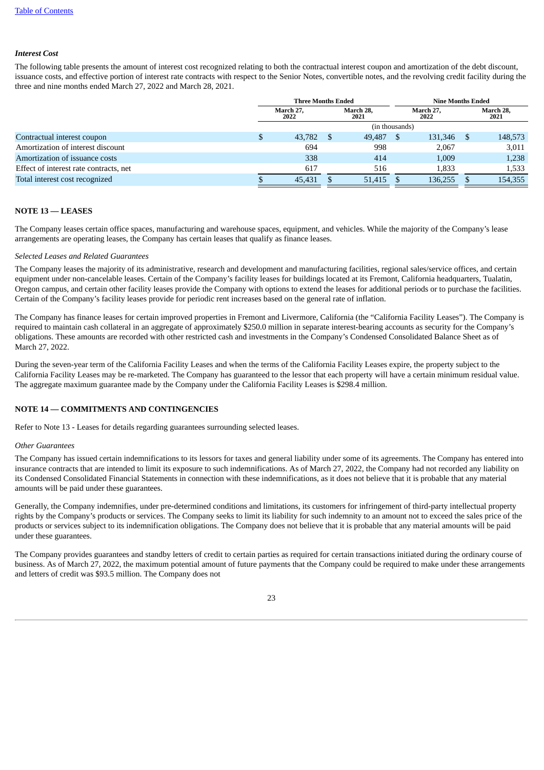*Table of Contents*

### *Interest Cost*

The following table presents the amount of interest cost recognized relating to both the contractual interest coupon and amortization of the debt discount, issuance costs, and effective portion of interest rate contracts with respect to the Senior Notes, convertible notes, and the revolving credit facility during the three and nine months ended March 27, 2022 and March 28, 2021.

| | Three Months Ended | | Nine Months Ended | |
|---|---|---|---|---|
| | March 27, 2022 | March 28, 2021 | March 27, 2022 | March 28, 2021 |
| | (in thousands) | | | |
| Contractual interest coupon | $ 43,782 | $ 49,487 | $ 131,346 | $ 148,573 |
| Amortization of interest discount | 694 | 998 | 2,067 | 3,011 |
| Amortization of issuance costs | 338 | 414 | 1,009 | 1,238 |
| Effect of interest rate contracts, net | 617 | 516 | 1,833 | 1,533 |
| Total interest cost recognized | $ 45,431 | $ 51,415 | $ 136,255 | $ 154,355 |

## NOTE 13 — LEASES

The Company leases certain office spaces, manufacturing and warehouse spaces, equipment, and vehicles. While the majority of the Company's lease arrangements are operating leases, the Company has certain leases that qualify as finance leases.

*Selected Leases and Related Guarantees*

The Company leases the majority of its administrative, research and development and manufacturing facilities, regional sales/service offices, and certain equipment under non-cancelable leases. Certain of the Company's facility leases for buildings located at its Fremont, California headquarters, Tualatin, Oregon campus, and certain other facility leases provide the Company with options to extend the leases for additional periods or to purchase the facilities. Certain of the Company's facility leases provide for periodic rent increases based on the general rate of inflation.

The Company has finance leases for certain improved properties in Fremont and Livermore, California (the "California Facility Leases"). The Company is required to maintain cash collateral in an aggregate of approximately $250.0 million in separate interest-bearing accounts as security for the Company's obligations. These amounts are recorded with other restricted cash and investments in the Company's Condensed Consolidated Balance Sheet as of March 27, 2022.

During the seven-year term of the California Facility Leases and when the terms of the California Facility Leases expire, the property subject to the California Facility Leases may be re-marketed. The Company has guaranteed to the lessor that each property will have a certain minimum residual value. The aggregate maximum guarantee made by the Company under the California Facility Leases is $298.4 million.

## NOTE 14 — COMMITMENTS AND CONTINGENCIES

Refer to Note 13 - Leases for details regarding guarantees surrounding selected leases.

*Other Guarantees*

The Company has issued certain indemnifications to its lessors for taxes and general liability under some of its agreements. The Company has entered into insurance contracts that are intended to limit its exposure to such indemnifications. As of March 27, 2022, the Company had not recorded any liability on its Condensed Consolidated Financial Statements in connection with these indemnifications, as it does not believe that it is probable that any material amounts will be paid under these guarantees.

Generally, the Company indemnifies, under pre-determined conditions and limitations, its customers for infringement of third-party intellectual property rights by the Company's products or services. The Company seeks to limit its liability for such indemnity to an amount not to exceed the sales price of the products or services subject to its indemnification obligations. The Company does not believe that it is probable that any material amounts will be paid under these guarantees.

The Company provides guarantees and standby letters of credit to certain parties as required for certain transactions initiated during the ordinary course of business. As of March 27, 2022, the maximum potential amount of future payments that the Company could be required to make under these arrangements and letters of credit was $93.5 million. The Company does not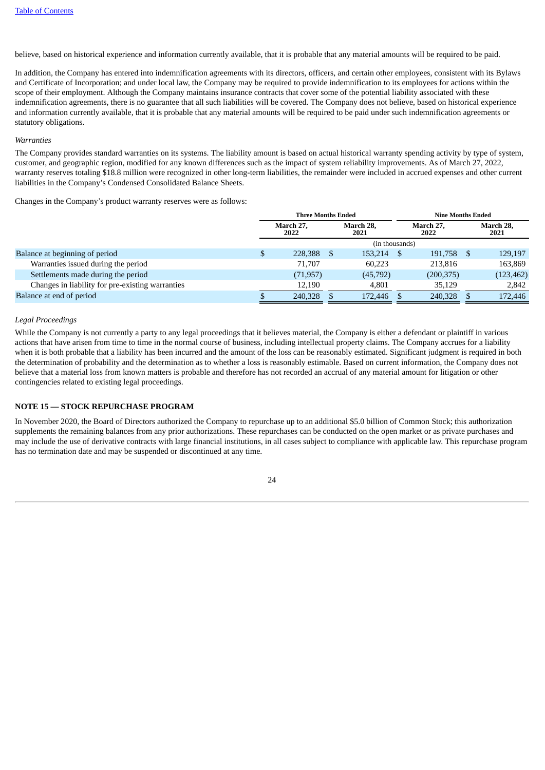believe, based on historical experience and information currently available, that it is probable that any material amounts will be required to be paid.

In addition, the Company has entered into indemnification agreements with its directors, officers, and certain other employees, consistent with its Bylaws and Certificate of Incorporation; and under local law, the Company may be required to provide indemnification to its employees for actions within the scope of their employment. Although the Company maintains insurance contracts that cover some of the potential liability associated with these indemnification agreements, there is no guarantee that all such liabilities will be covered. The Company does not believe, based on historical experience and information currently available, that it is probable that any material amounts will be required to be paid under such indemnification agreements or statutory obligations.

*Warranties*

The Company provides standard warranties on its systems. The liability amount is based on actual historical warranty spending activity by type of system, customer, and geographic region, modified for any known differences such as the impact of system reliability improvements. As of March 27, 2022, warranty reserves totaling $18.8 million were recognized in other long-term liabilities, the remainder were included in accrued expenses and other current liabilities in the Company's Condensed Consolidated Balance Sheets.

Changes in the Company's product warranty reserves were as follows:

| | Three Months Ended | | Nine Months Ended | |
|---|---|---|---|---|
| | March 27, 2022 | March 28, 2021 | March 27, 2022 | March 28, 2021 |
| | (in thousands) | | | |
| Balance at beginning of period | $ 228,388 | $ 153,214 | $ 191,758 | $ 129,197 |
| Warranties issued during the period | 71,707 | 60,223 | 213,816 | 163,869 |
| Settlements made during the period | (71,957) | (45,792) | (200,375) | (123,462) |
| Changes in liability for pre-existing warranties | 12,190 | 4,801 | 35,129 | 2,842 |
| Balance at end of period | $ 240,328 | $ 172,446 | $ 240,328 | $ 172,446 |

*Legal Proceedings*

While the Company is not currently a party to any legal proceedings that it believes material, the Company is either a defendant or plaintiff in various actions that have arisen from time to time in the normal course of business, including intellectual property claims. The Company accrues for a liability when it is both probable that a liability has been incurred and the amount of the loss can be reasonably estimated. Significant judgment is required in both the determination of probability and the determination as to whether a loss is reasonably estimable. Based on current information, the Company does not believe that a material loss from known matters is probable and therefore has not recorded an accrual of any material amount for litigation or other contingencies related to existing legal proceedings.

## NOTE 15 — STOCK REPURCHASE PROGRAM

In November 2020, the Board of Directors authorized the Company to repurchase up to an additional $5.0 billion of Common Stock; this authorization supplements the remaining balances from any prior authorizations. These repurchases can be conducted on the open market or as private purchases and may include the use of derivative contracts with large financial institutions, in all cases subject to compliance with applicable law. This repurchase program has no termination date and may be suspended or discontinued at any time.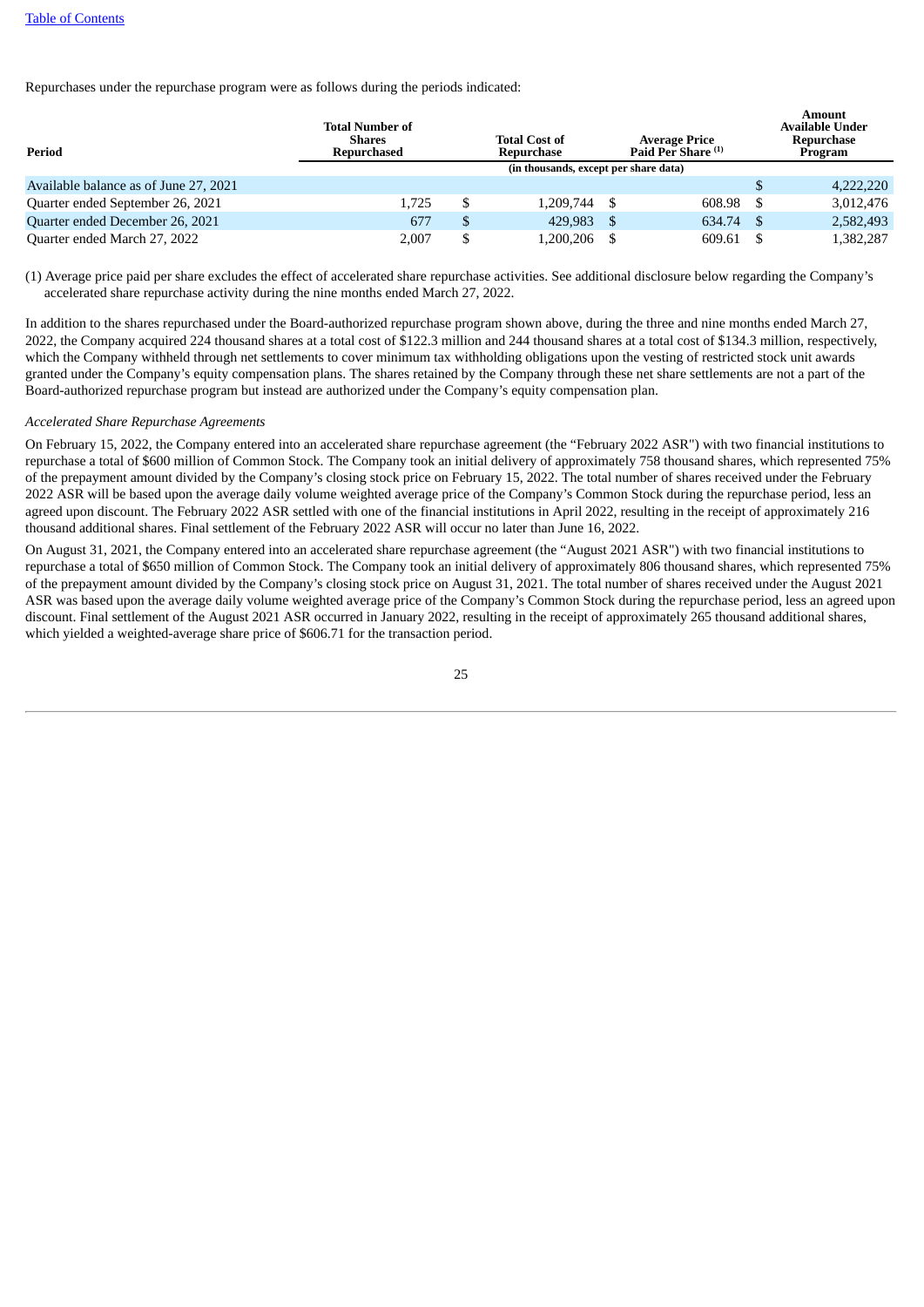Repurchases under the repurchase program were as follows during the periods indicated:

| Period | Total Number of Shares Repurchased | Total Cost of Repurchase | Average Price Paid Per Share [(1)] | Amount Available Under Repurchase Program |
|---|---|---|---|---|
| | (in thousands, except per share data) | | | |
| Available balance as of June 27, 2021 | | | | $ 4,222,220 |
| Quarter ended September 26, 2021 | 1,725 | $ 1,209,744 | $ 608.98 | $ 3,012,476 |
| Quarter ended December 26, 2021 | 677 | $ 429,983 | $ 634.74 | $ 2,582,493 |
| Quarter ended March 27, 2022 | 2,007 | $ 1,200,206 | $ 609.61 | $ 1,382,287 |

(1) Average price paid per share excludes the effect of accelerated share repurchase activities. See additional disclosure below regarding the Company's accelerated share repurchase activity during the nine months ended March 27, 2022.

In addition to the shares repurchased under the Board-authorized repurchase program shown above, during the three and nine months ended March 27, 2022, the Company acquired 224 thousand shares at a total cost of $122.3 million and 244 thousand shares at a total cost of $134.3 million, respectively, which the Company withheld through net settlements to cover minimum tax withholding obligations upon the vesting of restricted stock unit awards granted under the Company's equity compensation plans. The shares retained by the Company through these net share settlements are not a part of the Board-authorized repurchase program but instead are authorized under the Company's equity compensation plan.

*Accelerated Share Repurchase Agreements*

On February 15, 2022, the Company entered into an accelerated share repurchase agreement (the "February 2022 ASR") with two financial institutions to repurchase a total of $600 million of Common Stock. The Company took an initial delivery of approximately 758 thousand shares, which represented 75% of the prepayment amount divided by the Company's closing stock price on February 15, 2022. The total number of shares received under the February 2022 ASR will be based upon the average daily volume weighted average price of the Company's Common Stock during the repurchase period, less an agreed upon discount. The February 2022 ASR settled with one of the financial institutions in April 2022, resulting in the receipt of approximately 216 thousand additional shares. Final settlement of the February 2022 ASR will occur no later than June 16, 2022.

On August 31, 2021, the Company entered into an accelerated share repurchase agreement (the "August 2021 ASR") with two financial institutions to repurchase a total of $650 million of Common Stock. The Company took an initial delivery of approximately 806 thousand shares, which represented 75% of the prepayment amount divided by the Company's closing stock price on August 31, 2021. The total number of shares received under the August 2021 ASR was based upon the average daily volume weighted average price of the Company's Common Stock during the repurchase period, less an agreed upon discount. Final settlement of the August 2021 ASR occurred in January 2022, resulting in the receipt of approximately 265 thousand additional shares, which yielded a weighted-average share price of $606.71 for the transaction period.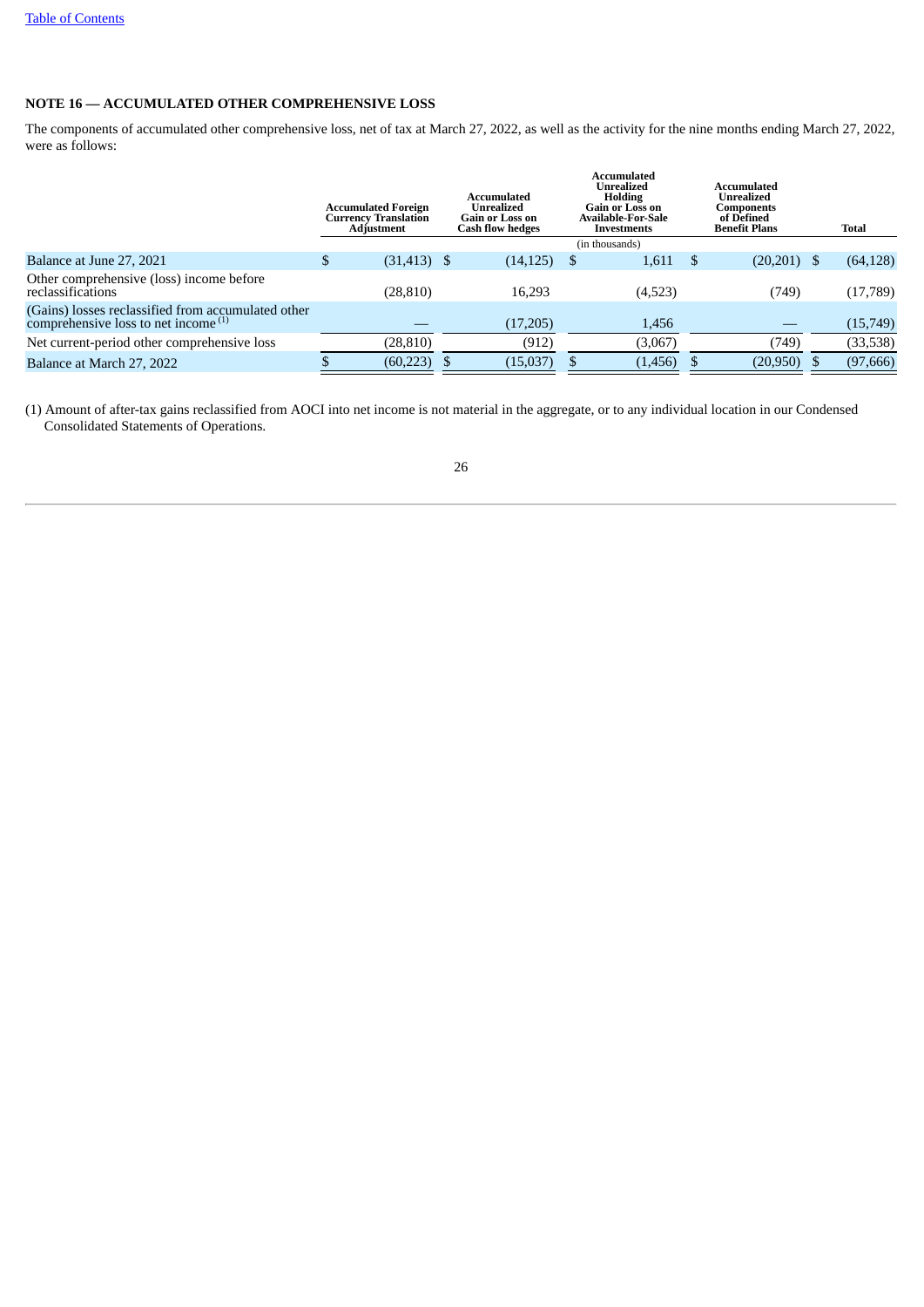## NOTE 16 — ACCUMULATED OTHER COMPREHENSIVE LOSS

The components of accumulated other comprehensive loss, net of tax at March 27, 2022, as well as the activity for the nine months ending March 27, 2022, were as follows:

| | Accumulated Foreign Currency Translation Adjustment | Accumulated Unrealized Gain or Loss on Cash flow hedges | Accumulated Unrealized Holding Gain or Loss on Available-For-Sale Investments | Accumulated Unrealized Components of Defined Benefit Plans | Total |
|---|---|---|---|---|---|
| | | | (in thousands) | | |
| Balance at June 27, 2021 | $ (31,413) | $ (14,125) | $ 1,611 | $ (20,201) | $ (64,128) |
| Other comprehensive (loss) income before reclassifications | (28,810) | 16,293 | (4,523) | (749) | (17,789) |
| (Gains) losses reclassified from accumulated other comprehensive loss to net income [(1)] | — | (17,205) | 1,456 | — | (15,749) |
| Net current-period other comprehensive loss | (28,810) | (912) | (3,067) | (749) | (33,538) |
| Balance at March 27, 2022 | $ (60,223) | $ (15,037) | $ (1,456) | $ (20,950) | $ (97,666) |

(1) Amount of after-tax gains reclassified from AOCI into net income is not material in the aggregate, or to any individual location in our Condensed Consolidated Statements of Operations.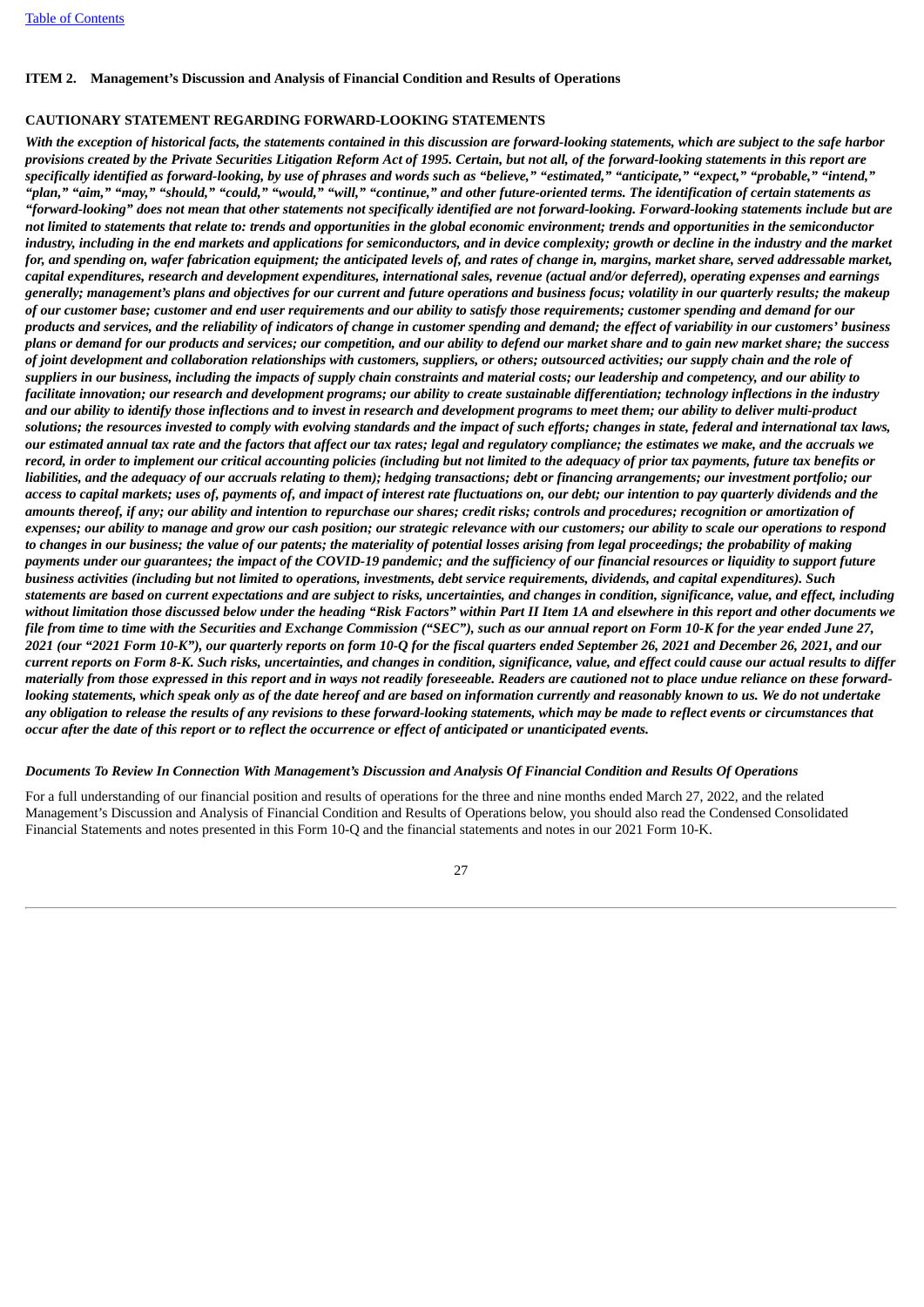**ITEM 2. Management's Discussion and Analysis of Financial Condition and Results of Operations**

**CAUTIONARY STATEMENT REGARDING FORWARD-LOOKING STATEMENTS**

*With the exception of historical facts, the statements contained in this discussion are forward-looking statements, which are subject to the safe harbor provisions created by the Private Securities Litigation Reform Act of 1995. Certain, but not all, of the forward-looking statements in this report are specifically identified as forward-looking, by use of phrases and words such as "believe," "estimated," "anticipate," "expect," "probable," "intend," "plan," "aim," "may," "should," "could," "would," "will," "continue," and other future-oriented terms. The identification of certain statements as "forward-looking" does not mean that other statements not specifically identified are not forward-looking. Forward-looking statements include but are not limited to statements that relate to: trends and opportunities in the global economic environment; trends and opportunities in the semiconductor industry, including in the end markets and applications for semiconductors, and in device complexity; growth or decline in the industry and the market for, and spending on, wafer fabrication equipment; the anticipated levels of, and rates of change in, margins, market share, served addressable market, capital expenditures, research and development expenditures, international sales, revenue (actual and/or deferred), operating expenses and earnings generally; management's plans and objectives for our current and future operations and business focus; volatility in our quarterly results; the makeup of our customer base; customer and end user requirements and our ability to satisfy those requirements; customer spending and demand for our products and services, and the reliability of indicators of change in customer spending and demand; the effect of variability in our customers' business plans or demand for our products and services; our competition, and our ability to defend our market share and to gain new market share; the success of joint development and collaboration relationships with customers, suppliers, or others; outsourced activities; our supply chain and the role of suppliers in our business, including the impacts of supply chain constraints and material costs; our leadership and competency, and our ability to facilitate innovation; our research and development programs; our ability to create sustainable differentiation; technology inflections in the industry and our ability to identify those inflections and to invest in research and development programs to meet them; our ability to deliver multi-product solutions; the resources invested to comply with evolving standards and the impact of such efforts; changes in state, federal and international tax laws, our estimated annual tax rate and the factors that affect our tax rates; legal and regulatory compliance; the estimates we make, and the accruals we record, in order to implement our critical accounting policies (including but not limited to the adequacy of prior tax payments, future tax benefits or liabilities, and the adequacy of our accruals relating to them); hedging transactions; debt or financing arrangements; our investment portfolio; our access to capital markets; uses of, payments of, and impact of interest rate fluctuations on, our debt; our intention to pay quarterly dividends and the amounts thereof, if any; our ability and intention to repurchase our shares; credit risks; controls and procedures; recognition or amortization of expenses; our ability to manage and grow our cash position; our strategic relevance with our customers; our ability to scale our operations to respond to changes in our business; the value of our patents; the materiality of potential losses arising from legal proceedings; the probability of making payments under our guarantees; the impact of the COVID-19 pandemic; and the sufficiency of our financial resources or liquidity to support future business activities (including but not limited to operations, investments, debt service requirements, dividends, and capital expenditures). Such statements are based on current expectations and are subject to risks, uncertainties, and changes in condition, significance, value, and effect, including without limitation those discussed below under the heading "Risk Factors" within Part II Item 1A and elsewhere in this report and other documents we file from time to time with the Securities and Exchange Commission ("SEC"), such as our annual report on Form 10-K for the year ended June 27, 2021 (our "2021 Form 10-K"), our quarterly reports on form 10-Q for the fiscal quarters ended September 26, 2021 and December 26, 2021, and our current reports on Form 8-K. Such risks, uncertainties, and changes in condition, significance, value, and effect could cause our actual results to differ materially from those expressed in this report and in ways not readily foreseeable. Readers are cautioned not to place undue reliance on these forward-looking statements, which speak only as of the date hereof and are based on information currently and reasonably known to us. We do not undertake any obligation to release the results of any revisions to these forward-looking statements, which may be made to reflect events or circumstances that occur after the date of this report or to reflect the occurrence or effect of anticipated or unanticipated events.*

*Documents To Review In Connection With Management's Discussion and Analysis Of Financial Condition and Results Of Operations*

For a full understanding of our financial position and results of operations for the three and nine months ended March 27, 2022, and the related Management's Discussion and Analysis of Financial Condition and Results of Operations below, you should also read the Condensed Consolidated Financial Statements and notes presented in this Form 10-Q and the financial statements and notes in our 2021 Form 10-K.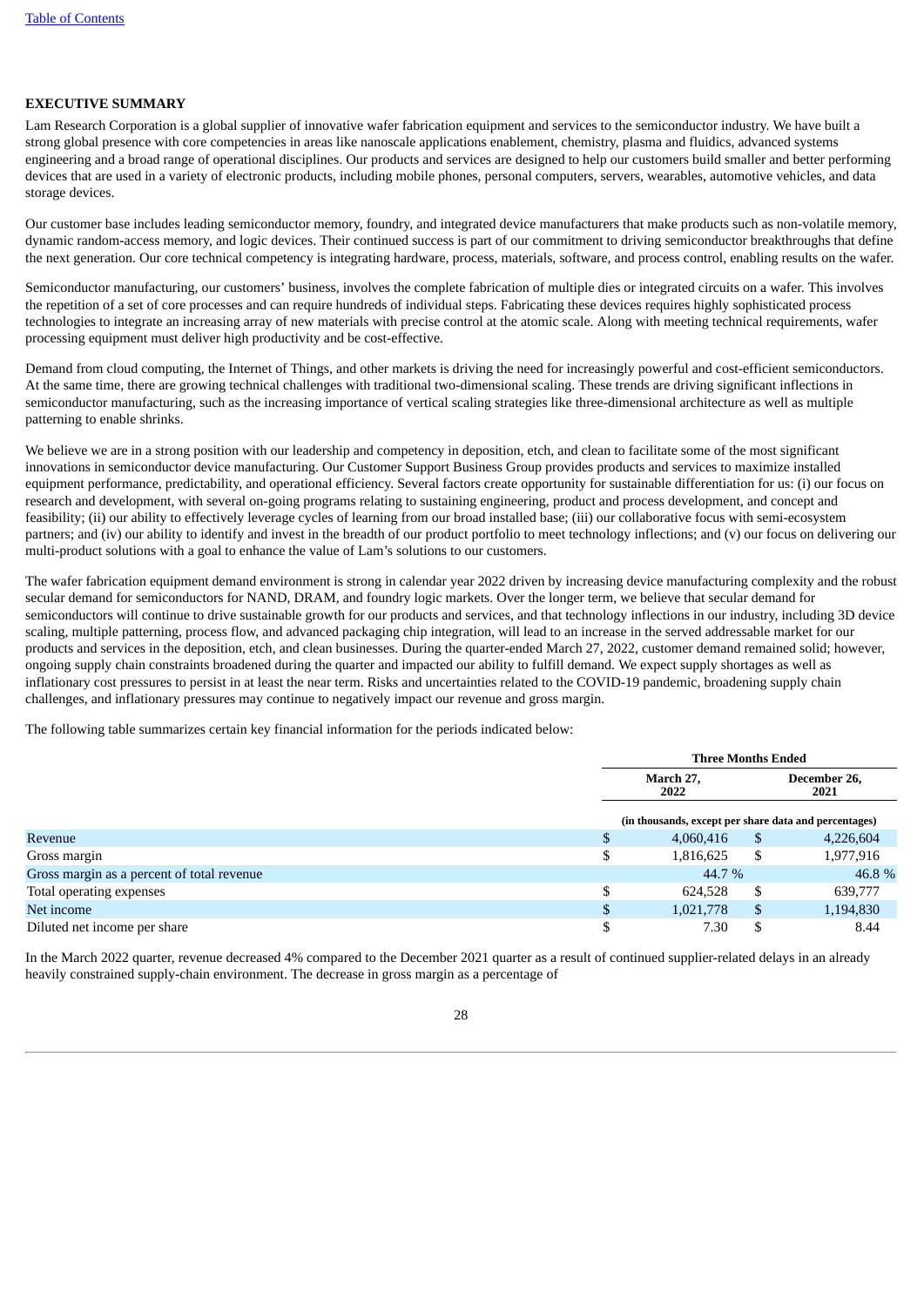[Table of Contents](#)

**EXECUTIVE SUMMARY**

Lam Research Corporation is a global supplier of innovative wafer fabrication equipment and services to the semiconductor industry. We have built a strong global presence with core competencies in areas like nanoscale applications enablement, chemistry, plasma and fluidics, advanced systems engineering and a broad range of operational disciplines. Our products and services are designed to help our customers build smaller and better performing devices that are used in a variety of electronic products, including mobile phones, personal computers, servers, wearables, automotive vehicles, and data storage devices.

Our customer base includes leading semiconductor memory, foundry, and integrated device manufacturers that make products such as non-volatile memory, dynamic random-access memory, and logic devices. Their continued success is part of our commitment to driving semiconductor breakthroughs that define the next generation. Our core technical competency is integrating hardware, process, materials, software, and process control, enabling results on the wafer.

Semiconductor manufacturing, our customers' business, involves the complete fabrication of multiple dies or integrated circuits on a wafer. This involves the repetition of a set of core processes and can require hundreds of individual steps. Fabricating these devices requires highly sophisticated process technologies to integrate an increasing array of new materials with precise control at the atomic scale. Along with meeting technical requirements, wafer processing equipment must deliver high productivity and be cost-effective.

Demand from cloud computing, the Internet of Things, and other markets is driving the need for increasingly powerful and cost-efficient semiconductors. At the same time, there are growing technical challenges with traditional two-dimensional scaling. These trends are driving significant inflections in semiconductor manufacturing, such as the increasing importance of vertical scaling strategies like three-dimensional architecture as well as multiple patterning to enable shrinks.

We believe we are in a strong position with our leadership and competency in deposition, etch, and clean to facilitate some of the most significant innovations in semiconductor device manufacturing. Our Customer Support Business Group provides products and services to maximize installed equipment performance, predictability, and operational efficiency. Several factors create opportunity for sustainable differentiation for us: (i) our focus on research and development, with several on-going programs relating to sustaining engineering, product and process development, and concept and feasibility; (ii) our ability to effectively leverage cycles of learning from our broad installed base; (iii) our collaborative focus with semi-ecosystem partners; and (iv) our ability to identify and invest in the breadth of our product portfolio to meet technology inflections; and (v) our focus on delivering our multi-product solutions with a goal to enhance the value of Lam's solutions to our customers.

The wafer fabrication equipment demand environment is strong in calendar year 2022 driven by increasing device manufacturing complexity and the robust secular demand for semiconductors for NAND, DRAM, and foundry logic markets. Over the longer term, we believe that secular demand for semiconductors will continue to drive sustainable growth for our products and services, and that technology inflections in our industry, including 3D device scaling, multiple patterning, process flow, and advanced packaging chip integration, will lead to an increase in the served addressable market for our products and services in the deposition, etch, and clean businesses. During the quarter-ended March 27, 2022, customer demand remained solid; however, ongoing supply chain constraints broadened during the quarter and impacted our ability to fulfill demand. We expect supply shortages as well as inflationary cost pressures to persist in at least the near term. Risks and uncertainties related to the COVID-19 pandemic, broadening supply chain challenges, and inflationary pressures may continue to negatively impact our revenue and gross margin.

The following table summarizes certain key financial information for the periods indicated below:

| | Three Months Ended | |
|---|---|---|
| | March 27, 2022 | December 26, 2021 |
| | (in thousands, except per share data and percentages) | |
| Revenue | $ 4,060,416 | $ 4,226,604 |
| Gross margin | $ 1,816,625 | $ 1,977,916 |
| Gross margin as a percent of total revenue | 44.7 % | 46.8 % |
| Total operating expenses | $ 624,528 | $ 639,777 |
| Net income | $ 1,021,778 | $ 1,194,830 |
| Diluted net income per share | $ 7.30 | $ 8.44 |

In the March 2022 quarter, revenue decreased 4% compared to the December 2021 quarter as a result of continued supplier-related delays in an already heavily constrained supply-chain environment. The decrease in gross margin as a percentage of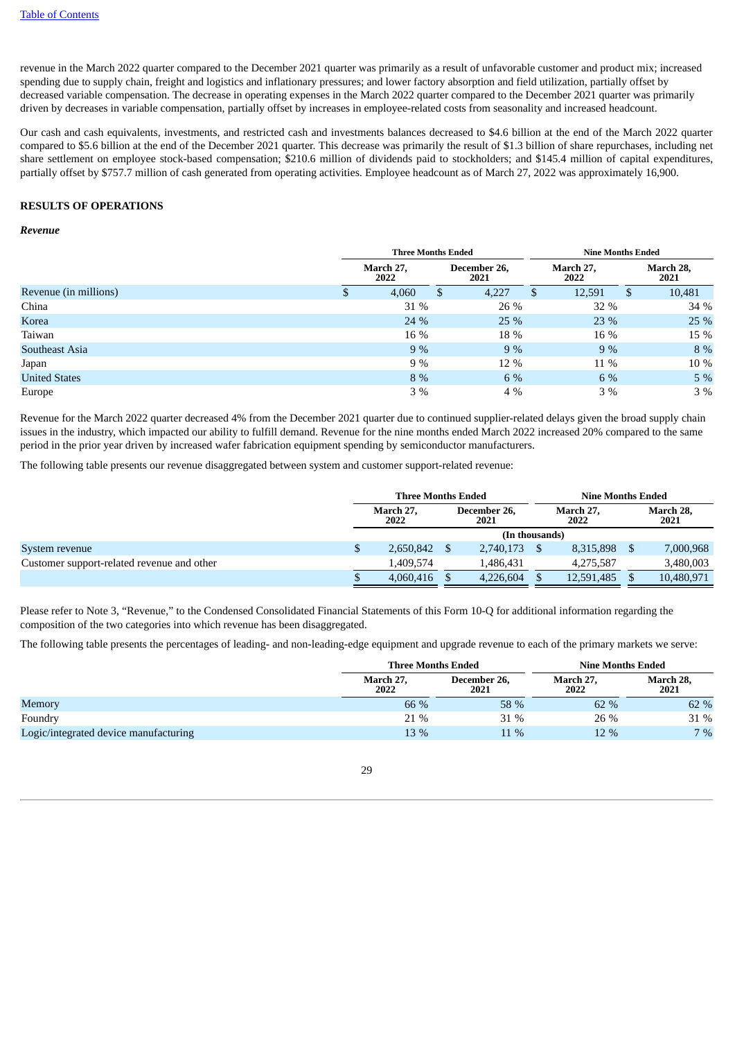revenue in the March 2022 quarter compared to the December 2021 quarter was primarily as a result of unfavorable customer and product mix; increased spending due to supply chain, freight and logistics and inflationary pressures; and lower factory absorption and field utilization, partially offset by decreased variable compensation. The decrease in operating expenses in the March 2022 quarter compared to the December 2021 quarter was primarily driven by decreases in variable compensation, partially offset by increases in employee-related costs from seasonality and increased headcount.

Our cash and cash equivalents, investments, and restricted cash and investments balances decreased to $4.6 billion at the end of the March 2022 quarter compared to $5.6 billion at the end of the December 2021 quarter. This decrease was primarily the result of $1.3 billion of share repurchases, including net share settlement on employee stock-based compensation; $210.6 million of dividends paid to stockholders; and $145.4 million of capital expenditures, partially offset by $757.7 million of cash generated from operating activities. Employee headcount as of March 27, 2022 was approximately 16,900.

## RESULTS OF OPERATIONS

### *Revenue*

| | Three Months Ended | | Nine Months Ended | |
|---|---|---|---|---|
| | March 27, 2022 | December 26, 2021 | March 27, 2022 | March 28, 2021 |
| Revenue (in millions) | $ 4,060 | $ 4,227 | $ 12,591 | $ 10,481 |
| China | 31 % | 26 % | 32 % | 34 % |
| Korea | 24 % | 25 % | 23 % | 25 % |
| Taiwan | 16 % | 18 % | 16 % | 15 % |
| Southeast Asia | 9 % | 9 % | 9 % | 8 % |
| Japan | 9 % | 12 % | 11 % | 10 % |
| United States | 8 % | 6 % | 6 % | 5 % |
| Europe | 3 % | 4 % | 3 % | 3 % |

Revenue for the March 2022 quarter decreased 4% from the December 2021 quarter due to continued supplier-related delays given the broad supply chain issues in the industry, which impacted our ability to fulfill demand. Revenue for the nine months ended March 2022 increased 20% compared to the same period in the prior year driven by increased wafer fabrication equipment spending by semiconductor manufacturers.

The following table presents our revenue disaggregated between system and customer support-related revenue:

| | Three Months Ended | | Nine Months Ended | |
|---|---|---|---|---|
| | March 27, 2022 | December 26, 2021 | March 27, 2022 | March 28, 2021 |
| | (In thousands) | | | |
| System revenue | $ 2,650,842 | $ 2,740,173 | $ 8,315,898 | $ 7,000,968 |
| Customer support-related revenue and other | 1,409,574 | 1,486,431 | 4,275,587 | 3,480,003 |
| | $ 4,060,416 | $ 4,226,604 | $ 12,591,485 | $ 10,480,971 |

Please refer to Note 3, "Revenue," to the Condensed Consolidated Financial Statements of this Form 10-Q for additional information regarding the composition of the two categories into which revenue has been disaggregated.

The following table presents the percentages of leading- and non-leading-edge equipment and upgrade revenue to each of the primary markets we serve:

| | Three Months Ended | | Nine Months Ended | |
|---|---|---|---|---|
| | March 27, 2022 | December 26, 2021 | March 27, 2022 | March 28, 2021 |
| Memory | 66 % | 58 % | 62 % | 62 % |
| Foundry | 21 % | 31 % | 26 % | 31 % |
| Logic/integrated device manufacturing | 13 % | 11 % | 12 % | 7 % |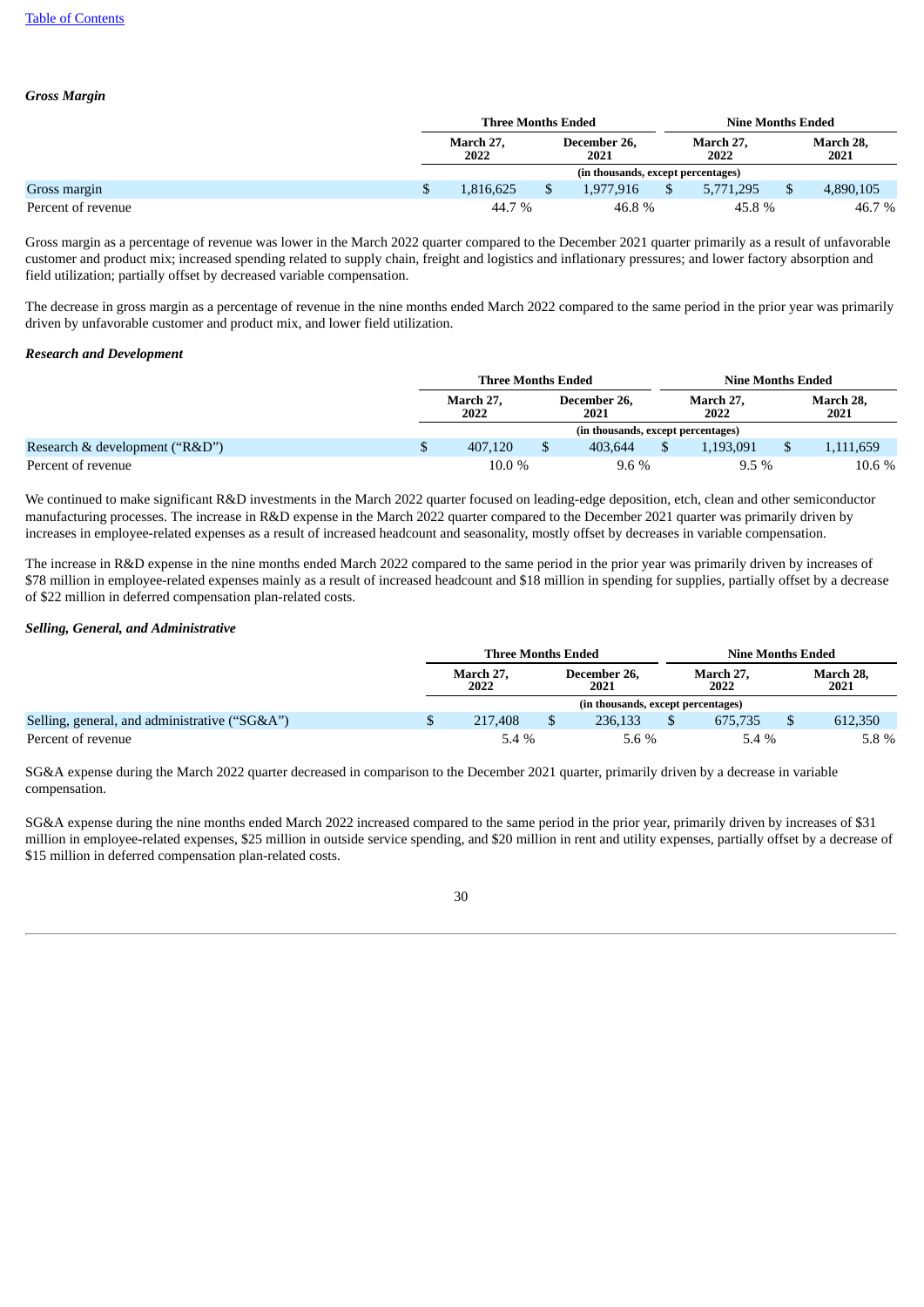### *Gross Margin*

| | Three Months Ended | | Nine Months Ended | |
|---|---|---|---|---|
| | March 27, 2022 | December 26, 2021 | March 27, 2022 | March 28, 2021 |
| | (in thousands, except percentages) | | | |
| Gross margin | $ 1,816,625 | $ 1,977,916 | $ 5,771,295 | $ 4,890,105 |
| Percent of revenue | 44.7 % | 46.8 % | 45.8 % | 46.7 % |

Gross margin as a percentage of revenue was lower in the March 2022 quarter compared to the December 2021 quarter primarily as a result of unfavorable customer and product mix; increased spending related to supply chain, freight and logistics and inflationary pressures; and lower factory absorption and field utilization; partially offset by decreased variable compensation.

The decrease in gross margin as a percentage of revenue in the nine months ended March 2022 compared to the same period in the prior year was primarily driven by unfavorable customer and product mix, and lower field utilization.

### *Research and Development*

| | Three Months Ended | | Nine Months Ended | |
|---|---|---|---|---|
| | March 27, 2022 | December 26, 2021 | March 27, 2022 | March 28, 2021 |
| | (in thousands, except percentages) | | | |
| Research & development ("R&D") | $ 407,120 | $ 403,644 | $ 1,193,091 | $ 1,111,659 |
| Percent of revenue | 10.0 % | 9.6 % | 9.5 % | 10.6 % |

We continued to make significant R&D investments in the March 2022 quarter focused on leading-edge deposition, etch, clean and other semiconductor manufacturing processes. The increase in R&D expense in the March 2022 quarter compared to the December 2021 quarter was primarily driven by increases in employee-related expenses as a result of increased headcount and seasonality, mostly offset by decreases in variable compensation.

The increase in R&D expense in the nine months ended March 2022 compared to the same period in the prior year was primarily driven by increases of $78 million in employee-related expenses mainly as a result of increased headcount and $18 million in spending for supplies, partially offset by a decrease of $22 million in deferred compensation plan-related costs.

### *Selling, General, and Administrative*

| | Three Months Ended | | Nine Months Ended | |
|---|---|---|---|---|
| | March 27, 2022 | December 26, 2021 | March 27, 2022 | March 28, 2021 |
| | (in thousands, except percentages) | | | |
| Selling, general, and administrative ("SG&A") | $ 217,408 | $ 236,133 | $ 675,735 | $ 612,350 |
| Percent of revenue | 5.4 % | 5.6 % | 5.4 % | 5.8 % |

SG&A expense during the March 2022 quarter decreased in comparison to the December 2021 quarter, primarily driven by a decrease in variable compensation.

SG&A expense during the nine months ended March 2022 increased compared to the same period in the prior year, primarily driven by increases of $31 million in employee-related expenses, $25 million in outside service spending, and $20 million in rent and utility expenses, partially offset by a decrease of $15 million in deferred compensation plan-related costs.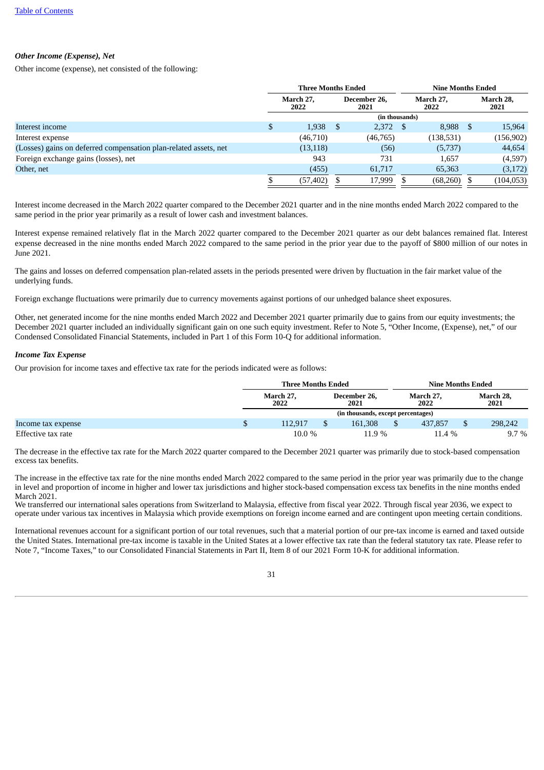[Table of Contents](#)

***Other Income (Expense), Net***

Other income (expense), net consisted of the following:

| | Three Months Ended | | Nine Months Ended | |
|---|---|---|---|---|
| | March 27, 2022 | December 26, 2021 | March 27, 2022 | March 28, 2021 |
| | (in thousands) | | | |
| Interest income | $ 1,938 | $ 2,372 | $ 8,988 | $ 15,964 |
| Interest expense | (46,710) | (46,765) | (138,531) | (156,902) |
| (Losses) gains on deferred compensation plan-related assets, net | (13,118) | (56) | (5,737) | 44,654 |
| Foreign exchange gains (losses), net | 943 | 731 | 1,657 | (4,597) |
| Other, net | (455) | 61,717 | 65,363 | (3,172) |
| | $ (57,402) | $ 17,999 | $ (68,260) | $ (104,053) |

Interest income decreased in the March 2022 quarter compared to the December 2021 quarter and in the nine months ended March 2022 compared to the same period in the prior year primarily as a result of lower cash and investment balances.

Interest expense remained relatively flat in the March 2022 quarter compared to the December 2021 quarter as our debt balances remained flat. Interest expense decreased in the nine months ended March 2022 compared to the same period in the prior year due to the payoff of $800 million of our notes in June 2021.

The gains and losses on deferred compensation plan-related assets in the periods presented were driven by fluctuation in the fair market value of the underlying funds.

Foreign exchange fluctuations were primarily due to currency movements against portions of our unhedged balance sheet exposures.

Other, net generated income for the nine months ended March 2022 and December 2021 quarter primarily due to gains from our equity investments; the December 2021 quarter included an individually significant gain on one such equity investment. Refer to Note 5, "Other Income, (Expense), net," of our Condensed Consolidated Financial Statements, included in Part 1 of this Form 10-Q for additional information.

***Income Tax Expense***

Our provision for income taxes and effective tax rate for the periods indicated were as follows:

| | Three Months Ended | | Nine Months Ended | |
|---|---|---|---|---|
| | March 27, 2022 | December 26, 2021 | March 27, 2022 | March 28, 2021 |
| | (in thousands, except percentages) | | | |
| Income tax expense | $ 112,917 | $ 161,308 | $ 437,857 | $ 298,242 |
| Effective tax rate | 10.0 % | 11.9 % | 11.4 % | 9.7 % |

The decrease in the effective tax rate for the March 2022 quarter compared to the December 2021 quarter was primarily due to stock-based compensation excess tax benefits.

The increase in the effective tax rate for the nine months ended March 2022 compared to the same period in the prior year was primarily due to the change in level and proportion of income in higher and lower tax jurisdictions and higher stock-based compensation excess tax benefits in the nine months ended March 2021.
We transferred our international sales operations from Switzerland to Malaysia, effective from fiscal year 2022. Through fiscal year 2036, we expect to operate under various tax incentives in Malaysia which provide exemptions on foreign income earned and are contingent upon meeting certain conditions.

International revenues account for a significant portion of our total revenues, such that a material portion of our pre-tax income is earned and taxed outside the United States. International pre-tax income is taxable in the United States at a lower effective tax rate than the federal statutory tax rate. Please refer to Note 7, "Income Taxes," to our Consolidated Financial Statements in Part II, Item 8 of our 2021 Form 10-K for additional information.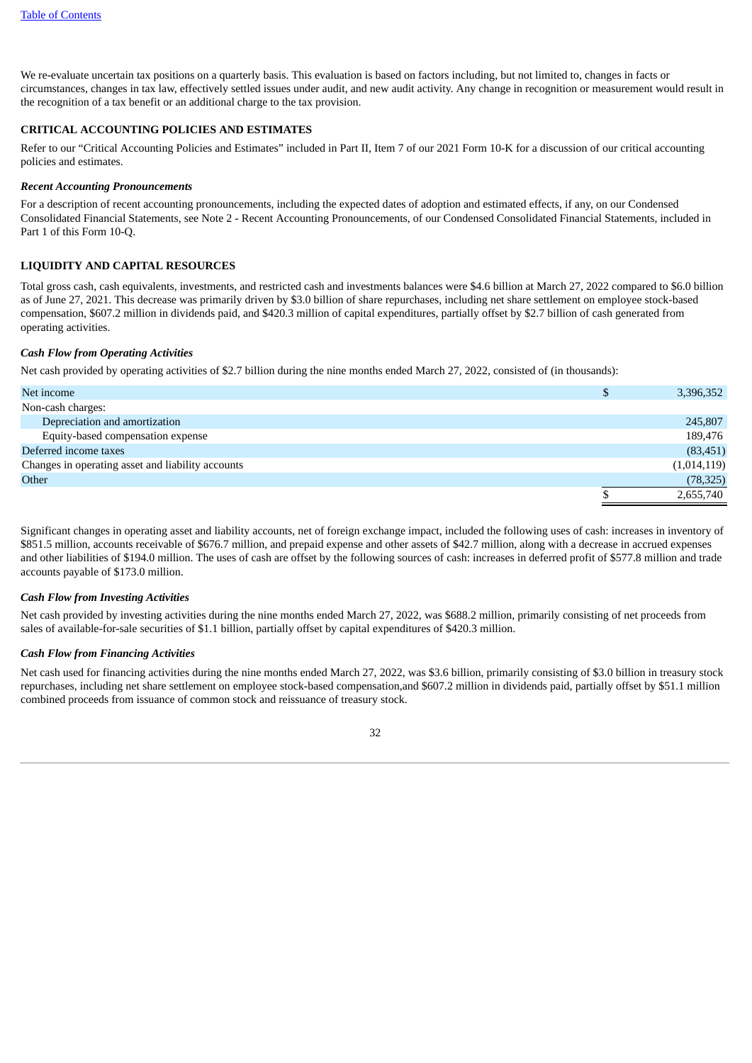We re-evaluate uncertain tax positions on a quarterly basis. This evaluation is based on factors including, but not limited to, changes in facts or circumstances, changes in tax law, effectively settled issues under audit, and new audit activity. Any change in recognition or measurement would result in the recognition of a tax benefit or an additional charge to the tax provision.

## CRITICAL ACCOUNTING POLICIES AND ESTIMATES

Refer to our "Critical Accounting Policies and Estimates" included in Part II, Item 7 of our 2021 Form 10-K for a discussion of our critical accounting policies and estimates.

### *Recent Accounting Pronouncements*

For a description of recent accounting pronouncements, including the expected dates of adoption and estimated effects, if any, on our Condensed Consolidated Financial Statements, see Note 2 - Recent Accounting Pronouncements, of our Condensed Consolidated Financial Statements, included in Part 1 of this Form 10-Q.

## LIQUIDITY AND CAPITAL RESOURCES

Total gross cash, cash equivalents, investments, and restricted cash and investments balances were $4.6 billion at March 27, 2022 compared to $6.0 billion as of June 27, 2021. This decrease was primarily driven by $3.0 billion of share repurchases, including net share settlement on employee stock-based compensation, $607.2 million in dividends paid, and $420.3 million of capital expenditures, partially offset by $2.7 billion of cash generated from operating activities.

### *Cash Flow from Operating Activities*

Net cash provided by operating activities of $2.7 billion during the nine months ended March 27, 2022, consisted of (in thousands):

| | | |
|---|---|---|
| Net income | $ | 3,396,352 |
| Non-cash charges: | | |
| Depreciation and amortization | | 245,807 |
| Equity-based compensation expense | | 189,476 |
| Deferred income taxes | | (83,451) |
| Changes in operating asset and liability accounts | | (1,014,119) |
| Other | | (78,325) |
| | $ | 2,655,740 |

Significant changes in operating asset and liability accounts, net of foreign exchange impact, included the following uses of cash: increases in inventory of $851.5 million, accounts receivable of $676.7 million, and prepaid expense and other assets of $42.7 million, along with a decrease in accrued expenses and other liabilities of $194.0 million. The uses of cash are offset by the following sources of cash: increases in deferred profit of $577.8 million and trade accounts payable of $173.0 million.

### *Cash Flow from Investing Activities*

Net cash provided by investing activities during the nine months ended March 27, 2022, was $688.2 million, primarily consisting of net proceeds from sales of available-for-sale securities of $1.1 billion, partially offset by capital expenditures of $420.3 million.

### *Cash Flow from Financing Activities*

Net cash used for financing activities during the nine months ended March 27, 2022, was $3.6 billion, primarily consisting of $3.0 billion in treasury stock repurchases, including net share settlement on employee stock-based compensation,and $607.2 million in dividends paid, partially offset by $51.1 million combined proceeds from issuance of common stock and reissuance of treasury stock.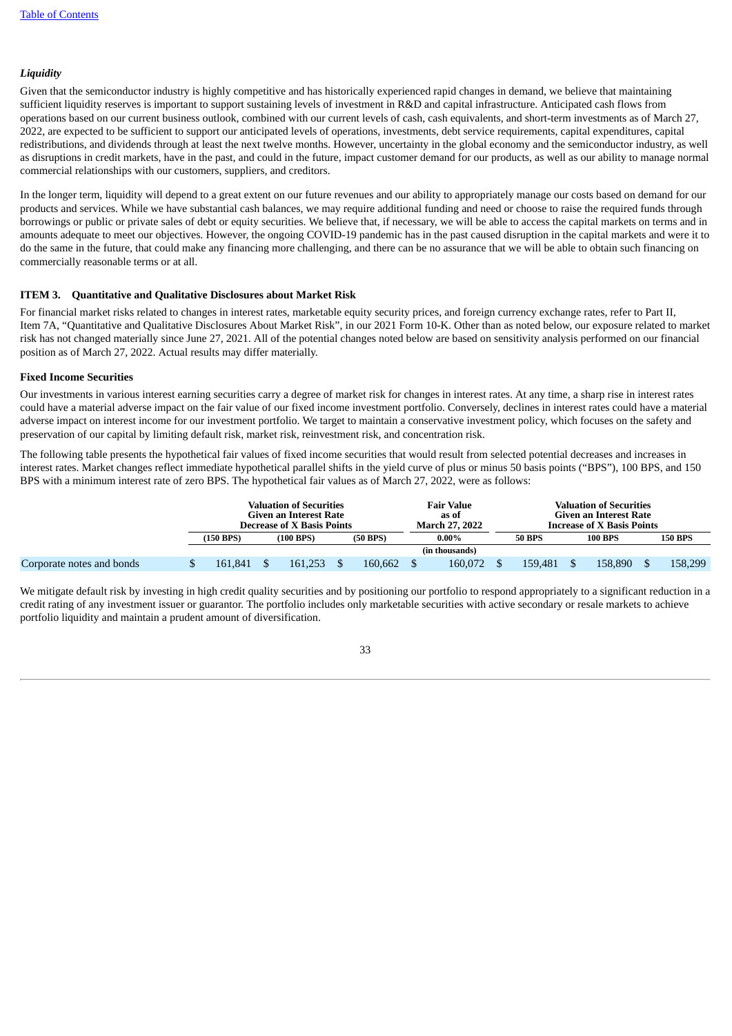### *Liquidity*

Given that the semiconductor industry is highly competitive and has historically experienced rapid changes in demand, we believe that maintaining sufficient liquidity reserves is important to support sustaining levels of investment in R&D and capital infrastructure. Anticipated cash flows from operations based on our current business outlook, combined with our current levels of cash, cash equivalents, and short-term investments as of March 27, 2022, are expected to be sufficient to support our anticipated levels of operations, investments, debt service requirements, capital expenditures, capital redistributions, and dividends through at least the next twelve months. However, uncertainty in the global economy and the semiconductor industry, as well as disruptions in credit markets, have in the past, and could in the future, impact customer demand for our products, as well as our ability to manage normal commercial relationships with our customers, suppliers, and creditors.

In the longer term, liquidity will depend to a great extent on our future revenues and our ability to appropriately manage our costs based on demand for our products and services. While we have substantial cash balances, we may require additional funding and need or choose to raise the required funds through borrowings or public or private sales of debt or equity securities. We believe that, if necessary, we will be able to access the capital markets on terms and in amounts adequate to meet our objectives. However, the ongoing COVID-19 pandemic has in the past caused disruption in the capital markets and were it to do the same in the future, that could make any financing more challenging, and there can be no assurance that we will be able to obtain such financing on commercially reasonable terms or at all.

## ITEM 3. Quantitative and Qualitative Disclosures about Market Risk

For financial market risks related to changes in interest rates, marketable equity security prices, and foreign currency exchange rates, refer to Part II, Item 7A, "Quantitative and Qualitative Disclosures About Market Risk", in our 2021 Form 10-K. Other than as noted below, our exposure related to market risk has not changed materially since June 27, 2021. All of the potential changes noted below are based on sensitivity analysis performed on our financial position as of March 27, 2022. Actual results may differ materially.

### Fixed Income Securities

Our investments in various interest earning securities carry a degree of market risk for changes in interest rates. At any time, a sharp rise in interest rates could have a material adverse impact on the fair value of our fixed income investment portfolio. Conversely, declines in interest rates could have a material adverse impact on interest income for our investment portfolio. We target to maintain a conservative investment policy, which focuses on the safety and preservation of our capital by limiting default risk, market risk, reinvestment risk, and concentration risk.

The following table presents the hypothetical fair values of fixed income securities that would result from selected potential decreases and increases in interest rates. Market changes reflect immediate hypothetical parallel shifts in the yield curve of plus or minus 50 basis points ("BPS"), 100 BPS, and 150 BPS with a minimum interest rate of zero BPS. The hypothetical fair values as of March 27, 2022, were as follows:

| | Valuation of Securities Given an Interest Rate Decrease of X Basis Points | | | Fair Value as of March 27, 2022 | Valuation of Securities Given an Interest Rate Increase of X Basis Points | | |
|---|---|---|---|---|---|---|---|
| | (150 BPS) | (100 BPS) | (50 BPS) | 0.00% | 50 BPS | 100 BPS | 150 BPS |
| | | | | (in thousands) | | | |
| Corporate notes and bonds | $ 161,841 | $ 161,253 | $ 160,662 | $ 160,072 | $ 159,481 | $ 158,890 | $ 158,299 |

We mitigate default risk by investing in high credit quality securities and by positioning our portfolio to respond appropriately to a significant reduction in a credit rating of any investment issuer or guarantor. The portfolio includes only marketable securities with active secondary or resale markets to achieve portfolio liquidity and maintain a prudent amount of diversification.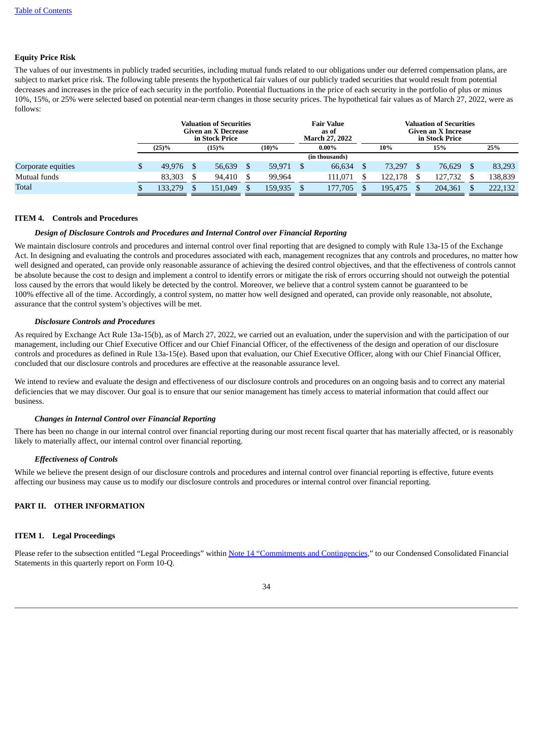**Equity Price Risk**

The values of our investments in publicly traded securities, including mutual funds related to our obligations under our deferred compensation plans, are subject to market price risk. The following table presents the hypothetical fair values of our publicly traded securities that would result from potential decreases and increases in the price of each security in the portfolio. Potential fluctuations in the price of each security in the portfolio of plus or minus 10%, 15%, or 25% were selected based on potential near-term changes in those security prices. The hypothetical fair values as of March 27, 2022, were as follows:

| | Valuation of Securities Given an X Decrease in Stock Price | | | Fair Value as of March 27, 2022 | Valuation of Securities Given an X Increase in Stock Price | | |
|---|---|---|---|---|---|---|---|
| | (25)% | (15)% | (10)% | 0.00% | 10% | 15% | 25% |
| | | | | (in thousands) | | | |
| Corporate equities | $ 49,976 | $ 56,639 | $ 59,971 | $ 66,634 | $ 73,297 | $ 76,629 | $ 83,293 |
| Mutual funds | 83,303 | 94,410 | 99,964 | 111,071 | 122,178 | 127,732 | 138,839 |
| Total | $ 133,279 | $ 151,049 | $ 159,935 | $ 177,705 | $ 195,475 | $ 204,361 | $ 222,132 |

## ITEM 4. Controls and Procedures

***Design of Disclosure Controls and Procedures and Internal Control over Financial Reporting***

We maintain disclosure controls and procedures and internal control over final reporting that are designed to comply with Rule 13a-15 of the Exchange Act. In designing and evaluating the controls and procedures associated with each, management recognizes that any controls and procedures, no matter how well designed and operated, can provide only reasonable assurance of achieving the desired control objectives, and that the effectiveness of controls cannot be absolute because the cost to design and implement a control to identify errors or mitigate the risk of errors occurring should not outweigh the potential loss caused by the errors that would likely be detected by the control. Moreover, we believe that a control system cannot be guaranteed to be 100% effective all of the time. Accordingly, a control system, no matter how well designed and operated, can provide only reasonable, not absolute, assurance that the control system's objectives will be met.

***Disclosure Controls and Procedures***

As required by Exchange Act Rule 13a-15(b), as of March 27, 2022, we carried out an evaluation, under the supervision and with the participation of our management, including our Chief Executive Officer and our Chief Financial Officer, of the effectiveness of the design and operation of our disclosure controls and procedures as defined in Rule 13a-15(e). Based upon that evaluation, our Chief Executive Officer, along with our Chief Financial Officer, concluded that our disclosure controls and procedures are effective at the reasonable assurance level.

We intend to review and evaluate the design and effectiveness of our disclosure controls and procedures on an ongoing basis and to correct any material deficiencies that we may discover. Our goal is to ensure that our senior management has timely access to material information that could affect our business.

***Changes in Internal Control over Financial Reporting***

There has been no change in our internal control over financial reporting during our most recent fiscal quarter that has materially affected, or is reasonably likely to materially affect, our internal control over financial reporting.

***Effectiveness of Controls***

While we believe the present design of our disclosure controls and procedures and internal control over financial reporting is effective, future events affecting our business may cause us to modify our disclosure controls and procedures or internal control over financial reporting.

# PART II. OTHER INFORMATION

## ITEM 1. Legal Proceedings

Please refer to the subsection entitled "Legal Proceedings" within Note 14 "Commitments and Contingencies," to our Condensed Consolidated Financial Statements in this quarterly report on Form 10-Q.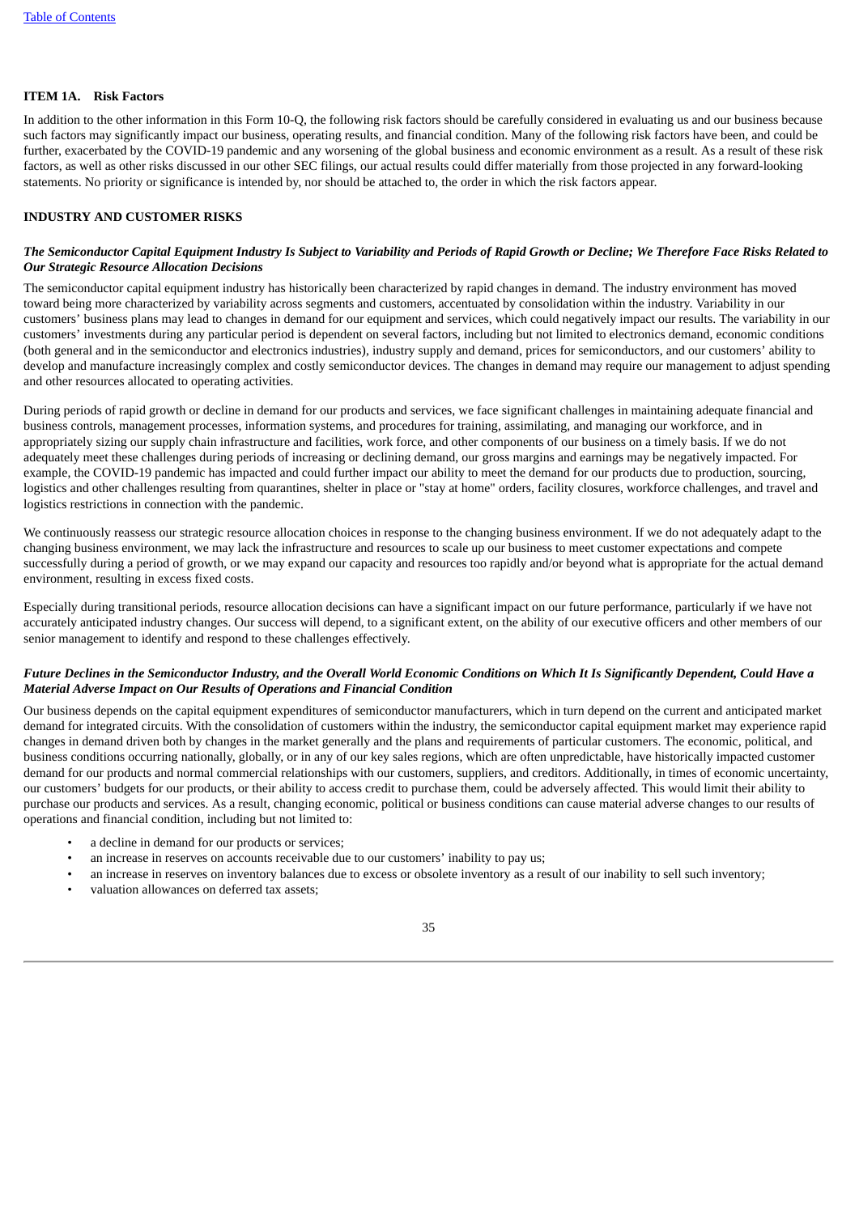## ITEM 1A. Risk Factors

In addition to the other information in this Form 10-Q, the following risk factors should be carefully considered in evaluating us and our business because such factors may significantly impact our business, operating results, and financial condition. Many of the following risk factors have been, and could be further, exacerbated by the COVID-19 pandemic and any worsening of the global business and economic environment as a result. As a result of these risk factors, as well as other risks discussed in our other SEC filings, our actual results could differ materially from those projected in any forward-looking statements. No priority or significance is intended by, nor should be attached to, the order in which the risk factors appear.

### INDUSTRY AND CUSTOMER RISKS

***The Semiconductor Capital Equipment Industry Is Subject to Variability and Periods of Rapid Growth or Decline; We Therefore Face Risks Related to Our Strategic Resource Allocation Decisions***

The semiconductor capital equipment industry has historically been characterized by rapid changes in demand. The industry environment has moved toward being more characterized by variability across segments and customers, accentuated by consolidation within the industry. Variability in our customers' business plans may lead to changes in demand for our equipment and services, which could negatively impact our results. The variability in our customers' investments during any particular period is dependent on several factors, including but not limited to electronics demand, economic conditions (both general and in the semiconductor and electronics industries), industry supply and demand, prices for semiconductors, and our customers' ability to develop and manufacture increasingly complex and costly semiconductor devices. The changes in demand may require our management to adjust spending and other resources allocated to operating activities.

During periods of rapid growth or decline in demand for our products and services, we face significant challenges in maintaining adequate financial and business controls, management processes, information systems, and procedures for training, assimilating, and managing our workforce, and in appropriately sizing our supply chain infrastructure and facilities, work force, and other components of our business on a timely basis. If we do not adequately meet these challenges during periods of increasing or declining demand, our gross margins and earnings may be negatively impacted. For example, the COVID-19 pandemic has impacted and could further impact our ability to meet the demand for our products due to production, sourcing, logistics and other challenges resulting from quarantines, shelter in place or "stay at home" orders, facility closures, workforce challenges, and travel and logistics restrictions in connection with the pandemic.

We continuously reassess our strategic resource allocation choices in response to the changing business environment. If we do not adequately adapt to the changing business environment, we may lack the infrastructure and resources to scale up our business to meet customer expectations and compete successfully during a period of growth, or we may expand our capacity and resources too rapidly and/or beyond what is appropriate for the actual demand environment, resulting in excess fixed costs.

Especially during transitional periods, resource allocation decisions can have a significant impact on our future performance, particularly if we have not accurately anticipated industry changes. Our success will depend, to a significant extent, on the ability of our executive officers and other members of our senior management to identify and respond to these challenges effectively.

***Future Declines in the Semiconductor Industry, and the Overall World Economic Conditions on Which It Is Significantly Dependent, Could Have a Material Adverse Impact on Our Results of Operations and Financial Condition***

Our business depends on the capital equipment expenditures of semiconductor manufacturers, which in turn depend on the current and anticipated market demand for integrated circuits. With the consolidation of customers within the industry, the semiconductor capital equipment market may experience rapid changes in demand driven both by changes in the market generally and the plans and requirements of particular customers. The economic, political, and business conditions occurring nationally, globally, or in any of our key sales regions, which are often unpredictable, have historically impacted customer demand for our products and normal commercial relationships with our customers, suppliers, and creditors. Additionally, in times of economic uncertainty, our customers' budgets for our products, or their ability to access credit to purchase them, could be adversely affected. This would limit their ability to purchase our products and services. As a result, changing economic, political or business conditions can cause material adverse changes to our results of operations and financial condition, including but not limited to:

- a decline in demand for our products or services;
- an increase in reserves on accounts receivable due to our customers' inability to pay us;
- an increase in reserves on inventory balances due to excess or obsolete inventory as a result of our inability to sell such inventory;
- valuation allowances on deferred tax assets;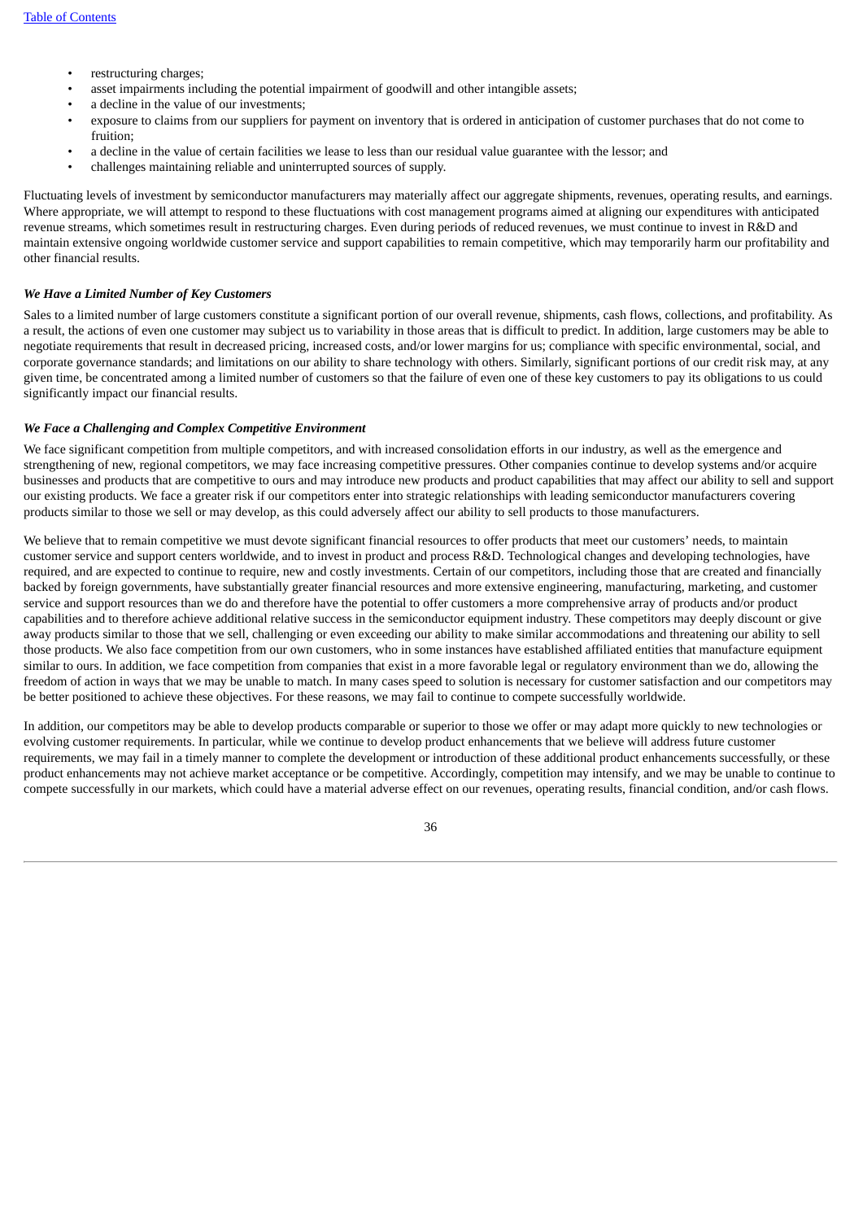- restructuring charges;
- asset impairments including the potential impairment of goodwill and other intangible assets;
- a decline in the value of our investments;
- exposure to claims from our suppliers for payment on inventory that is ordered in anticipation of customer purchases that do not come to fruition;
- a decline in the value of certain facilities we lease to less than our residual value guarantee with the lessor; and
- challenges maintaining reliable and uninterrupted sources of supply.

Fluctuating levels of investment by semiconductor manufacturers may materially affect our aggregate shipments, revenues, operating results, and earnings. Where appropriate, we will attempt to respond to these fluctuations with cost management programs aimed at aligning our expenditures with anticipated revenue streams, which sometimes result in restructuring charges. Even during periods of reduced revenues, we must continue to invest in R&D and maintain extensive ongoing worldwide customer service and support capabilities to remain competitive, which may temporarily harm our profitability and other financial results.

***We Have a Limited Number of Key Customers***

Sales to a limited number of large customers constitute a significant portion of our overall revenue, shipments, cash flows, collections, and profitability. As a result, the actions of even one customer may subject us to variability in those areas that is difficult to predict. In addition, large customers may be able to negotiate requirements that result in decreased pricing, increased costs, and/or lower margins for us; compliance with specific environmental, social, and corporate governance standards; and limitations on our ability to share technology with others. Similarly, significant portions of our credit risk may, at any given time, be concentrated among a limited number of customers so that the failure of even one of these key customers to pay its obligations to us could significantly impact our financial results.

***We Face a Challenging and Complex Competitive Environment***

We face significant competition from multiple competitors, and with increased consolidation efforts in our industry, as well as the emergence and strengthening of new, regional competitors, we may face increasing competitive pressures. Other companies continue to develop systems and/or acquire businesses and products that are competitive to ours and may introduce new products and product capabilities that may affect our ability to sell and support our existing products. We face a greater risk if our competitors enter into strategic relationships with leading semiconductor manufacturers covering products similar to those we sell or may develop, as this could adversely affect our ability to sell products to those manufacturers.

We believe that to remain competitive we must devote significant financial resources to offer products that meet our customers' needs, to maintain customer service and support centers worldwide, and to invest in product and process R&D. Technological changes and developing technologies, have required, and are expected to continue to require, new and costly investments. Certain of our competitors, including those that are created and financially backed by foreign governments, have substantially greater financial resources and more extensive engineering, manufacturing, marketing, and customer service and support resources than we do and therefore have the potential to offer customers a more comprehensive array of products and/or product capabilities and to therefore achieve additional relative success in the semiconductor equipment industry. These competitors may deeply discount or give away products similar to those that we sell, challenging or even exceeding our ability to make similar accommodations and threatening our ability to sell those products. We also face competition from our own customers, who in some instances have established affiliated entities that manufacture equipment similar to ours. In addition, we face competition from companies that exist in a more favorable legal or regulatory environment than we do, allowing the freedom of action in ways that we may be unable to match. In many cases speed to solution is necessary for customer satisfaction and our competitors may be better positioned to achieve these objectives. For these reasons, we may fail to continue to compete successfully worldwide.

In addition, our competitors may be able to develop products comparable or superior to those we offer or may adapt more quickly to new technologies or evolving customer requirements. In particular, while we continue to develop product enhancements that we believe will address future customer requirements, we may fail in a timely manner to complete the development or introduction of these additional product enhancements successfully, or these product enhancements may not achieve market acceptance or be competitive. Accordingly, competition may intensify, and we may be unable to continue to compete successfully in our markets, which could have a material adverse effect on our revenues, operating results, financial condition, and/or cash flows.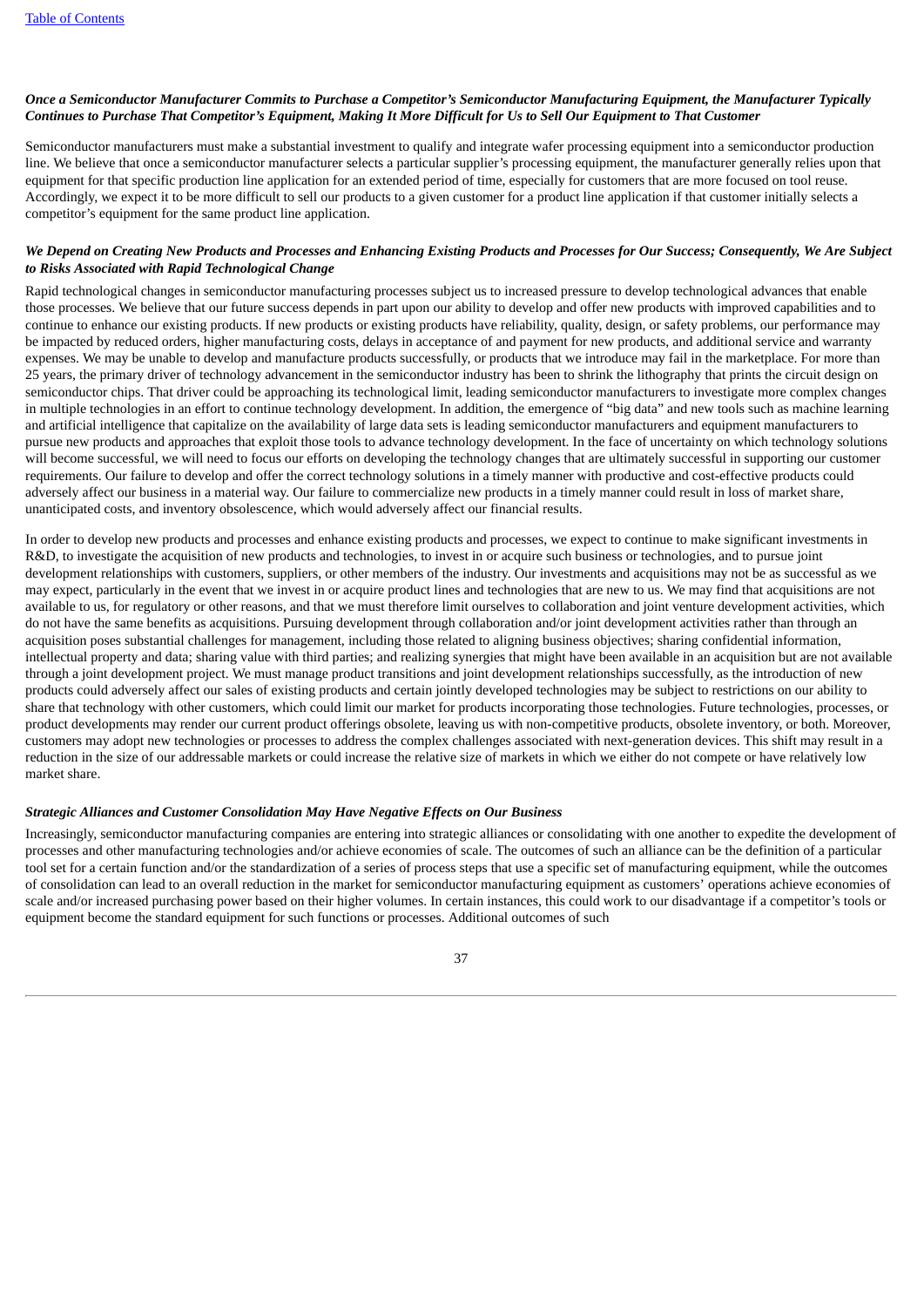***Once a Semiconductor Manufacturer Commits to Purchase a Competitor's Semiconductor Manufacturing Equipment, the Manufacturer Typically Continues to Purchase That Competitor's Equipment, Making It More Difficult for Us to Sell Our Equipment to That Customer***

Semiconductor manufacturers must make a substantial investment to qualify and integrate wafer processing equipment into a semiconductor production line. We believe that once a semiconductor manufacturer selects a particular supplier's processing equipment, the manufacturer generally relies upon that equipment for that specific production line application for an extended period of time, especially for customers that are more focused on tool reuse. Accordingly, we expect it to be more difficult to sell our products to a given customer for a product line application if that customer initially selects a competitor's equipment for the same product line application.

***We Depend on Creating New Products and Processes and Enhancing Existing Products and Processes for Our Success; Consequently, We Are Subject to Risks Associated with Rapid Technological Change***

Rapid technological changes in semiconductor manufacturing processes subject us to increased pressure to develop technological advances that enable those processes. We believe that our future success depends in part upon our ability to develop and offer new products with improved capabilities and to continue to enhance our existing products. If new products or existing products have reliability, quality, design, or safety problems, our performance may be impacted by reduced orders, higher manufacturing costs, delays in acceptance of and payment for new products, and additional service and warranty expenses. We may be unable to develop and manufacture products successfully, or products that we introduce may fail in the marketplace. For more than 25 years, the primary driver of technology advancement in the semiconductor industry has been to shrink the lithography that prints the circuit design on semiconductor chips. That driver could be approaching its technological limit, leading semiconductor manufacturers to investigate more complex changes in multiple technologies in an effort to continue technology development. In addition, the emergence of "big data" and new tools such as machine learning and artificial intelligence that capitalize on the availability of large data sets is leading semiconductor manufacturers and equipment manufacturers to pursue new products and approaches that exploit those tools to advance technology development. In the face of uncertainty on which technology solutions will become successful, we will need to focus our efforts on developing the technology changes that are ultimately successful in supporting our customer requirements. Our failure to develop and offer the correct technology solutions in a timely manner with productive and cost-effective products could adversely affect our business in a material way. Our failure to commercialize new products in a timely manner could result in loss of market share, unanticipated costs, and inventory obsolescence, which would adversely affect our financial results.

In order to develop new products and processes and enhance existing products and processes, we expect to continue to make significant investments in R&D, to investigate the acquisition of new products and technologies, to invest in or acquire such business or technologies, and to pursue joint development relationships with customers, suppliers, or other members of the industry. Our investments and acquisitions may not be as successful as we may expect, particularly in the event that we invest in or acquire product lines and technologies that are new to us. We may find that acquisitions are not available to us, for regulatory or other reasons, and that we must therefore limit ourselves to collaboration and joint venture development activities, which do not have the same benefits as acquisitions. Pursuing development through collaboration and/or joint development activities rather than through an acquisition poses substantial challenges for management, including those related to aligning business objectives; sharing confidential information, intellectual property and data; sharing value with third parties; and realizing synergies that might have been available in an acquisition but are not available through a joint development project. We must manage product transitions and joint development relationships successfully, as the introduction of new products could adversely affect our sales of existing products and certain jointly developed technologies may be subject to restrictions on our ability to share that technology with other customers, which could limit our market for products incorporating those technologies. Future technologies, processes, or product developments may render our current product offerings obsolete, leaving us with non-competitive products, obsolete inventory, or both. Moreover, customers may adopt new technologies or processes to address the complex challenges associated with next-generation devices. This shift may result in a reduction in the size of our addressable markets or could increase the relative size of markets in which we either do not compete or have relatively low market share.

***Strategic Alliances and Customer Consolidation May Have Negative Effects on Our Business***

Increasingly, semiconductor manufacturing companies are entering into strategic alliances or consolidating with one another to expedite the development of processes and other manufacturing technologies and/or achieve economies of scale. The outcomes of such an alliance can be the definition of a particular tool set for a certain function and/or the standardization of a series of process steps that use a specific set of manufacturing equipment, while the outcomes of consolidation can lead to an overall reduction in the market for semiconductor manufacturing equipment as customers' operations achieve economies of scale and/or increased purchasing power based on their higher volumes. In certain instances, this could work to our disadvantage if a competitor's tools or equipment become the standard equipment for such functions or processes. Additional outcomes of such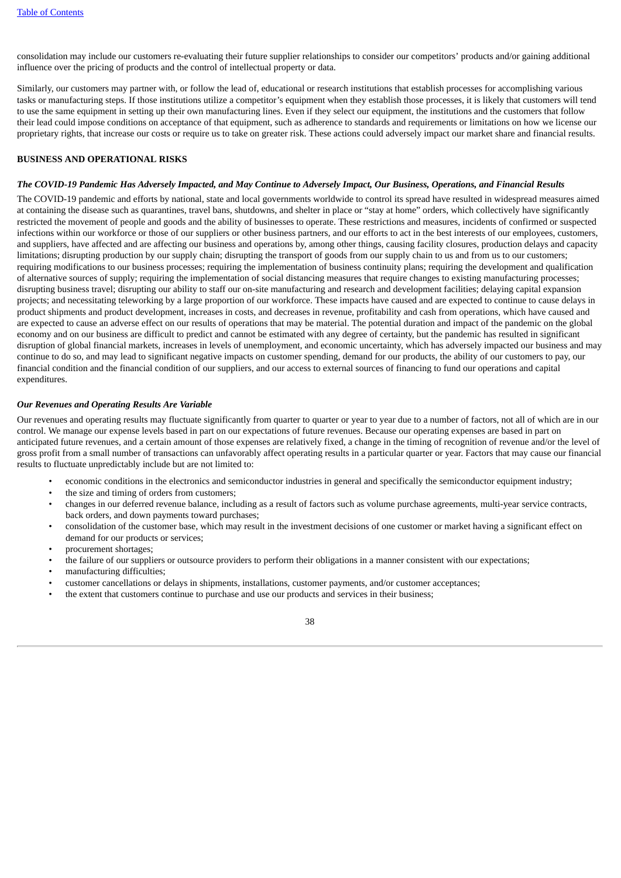consolidation may include our customers re-evaluating their future supplier relationships to consider our competitors' products and/or gaining additional influence over the pricing of products and the control of intellectual property or data.

Similarly, our customers may partner with, or follow the lead of, educational or research institutions that establish processes for accomplishing various tasks or manufacturing steps. If those institutions utilize a competitor's equipment when they establish those processes, it is likely that customers will tend to use the same equipment in setting up their own manufacturing lines. Even if they select our equipment, the institutions and the customers that follow their lead could impose conditions on acceptance of that equipment, such as adherence to standards and requirements or limitations on how we license our proprietary rights, that increase our costs or require us to take on greater risk. These actions could adversely impact our market share and financial results.

## BUSINESS AND OPERATIONAL RISKS

### *The COVID-19 Pandemic Has Adversely Impacted, and May Continue to Adversely Impact, Our Business, Operations, and Financial Results*

The COVID-19 pandemic and efforts by national, state and local governments worldwide to control its spread have resulted in widespread measures aimed at containing the disease such as quarantines, travel bans, shutdowns, and shelter in place or "stay at home" orders, which collectively have significantly restricted the movement of people and goods and the ability of businesses to operate. These restrictions and measures, incidents of confirmed or suspected infections within our workforce or those of our suppliers or other business partners, and our efforts to act in the best interests of our employees, customers, and suppliers, have affected and are affecting our business and operations by, among other things, causing facility closures, production delays and capacity limitations; disrupting production by our supply chain; disrupting the transport of goods from our supply chain to us and from us to our customers; requiring modifications to our business processes; requiring the implementation of business continuity plans; requiring the development and qualification of alternative sources of supply; requiring the implementation of social distancing measures that require changes to existing manufacturing processes; disrupting business travel; disrupting our ability to staff our on-site manufacturing and research and development facilities; delaying capital expansion projects; and necessitating teleworking by a large proportion of our workforce. These impacts have caused and are expected to continue to cause delays in product shipments and product development, increases in costs, and decreases in revenue, profitability and cash from operations, which have caused and are expected to cause an adverse effect on our results of operations that may be material. The potential duration and impact of the pandemic on the global economy and on our business are difficult to predict and cannot be estimated with any degree of certainty, but the pandemic has resulted in significant disruption of global financial markets, increases in levels of unemployment, and economic uncertainty, which has adversely impacted our business and may continue to do so, and may lead to significant negative impacts on customer spending, demand for our products, the ability of our customers to pay, our financial condition and the financial condition of our suppliers, and our access to external sources of financing to fund our operations and capital expenditures.

### *Our Revenues and Operating Results Are Variable*

Our revenues and operating results may fluctuate significantly from quarter to quarter or year to year due to a number of factors, not all of which are in our control. We manage our expense levels based in part on our expectations of future revenues. Because our operating expenses are based in part on anticipated future revenues, and a certain amount of those expenses are relatively fixed, a change in the timing of recognition of revenue and/or the level of gross profit from a small number of transactions can unfavorably affect operating results in a particular quarter or year. Factors that may cause our financial results to fluctuate unpredictably include but are not limited to:

- economic conditions in the electronics and semiconductor industries in general and specifically the semiconductor equipment industry;
- the size and timing of orders from customers;
- changes in our deferred revenue balance, including as a result of factors such as volume purchase agreements, multi-year service contracts, back orders, and down payments toward purchases;
- consolidation of the customer base, which may result in the investment decisions of one customer or market having a significant effect on demand for our products or services;
- procurement shortages;
- the failure of our suppliers or outsource providers to perform their obligations in a manner consistent with our expectations;
- manufacturing difficulties;
- customer cancellations or delays in shipments, installations, customer payments, and/or customer acceptances;
- the extent that customers continue to purchase and use our products and services in their business;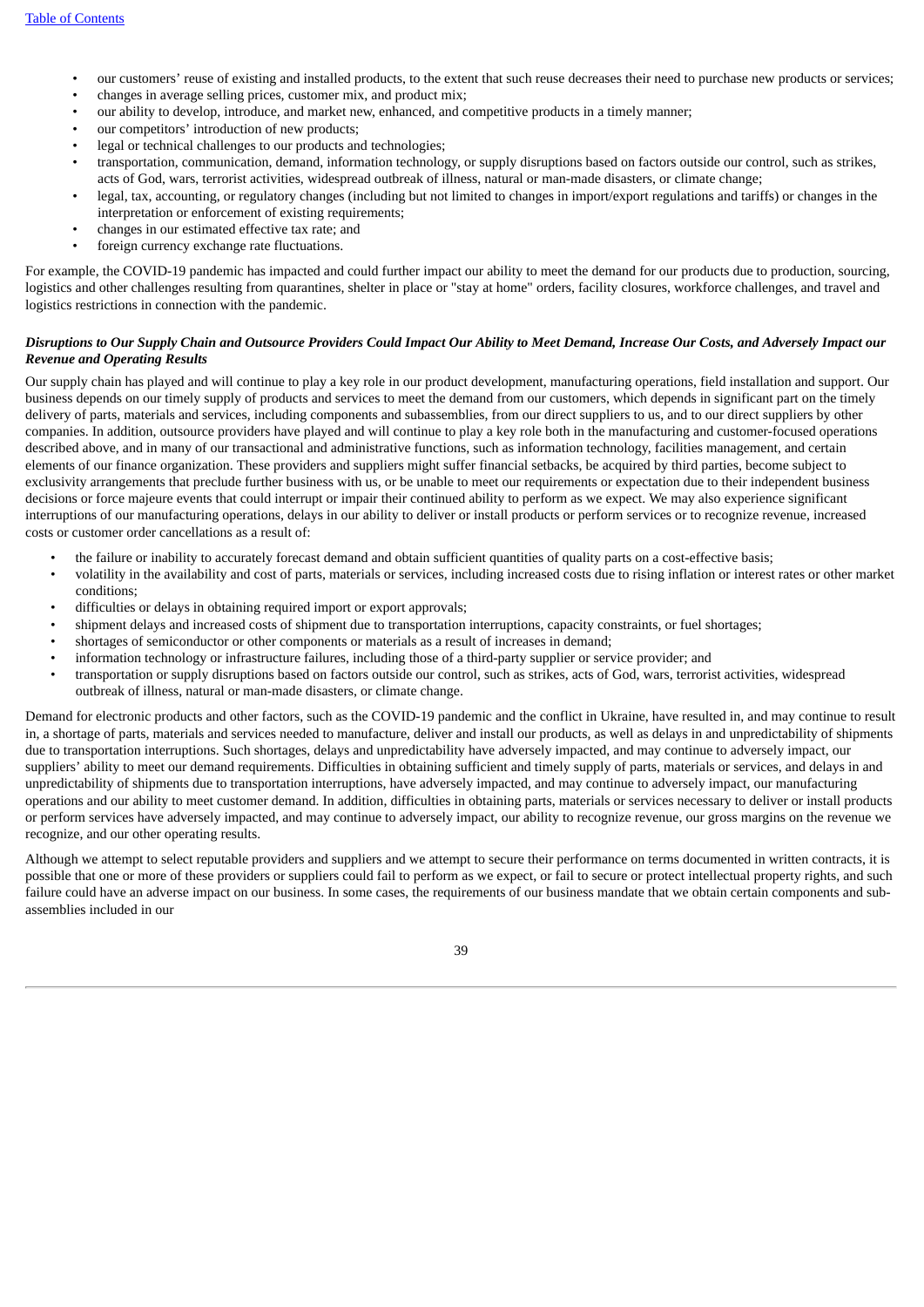- our customers' reuse of existing and installed products, to the extent that such reuse decreases their need to purchase new products or services;
- changes in average selling prices, customer mix, and product mix;
- our ability to develop, introduce, and market new, enhanced, and competitive products in a timely manner;
- our competitors' introduction of new products;
- legal or technical challenges to our products and technologies;
- transportation, communication, demand, information technology, or supply disruptions based on factors outside our control, such as strikes, acts of God, wars, terrorist activities, widespread outbreak of illness, natural or man-made disasters, or climate change;
- legal, tax, accounting, or regulatory changes (including but not limited to changes in import/export regulations and tariffs) or changes in the interpretation or enforcement of existing requirements;
- changes in our estimated effective tax rate; and
- foreign currency exchange rate fluctuations.

For example, the COVID-19 pandemic has impacted and could further impact our ability to meet the demand for our products due to production, sourcing, logistics and other challenges resulting from quarantines, shelter in place or "stay at home" orders, facility closures, workforce challenges, and travel and logistics restrictions in connection with the pandemic.

***Disruptions to Our Supply Chain and Outsource Providers Could Impact Our Ability to Meet Demand, Increase Our Costs, and Adversely Impact our Revenue and Operating Results***

Our supply chain has played and will continue to play a key role in our product development, manufacturing operations, field installation and support. Our business depends on our timely supply of products and services to meet the demand from our customers, which depends in significant part on the timely delivery of parts, materials and services, including components and subassemblies, from our direct suppliers to us, and to our direct suppliers by other companies. In addition, outsource providers have played and will continue to play a key role both in the manufacturing and customer-focused operations described above, and in many of our transactional and administrative functions, such as information technology, facilities management, and certain elements of our finance organization. These providers and suppliers might suffer financial setbacks, be acquired by third parties, become subject to exclusivity arrangements that preclude further business with us, or be unable to meet our requirements or expectation due to their independent business decisions or force majeure events that could interrupt or impair their continued ability to perform as we expect. We may also experience significant interruptions of our manufacturing operations, delays in our ability to deliver or install products or perform services or to recognize revenue, increased costs or customer order cancellations as a result of:

- the failure or inability to accurately forecast demand and obtain sufficient quantities of quality parts on a cost-effective basis;
- volatility in the availability and cost of parts, materials or services, including increased costs due to rising inflation or interest rates or other market conditions;
- difficulties or delays in obtaining required import or export approvals;
- shipment delays and increased costs of shipment due to transportation interruptions, capacity constraints, or fuel shortages;
- shortages of semiconductor or other components or materials as a result of increases in demand;
- information technology or infrastructure failures, including those of a third-party supplier or service provider; and
- transportation or supply disruptions based on factors outside our control, such as strikes, acts of God, wars, terrorist activities, widespread outbreak of illness, natural or man-made disasters, or climate change.

Demand for electronic products and other factors, such as the COVID-19 pandemic and the conflict in Ukraine, have resulted in, and may continue to result in, a shortage of parts, materials and services needed to manufacture, deliver and install our products, as well as delays in and unpredictability of shipments due to transportation interruptions. Such shortages, delays and unpredictability have adversely impacted, and may continue to adversely impact, our suppliers' ability to meet our demand requirements. Difficulties in obtaining sufficient and timely supply of parts, materials or services, and delays in and unpredictability of shipments due to transportation interruptions, have adversely impacted, and may continue to adversely impact, our manufacturing operations and our ability to meet customer demand. In addition, difficulties in obtaining parts, materials or services necessary to deliver or install products or perform services have adversely impacted, and may continue to adversely impact, our ability to recognize revenue, our gross margins on the revenue we recognize, and our other operating results.

Although we attempt to select reputable providers and suppliers and we attempt to secure their performance on terms documented in written contracts, it is possible that one or more of these providers or suppliers could fail to perform as we expect, or fail to secure or protect intellectual property rights, and such failure could have an adverse impact on our business. In some cases, the requirements of our business mandate that we obtain certain components and sub-assemblies included in our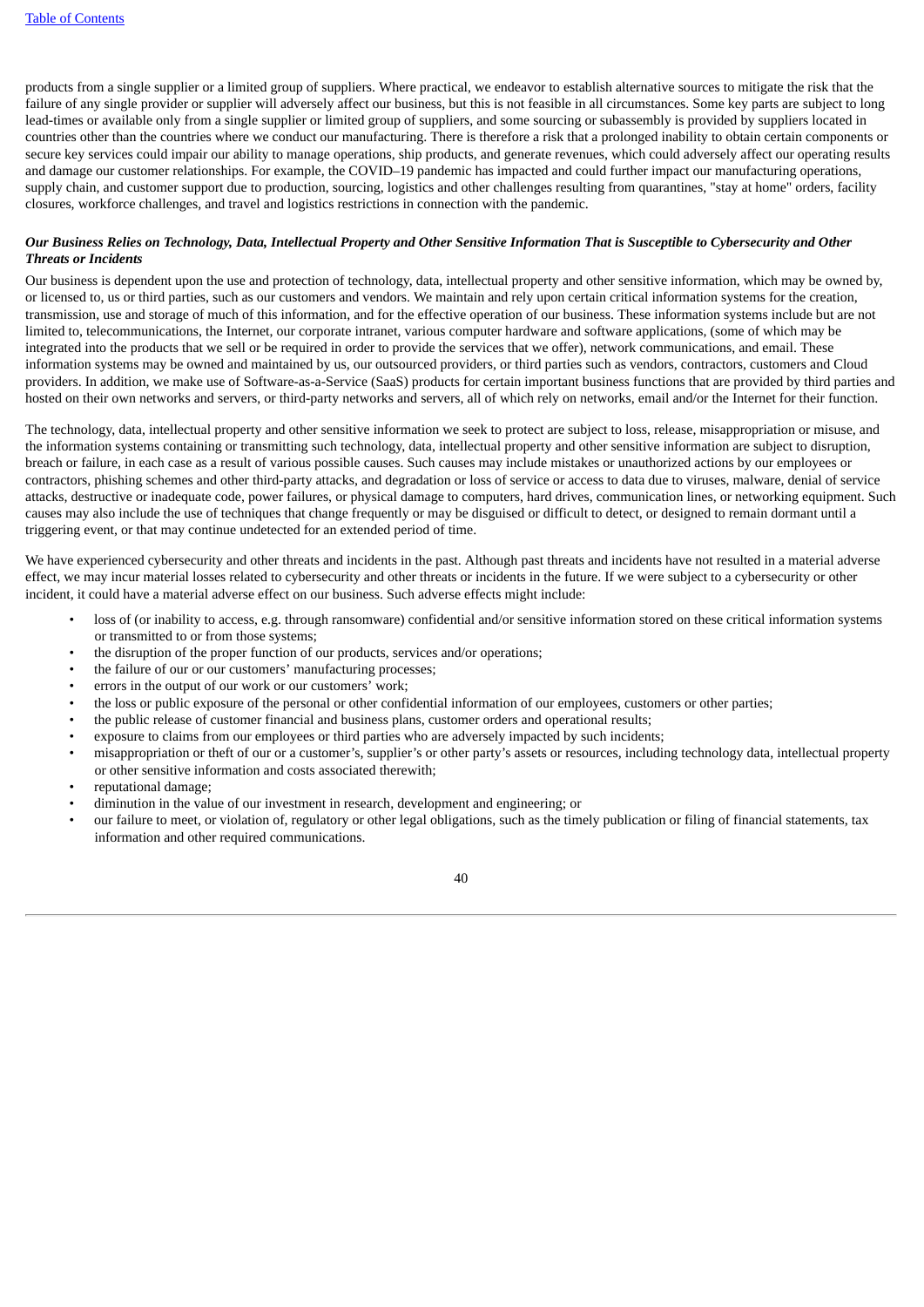products from a single supplier or a limited group of suppliers. Where practical, we endeavor to establish alternative sources to mitigate the risk that the failure of any single provider or supplier will adversely affect our business, but this is not feasible in all circumstances. Some key parts are subject to long lead-times or available only from a single supplier or limited group of suppliers, and some sourcing or subassembly is provided by suppliers located in countries other than the countries where we conduct our manufacturing. There is therefore a risk that a prolonged inability to obtain certain components or secure key services could impair our ability to manage operations, ship products, and generate revenues, which could adversely affect our operating results and damage our customer relationships. For example, the COVID–19 pandemic has impacted and could further impact our manufacturing operations, supply chain, and customer support due to production, sourcing, logistics and other challenges resulting from quarantines, "stay at home" orders, facility closures, workforce challenges, and travel and logistics restrictions in connection with the pandemic.

***Our Business Relies on Technology, Data, Intellectual Property and Other Sensitive Information That is Susceptible to Cybersecurity and Other Threats or Incidents***

Our business is dependent upon the use and protection of technology, data, intellectual property and other sensitive information, which may be owned by, or licensed to, us or third parties, such as our customers and vendors. We maintain and rely upon certain critical information systems for the creation, transmission, use and storage of much of this information, and for the effective operation of our business. These information systems include but are not limited to, telecommunications, the Internet, our corporate intranet, various computer hardware and software applications, (some of which may be integrated into the products that we sell or be required in order to provide the services that we offer), network communications, and email. These information systems may be owned and maintained by us, our outsourced providers, or third parties such as vendors, contractors, customers and Cloud providers. In addition, we make use of Software-as-a-Service (SaaS) products for certain important business functions that are provided by third parties and hosted on their own networks and servers, or third-party networks and servers, all of which rely on networks, email and/or the Internet for their function.

The technology, data, intellectual property and other sensitive information we seek to protect are subject to loss, release, misappropriation or misuse, and the information systems containing or transmitting such technology, data, intellectual property and other sensitive information are subject to disruption, breach or failure, in each case as a result of various possible causes. Such causes may include mistakes or unauthorized actions by our employees or contractors, phishing schemes and other third-party attacks, and degradation or loss of service or access to data due to viruses, malware, denial of service attacks, destructive or inadequate code, power failures, or physical damage to computers, hard drives, communication lines, or networking equipment. Such causes may also include the use of techniques that change frequently or may be disguised or difficult to detect, or designed to remain dormant until a triggering event, or that may continue undetected for an extended period of time.

We have experienced cybersecurity and other threats and incidents in the past. Although past threats and incidents have not resulted in a material adverse effect, we may incur material losses related to cybersecurity and other threats or incidents in the future. If we were subject to a cybersecurity or other incident, it could have a material adverse effect on our business. Such adverse effects might include:

- loss of (or inability to access, e.g. through ransomware) confidential and/or sensitive information stored on these critical information systems or transmitted to or from those systems;
- the disruption of the proper function of our products, services and/or operations;
- the failure of our or our customers' manufacturing processes;
- errors in the output of our work or our customers' work;
- the loss or public exposure of the personal or other confidential information of our employees, customers or other parties;
- the public release of customer financial and business plans, customer orders and operational results;
- exposure to claims from our employees or third parties who are adversely impacted by such incidents;
- misappropriation or theft of our or a customer's, supplier's or other party's assets or resources, including technology data, intellectual property or other sensitive information and costs associated therewith;
- reputational damage;
- diminution in the value of our investment in research, development and engineering; or
- our failure to meet, or violation of, regulatory or other legal obligations, such as the timely publication or filing of financial statements, tax information and other required communications.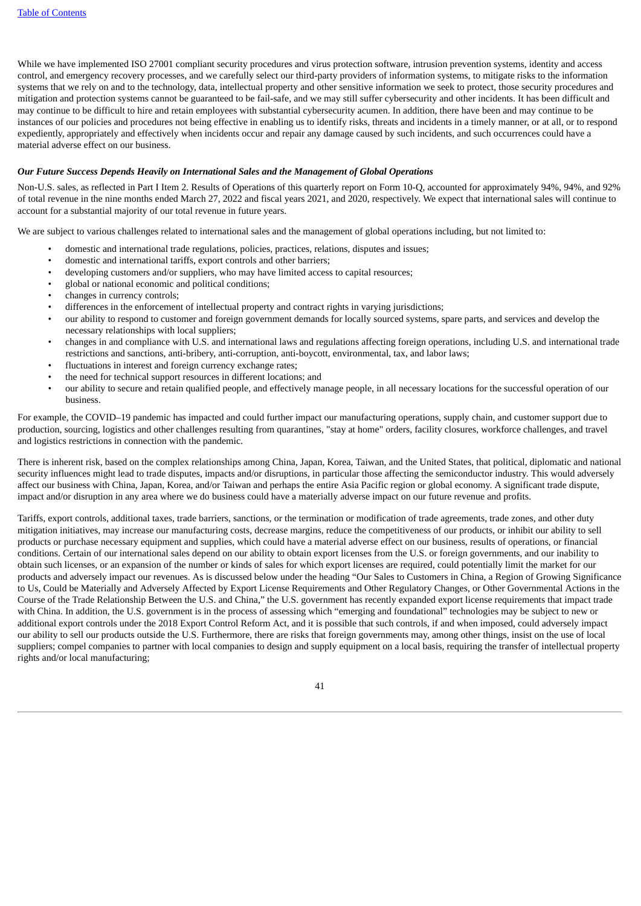While we have implemented ISO 27001 compliant security procedures and virus protection software, intrusion prevention systems, identity and access control, and emergency recovery processes, and we carefully select our third-party providers of information systems, to mitigate risks to the information systems that we rely on and to the technology, data, intellectual property and other sensitive information we seek to protect, those security procedures and mitigation and protection systems cannot be guaranteed to be fail-safe, and we may still suffer cybersecurity and other incidents. It has been difficult and may continue to be difficult to hire and retain employees with substantial cybersecurity acumen. In addition, there have been and may continue to be instances of our policies and procedures not being effective in enabling us to identify risks, threats and incidents in a timely manner, or at all, or to respond expediently, appropriately and effectively when incidents occur and repair any damage caused by such incidents, and such occurrences could have a material adverse effect on our business.

***Our Future Success Depends Heavily on International Sales and the Management of Global Operations***

Non-U.S. sales, as reflected in Part I Item 2. Results of Operations of this quarterly report on Form 10-Q, accounted for approximately 94%, 94%, and 92% of total revenue in the nine months ended March 27, 2022 and fiscal years 2021, and 2020, respectively. We expect that international sales will continue to account for a substantial majority of our total revenue in future years.

We are subject to various challenges related to international sales and the management of global operations including, but not limited to:

- domestic and international trade regulations, policies, practices, relations, disputes and issues;
- domestic and international tariffs, export controls and other barriers;
- developing customers and/or suppliers, who may have limited access to capital resources;
- global or national economic and political conditions;
- changes in currency controls;
- differences in the enforcement of intellectual property and contract rights in varying jurisdictions;
- our ability to respond to customer and foreign government demands for locally sourced systems, spare parts, and services and develop the necessary relationships with local suppliers;
- changes in and compliance with U.S. and international laws and regulations affecting foreign operations, including U.S. and international trade restrictions and sanctions, anti-bribery, anti-corruption, anti-boycott, environmental, tax, and labor laws;
- fluctuations in interest and foreign currency exchange rates;
- the need for technical support resources in different locations; and
- our ability to secure and retain qualified people, and effectively manage people, in all necessary locations for the successful operation of our business.

For example, the COVID–19 pandemic has impacted and could further impact our manufacturing operations, supply chain, and customer support due to production, sourcing, logistics and other challenges resulting from quarantines, "stay at home" orders, facility closures, workforce challenges, and travel and logistics restrictions in connection with the pandemic.

There is inherent risk, based on the complex relationships among China, Japan, Korea, Taiwan, and the United States, that political, diplomatic and national security influences might lead to trade disputes, impacts and/or disruptions, in particular those affecting the semiconductor industry. This would adversely affect our business with China, Japan, Korea, and/or Taiwan and perhaps the entire Asia Pacific region or global economy. A significant trade dispute, impact and/or disruption in any area where we do business could have a materially adverse impact on our future revenue and profits.

Tariffs, export controls, additional taxes, trade barriers, sanctions, or the termination or modification of trade agreements, trade zones, and other duty mitigation initiatives, may increase our manufacturing costs, decrease margins, reduce the competitiveness of our products, or inhibit our ability to sell products or purchase necessary equipment and supplies, which could have a material adverse effect on our business, results of operations, or financial conditions. Certain of our international sales depend on our ability to obtain export licenses from the U.S. or foreign governments, and our inability to obtain such licenses, or an expansion of the number or kinds of sales for which export licenses are required, could potentially limit the market for our products and adversely impact our revenues. As is discussed below under the heading "Our Sales to Customers in China, a Region of Growing Significance to Us, Could be Materially and Adversely Affected by Export License Requirements and Other Regulatory Changes, or Other Governmental Actions in the Course of the Trade Relationship Between the U.S. and China," the U.S. government has recently expanded export license requirements that impact trade with China. In addition, the U.S. government is in the process of assessing which "emerging and foundational" technologies may be subject to new or additional export controls under the 2018 Export Control Reform Act, and it is possible that such controls, if and when imposed, could adversely impact our ability to sell our products outside the U.S. Furthermore, there are risks that foreign governments may, among other things, insist on the use of local suppliers; compel companies to partner with local companies to design and supply equipment on a local basis, requiring the transfer of intellectual property rights and/or local manufacturing;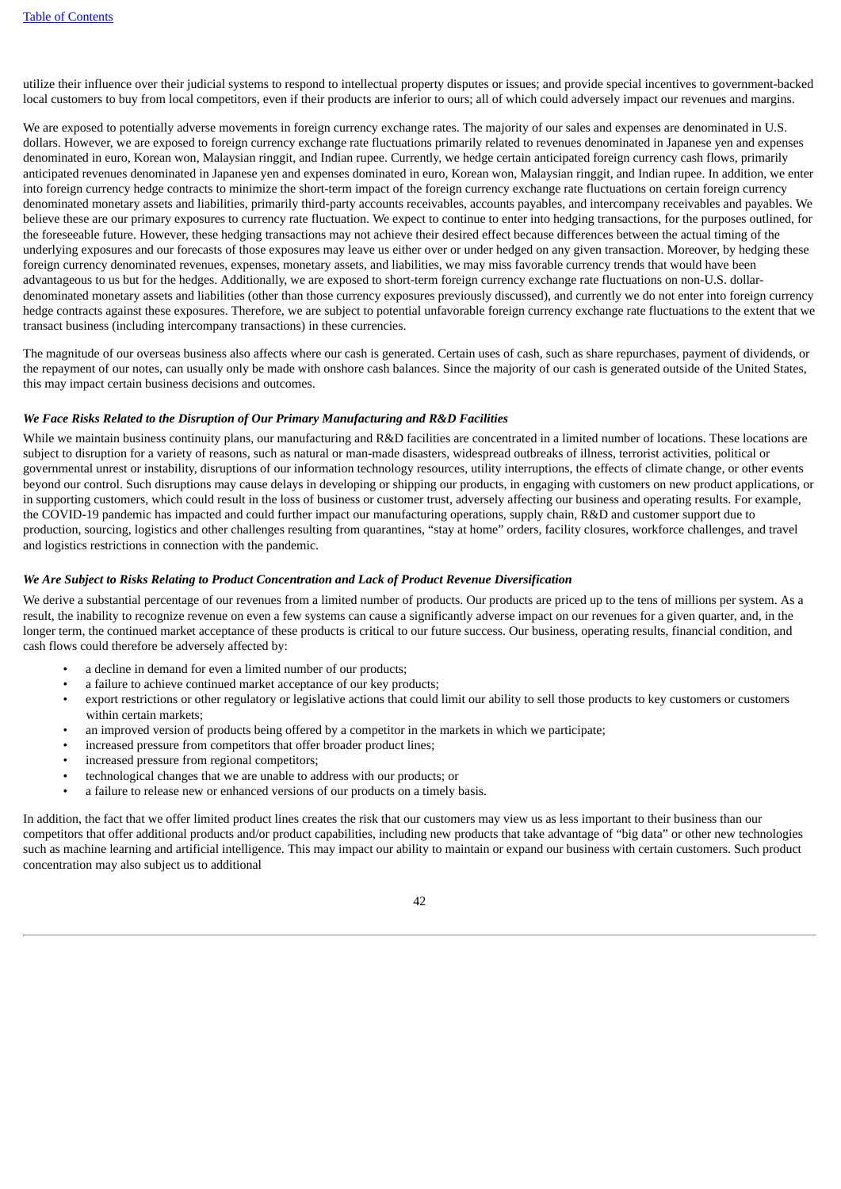utilize their influence over their judicial systems to respond to intellectual property disputes or issues; and provide special incentives to government-backed local customers to buy from local competitors, even if their products are inferior to ours; all of which could adversely impact our revenues and margins.

We are exposed to potentially adverse movements in foreign currency exchange rates. The majority of our sales and expenses are denominated in U.S. dollars. However, we are exposed to foreign currency exchange rate fluctuations primarily related to revenues denominated in Japanese yen and expenses denominated in euro, Korean won, Malaysian ringgit, and Indian rupee. Currently, we hedge certain anticipated foreign currency cash flows, primarily anticipated revenues denominated in Japanese yen and expenses dominated in euro, Korean won, Malaysian ringgit, and Indian rupee. In addition, we enter into foreign currency hedge contracts to minimize the short-term impact of the foreign currency exchange rate fluctuations on certain foreign currency denominated monetary assets and liabilities, primarily third-party accounts receivables, accounts payables, and intercompany receivables and payables. We believe these are our primary exposures to currency rate fluctuation. We expect to continue to enter into hedging transactions, for the purposes outlined, for the foreseeable future. However, these hedging transactions may not achieve their desired effect because differences between the actual timing of the underlying exposures and our forecasts of those exposures may leave us either over or under hedged on any given transaction. Moreover, by hedging these foreign currency denominated revenues, expenses, monetary assets, and liabilities, we may miss favorable currency trends that would have been advantageous to us but for the hedges. Additionally, we are exposed to short-term foreign currency exchange rate fluctuations on non-U.S. dollar-denominated monetary assets and liabilities (other than those currency exposures previously discussed), and currently we do not enter into foreign currency hedge contracts against these exposures. Therefore, we are subject to potential unfavorable foreign currency exchange rate fluctuations to the extent that we transact business (including intercompany transactions) in these currencies.

The magnitude of our overseas business also affects where our cash is generated. Certain uses of cash, such as share repurchases, payment of dividends, or the repayment of our notes, can usually only be made with onshore cash balances. Since the majority of our cash is generated outside of the United States, this may impact certain business decisions and outcomes.

***We Face Risks Related to the Disruption of Our Primary Manufacturing and R&D Facilities***

While we maintain business continuity plans, our manufacturing and R&D facilities are concentrated in a limited number of locations. These locations are subject to disruption for a variety of reasons, such as natural or man-made disasters, widespread outbreaks of illness, terrorist activities, political or governmental unrest or instability, disruptions of our information technology resources, utility interruptions, the effects of climate change, or other events beyond our control. Such disruptions may cause delays in developing or shipping our products, in engaging with customers on new product applications, or in supporting customers, which could result in the loss of business or customer trust, adversely affecting our business and operating results. For example, the COVID-19 pandemic has impacted and could further impact our manufacturing operations, supply chain, R&D and customer support due to production, sourcing, logistics and other challenges resulting from quarantines, "stay at home" orders, facility closures, workforce challenges, and travel and logistics restrictions in connection with the pandemic.

***We Are Subject to Risks Relating to Product Concentration and Lack of Product Revenue Diversification***

We derive a substantial percentage of our revenues from a limited number of products. Our products are priced up to the tens of millions per system. As a result, the inability to recognize revenue on even a few systems can cause a significantly adverse impact on our revenues for a given quarter, and, in the longer term, the continued market acceptance of these products is critical to our future success. Our business, operating results, financial condition, and cash flows could therefore be adversely affected by:

- a decline in demand for even a limited number of our products;
- a failure to achieve continued market acceptance of our key products;
- export restrictions or other regulatory or legislative actions that could limit our ability to sell those products to key customers or customers within certain markets;
- an improved version of products being offered by a competitor in the markets in which we participate;
- increased pressure from competitors that offer broader product lines;
- increased pressure from regional competitors;
- technological changes that we are unable to address with our products; or
- a failure to release new or enhanced versions of our products on a timely basis.

In addition, the fact that we offer limited product lines creates the risk that our customers may view us as less important to their business than our competitors that offer additional products and/or product capabilities, including new products that take advantage of "big data" or other new technologies such as machine learning and artificial intelligence. This may impact our ability to maintain or expand our business with certain customers. Such product concentration may also subject us to additional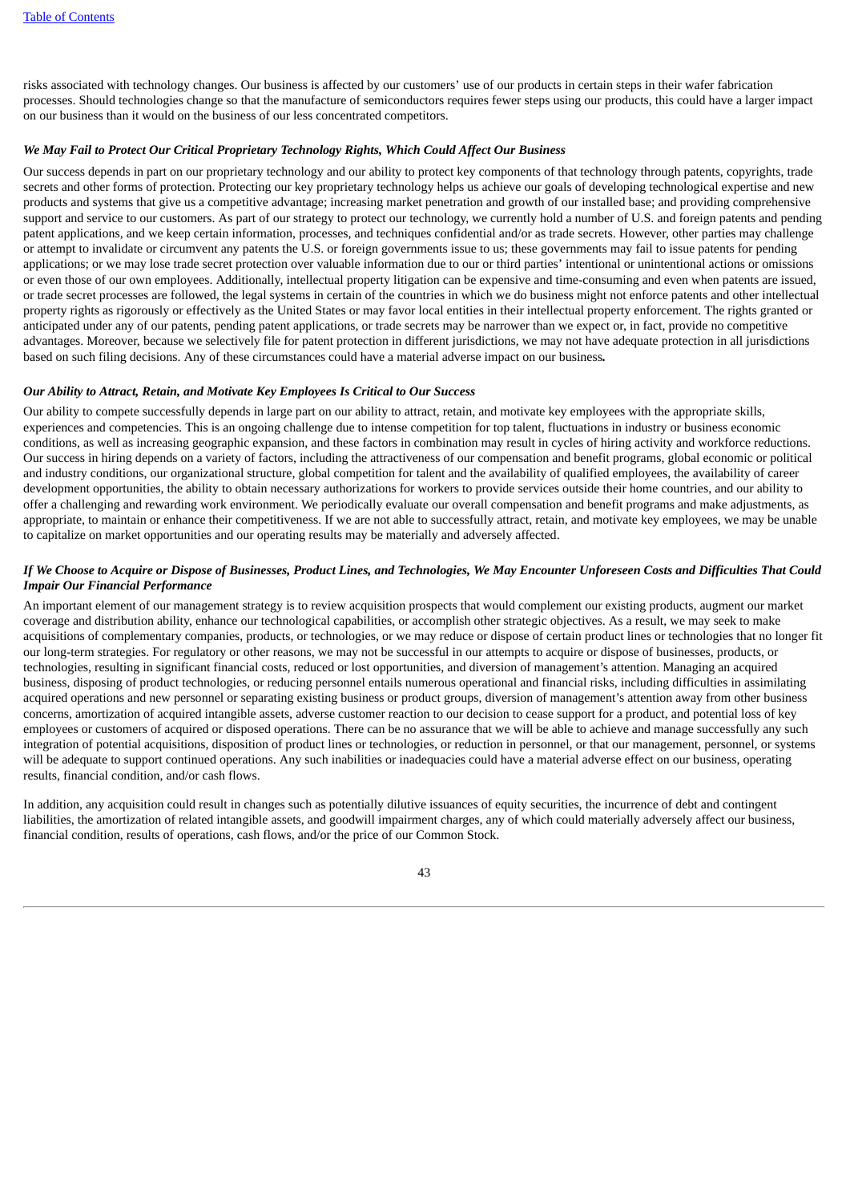risks associated with technology changes. Our business is affected by our customers' use of our products in certain steps in their wafer fabrication processes. Should technologies change so that the manufacture of semiconductors requires fewer steps using our products, this could have a larger impact on our business than it would on the business of our less concentrated competitors.

***We May Fail to Protect Our Critical Proprietary Technology Rights, Which Could Affect Our Business***

Our success depends in part on our proprietary technology and our ability to protect key components of that technology through patents, copyrights, trade secrets and other forms of protection. Protecting our key proprietary technology helps us achieve our goals of developing technological expertise and new products and systems that give us a competitive advantage; increasing market penetration and growth of our installed base; and providing comprehensive support and service to our customers. As part of our strategy to protect our technology, we currently hold a number of U.S. and foreign patents and pending patent applications, and we keep certain information, processes, and techniques confidential and/or as trade secrets. However, other parties may challenge or attempt to invalidate or circumvent any patents the U.S. or foreign governments issue to us; these governments may fail to issue patents for pending applications; or we may lose trade secret protection over valuable information due to our or third parties' intentional or unintentional actions or omissions or even those of our own employees. Additionally, intellectual property litigation can be expensive and time-consuming and even when patents are issued, or trade secret processes are followed, the legal systems in certain of the countries in which we do business might not enforce patents and other intellectual property rights as rigorously or effectively as the United States or may favor local entities in their intellectual property enforcement. The rights granted or anticipated under any of our patents, pending patent applications, or trade secrets may be narrower than we expect or, in fact, provide no competitive advantages. Moreover, because we selectively file for patent protection in different jurisdictions, we may not have adequate protection in all jurisdictions based on such filing decisions. Any of these circumstances could have a material adverse impact on our business**.**

***Our Ability to Attract, Retain, and Motivate Key Employees Is Critical to Our Success***

Our ability to compete successfully depends in large part on our ability to attract, retain, and motivate key employees with the appropriate skills, experiences and competencies. This is an ongoing challenge due to intense competition for top talent, fluctuations in industry or business economic conditions, as well as increasing geographic expansion, and these factors in combination may result in cycles of hiring activity and workforce reductions. Our success in hiring depends on a variety of factors, including the attractiveness of our compensation and benefit programs, global economic or political and industry conditions, our organizational structure, global competition for talent and the availability of qualified employees, the availability of career development opportunities, the ability to obtain necessary authorizations for workers to provide services outside their home countries, and our ability to offer a challenging and rewarding work environment. We periodically evaluate our overall compensation and benefit programs and make adjustments, as appropriate, to maintain or enhance their competitiveness. If we are not able to successfully attract, retain, and motivate key employees, we may be unable to capitalize on market opportunities and our operating results may be materially and adversely affected.

***If We Choose to Acquire or Dispose of Businesses, Product Lines, and Technologies, We May Encounter Unforeseen Costs and Difficulties That Could Impair Our Financial Performance***

An important element of our management strategy is to review acquisition prospects that would complement our existing products, augment our market coverage and distribution ability, enhance our technological capabilities, or accomplish other strategic objectives. As a result, we may seek to make acquisitions of complementary companies, products, or technologies, or we may reduce or dispose of certain product lines or technologies that no longer fit our long-term strategies. For regulatory or other reasons, we may not be successful in our attempts to acquire or dispose of businesses, products, or technologies, resulting in significant financial costs, reduced or lost opportunities, and diversion of management's attention. Managing an acquired business, disposing of product technologies, or reducing personnel entails numerous operational and financial risks, including difficulties in assimilating acquired operations and new personnel or separating existing business or product groups, diversion of management's attention away from other business concerns, amortization of acquired intangible assets, adverse customer reaction to our decision to cease support for a product, and potential loss of key employees or customers of acquired or disposed operations. There can be no assurance that we will be able to achieve and manage successfully any such integration of potential acquisitions, disposition of product lines or technologies, or reduction in personnel, or that our management, personnel, or systems will be adequate to support continued operations. Any such inabilities or inadequacies could have a material adverse effect on our business, operating results, financial condition, and/or cash flows.

In addition, any acquisition could result in changes such as potentially dilutive issuances of equity securities, the incurrence of debt and contingent liabilities, the amortization of related intangible assets, and goodwill impairment charges, any of which could materially adversely affect our business, financial condition, results of operations, cash flows, and/or the price of our Common Stock.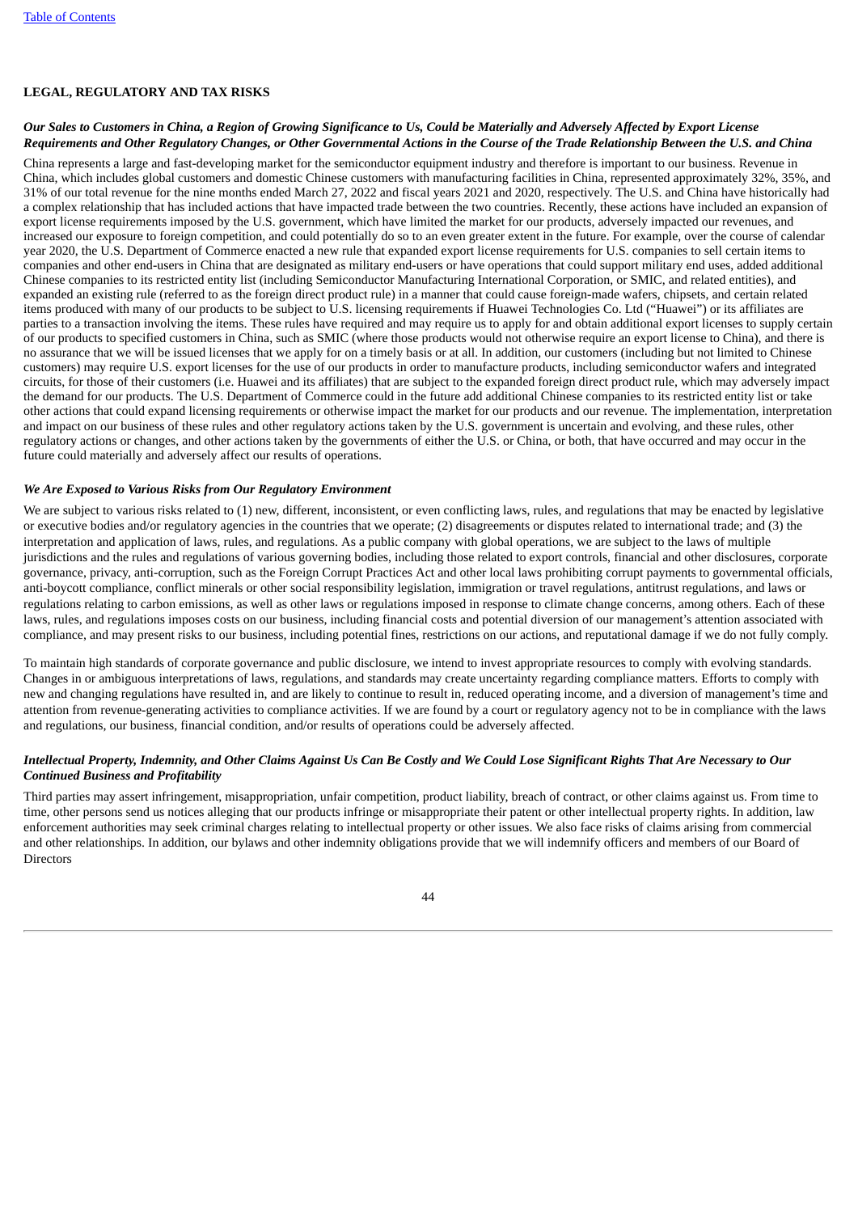## LEGAL, REGULATORY AND TAX RISKS

***Our Sales to Customers in China, a Region of Growing Significance to Us, Could be Materially and Adversely Affected by Export License Requirements and Other Regulatory Changes, or Other Governmental Actions in the Course of the Trade Relationship Between the U.S. and China***

China represents a large and fast-developing market for the semiconductor equipment industry and therefore is important to our business. Revenue in China, which includes global customers and domestic Chinese customers with manufacturing facilities in China, represented approximately 32%, 35%, and 31% of our total revenue for the nine months ended March 27, 2022 and fiscal years 2021 and 2020, respectively. The U.S. and China have historically had a complex relationship that has included actions that have impacted trade between the two countries. Recently, these actions have included an expansion of export license requirements imposed by the U.S. government, which have limited the market for our products, adversely impacted our revenues, and increased our exposure to foreign competition, and could potentially do so to an even greater extent in the future. For example, over the course of calendar year 2020, the U.S. Department of Commerce enacted a new rule that expanded export license requirements for U.S. companies to sell certain items to companies and other end-users in China that are designated as military end-users or have operations that could support military end uses, added additional Chinese companies to its restricted entity list (including Semiconductor Manufacturing International Corporation, or SMIC, and related entities), and expanded an existing rule (referred to as the foreign direct product rule) in a manner that could cause foreign-made wafers, chipsets, and certain related items produced with many of our products to be subject to U.S. licensing requirements if Huawei Technologies Co. Ltd ("Huawei") or its affiliates are parties to a transaction involving the items. These rules have required and may require us to apply for and obtain additional export licenses to supply certain of our products to specified customers in China, such as SMIC (where those products would not otherwise require an export license to China), and there is no assurance that we will be issued licenses that we apply for on a timely basis or at all. In addition, our customers (including but not limited to Chinese customers) may require U.S. export licenses for the use of our products in order to manufacture products, including semiconductor wafers and integrated circuits, for those of their customers (i.e. Huawei and its affiliates) that are subject to the expanded foreign direct product rule, which may adversely impact the demand for our products. The U.S. Department of Commerce could in the future add additional Chinese companies to its restricted entity list or take other actions that could expand licensing requirements or otherwise impact the market for our products and our revenue. The implementation, interpretation and impact on our business of these rules and other regulatory actions taken by the U.S. government is uncertain and evolving, and these rules, other regulatory actions or changes, and other actions taken by the governments of either the U.S. or China, or both, that have occurred and may occur in the future could materially and adversely affect our results of operations.

***We Are Exposed to Various Risks from Our Regulatory Environment***

We are subject to various risks related to (1) new, different, inconsistent, or even conflicting laws, rules, and regulations that may be enacted by legislative or executive bodies and/or regulatory agencies in the countries that we operate; (2) disagreements or disputes related to international trade; and (3) the interpretation and application of laws, rules, and regulations. As a public company with global operations, we are subject to the laws of multiple jurisdictions and the rules and regulations of various governing bodies, including those related to export controls, financial and other disclosures, corporate governance, privacy, anti-corruption, such as the Foreign Corrupt Practices Act and other local laws prohibiting corrupt payments to governmental officials, anti-boycott compliance, conflict minerals or other social responsibility legislation, immigration or travel regulations, antitrust regulations, and laws or regulations relating to carbon emissions, as well as other laws or regulations imposed in response to climate change concerns, among others. Each of these laws, rules, and regulations imposes costs on our business, including financial costs and potential diversion of our management's attention associated with compliance, and may present risks to our business, including potential fines, restrictions on our actions, and reputational damage if we do not fully comply.

To maintain high standards of corporate governance and public disclosure, we intend to invest appropriate resources to comply with evolving standards. Changes in or ambiguous interpretations of laws, regulations, and standards may create uncertainty regarding compliance matters. Efforts to comply with new and changing regulations have resulted in, and are likely to continue to result in, reduced operating income, and a diversion of management's time and attention from revenue-generating activities to compliance activities. If we are found by a court or regulatory agency not to be in compliance with the laws and regulations, our business, financial condition, and/or results of operations could be adversely affected.

***Intellectual Property, Indemnity, and Other Claims Against Us Can Be Costly and We Could Lose Significant Rights That Are Necessary to Our Continued Business and Profitability***

Third parties may assert infringement, misappropriation, unfair competition, product liability, breach of contract, or other claims against us. From time to time, other persons send us notices alleging that our products infringe or misappropriate their patent or other intellectual property rights. In addition, law enforcement authorities may seek criminal charges relating to intellectual property or other issues. We also face risks of claims arising from commercial and other relationships. In addition, our bylaws and other indemnity obligations provide that we will indemnify officers and members of our Board of Directors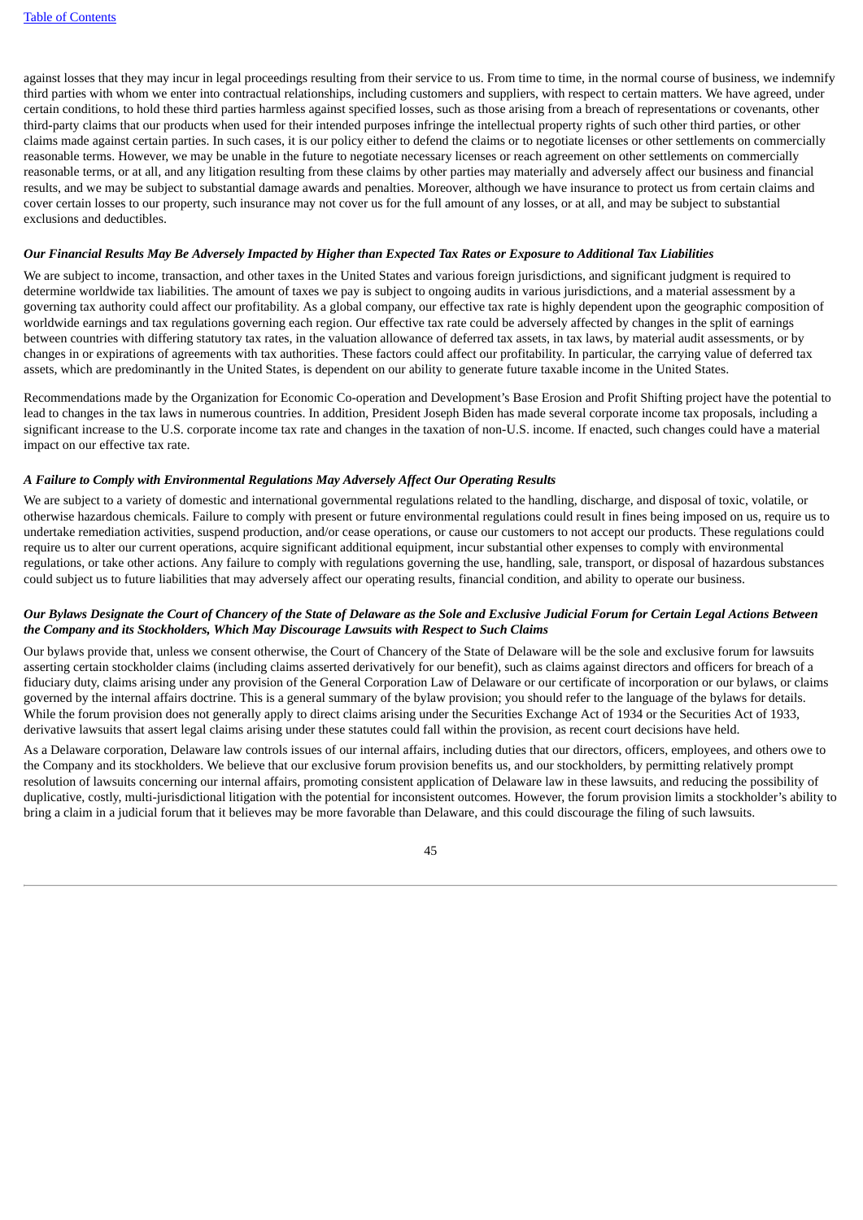against losses that they may incur in legal proceedings resulting from their service to us. From time to time, in the normal course of business, we indemnify third parties with whom we enter into contractual relationships, including customers and suppliers, with respect to certain matters. We have agreed, under certain conditions, to hold these third parties harmless against specified losses, such as those arising from a breach of representations or covenants, other third-party claims that our products when used for their intended purposes infringe the intellectual property rights of such other third parties, or other claims made against certain parties. In such cases, it is our policy either to defend the claims or to negotiate licenses or other settlements on commercially reasonable terms. However, we may be unable in the future to negotiate necessary licenses or reach agreement on other settlements on commercially reasonable terms, or at all, and any litigation resulting from these claims by other parties may materially and adversely affect our business and financial results, and we may be subject to substantial damage awards and penalties. Moreover, although we have insurance to protect us from certain claims and cover certain losses to our property, such insurance may not cover us for the full amount of any losses, or at all, and may be subject to substantial exclusions and deductibles.

***Our Financial Results May Be Adversely Impacted by Higher than Expected Tax Rates or Exposure to Additional Tax Liabilities***

We are subject to income, transaction, and other taxes in the United States and various foreign jurisdictions, and significant judgment is required to determine worldwide tax liabilities. The amount of taxes we pay is subject to ongoing audits in various jurisdictions, and a material assessment by a governing tax authority could affect our profitability. As a global company, our effective tax rate is highly dependent upon the geographic composition of worldwide earnings and tax regulations governing each region. Our effective tax rate could be adversely affected by changes in the split of earnings between countries with differing statutory tax rates, in the valuation allowance of deferred tax assets, in tax laws, by material audit assessments, or by changes in or expirations of agreements with tax authorities. These factors could affect our profitability. In particular, the carrying value of deferred tax assets, which are predominantly in the United States, is dependent on our ability to generate future taxable income in the United States.

Recommendations made by the Organization for Economic Co-operation and Development's Base Erosion and Profit Shifting project have the potential to lead to changes in the tax laws in numerous countries. In addition, President Joseph Biden has made several corporate income tax proposals, including a significant increase to the U.S. corporate income tax rate and changes in the taxation of non-U.S. income. If enacted, such changes could have a material impact on our effective tax rate.

***A Failure to Comply with Environmental Regulations May Adversely Affect Our Operating Results***

We are subject to a variety of domestic and international governmental regulations related to the handling, discharge, and disposal of toxic, volatile, or otherwise hazardous chemicals. Failure to comply with present or future environmental regulations could result in fines being imposed on us, require us to undertake remediation activities, suspend production, and/or cease operations, or cause our customers to not accept our products. These regulations could require us to alter our current operations, acquire significant additional equipment, incur substantial other expenses to comply with environmental regulations, or take other actions. Any failure to comply with regulations governing the use, handling, sale, transport, or disposal of hazardous substances could subject us to future liabilities that may adversely affect our operating results, financial condition, and ability to operate our business.

***Our Bylaws Designate the Court of Chancery of the State of Delaware as the Sole and Exclusive Judicial Forum for Certain Legal Actions Between the Company and its Stockholders, Which May Discourage Lawsuits with Respect to Such Claims***

Our bylaws provide that, unless we consent otherwise, the Court of Chancery of the State of Delaware will be the sole and exclusive forum for lawsuits asserting certain stockholder claims (including claims asserted derivatively for our benefit), such as claims against directors and officers for breach of a fiduciary duty, claims arising under any provision of the General Corporation Law of Delaware or our certificate of incorporation or our bylaws, or claims governed by the internal affairs doctrine. This is a general summary of the bylaw provision; you should refer to the language of the bylaws for details. While the forum provision does not generally apply to direct claims arising under the Securities Exchange Act of 1934 or the Securities Act of 1933, derivative lawsuits that assert legal claims arising under these statutes could fall within the provision, as recent court decisions have held.

As a Delaware corporation, Delaware law controls issues of our internal affairs, including duties that our directors, officers, employees, and others owe to the Company and its stockholders. We believe that our exclusive forum provision benefits us, and our stockholders, by permitting relatively prompt resolution of lawsuits concerning our internal affairs, promoting consistent application of Delaware law in these lawsuits, and reducing the possibility of duplicative, costly, multi-jurisdictional litigation with the potential for inconsistent outcomes. However, the forum provision limits a stockholder's ability to bring a claim in a judicial forum that it believes may be more favorable than Delaware, and this could discourage the filing of such lawsuits.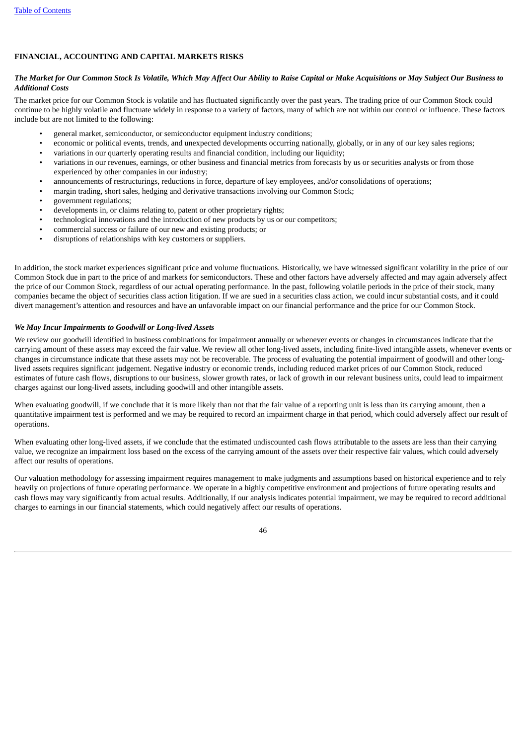## FINANCIAL, ACCOUNTING AND CAPITAL MARKETS RISKS

***The Market for Our Common Stock Is Volatile, Which May Affect Our Ability to Raise Capital or Make Acquisitions or May Subject Our Business to Additional Costs***

The market price for our Common Stock is volatile and has fluctuated significantly over the past years. The trading price of our Common Stock could continue to be highly volatile and fluctuate widely in response to a variety of factors, many of which are not within our control or influence. These factors include but are not limited to the following:

- general market, semiconductor, or semiconductor equipment industry conditions;
- economic or political events, trends, and unexpected developments occurring nationally, globally, or in any of our key sales regions;
- variations in our quarterly operating results and financial condition, including our liquidity;
- variations in our revenues, earnings, or other business and financial metrics from forecasts by us or securities analysts or from those experienced by other companies in our industry;
- announcements of restructurings, reductions in force, departure of key employees, and/or consolidations of operations;
- margin trading, short sales, hedging and derivative transactions involving our Common Stock;
- government regulations;
- developments in, or claims relating to, patent or other proprietary rights;
- technological innovations and the introduction of new products by us or our competitors;
- commercial success or failure of our new and existing products; or
- disruptions of relationships with key customers or suppliers.

In addition, the stock market experiences significant price and volume fluctuations. Historically, we have witnessed significant volatility in the price of our Common Stock due in part to the price of and markets for semiconductors. These and other factors have adversely affected and may again adversely affect the price of our Common Stock, regardless of our actual operating performance. In the past, following volatile periods in the price of their stock, many companies became the object of securities class action litigation. If we are sued in a securities class action, we could incur substantial costs, and it could divert management's attention and resources and have an unfavorable impact on our financial performance and the price for our Common Stock.

***We May Incur Impairments to Goodwill or Long-lived Assets***

We review our goodwill identified in business combinations for impairment annually or whenever events or changes in circumstances indicate that the carrying amount of these assets may exceed the fair value. We review all other long-lived assets, including finite-lived intangible assets, whenever events or changes in circumstance indicate that these assets may not be recoverable. The process of evaluating the potential impairment of goodwill and other long-lived assets requires significant judgement. Negative industry or economic trends, including reduced market prices of our Common Stock, reduced estimates of future cash flows, disruptions to our business, slower growth rates, or lack of growth in our relevant business units, could lead to impairment charges against our long-lived assets, including goodwill and other intangible assets.

When evaluating goodwill, if we conclude that it is more likely than not that the fair value of a reporting unit is less than its carrying amount, then a quantitative impairment test is performed and we may be required to record an impairment charge in that period, which could adversely affect our result of operations.

When evaluating other long-lived assets, if we conclude that the estimated undiscounted cash flows attributable to the assets are less than their carrying value, we recognize an impairment loss based on the excess of the carrying amount of the assets over their respective fair values, which could adversely affect our results of operations.

Our valuation methodology for assessing impairment requires management to make judgments and assumptions based on historical experience and to rely heavily on projections of future operating performance. We operate in a highly competitive environment and projections of future operating results and cash flows may vary significantly from actual results. Additionally, if our analysis indicates potential impairment, we may be required to record additional charges to earnings in our financial statements, which could negatively affect our results of operations.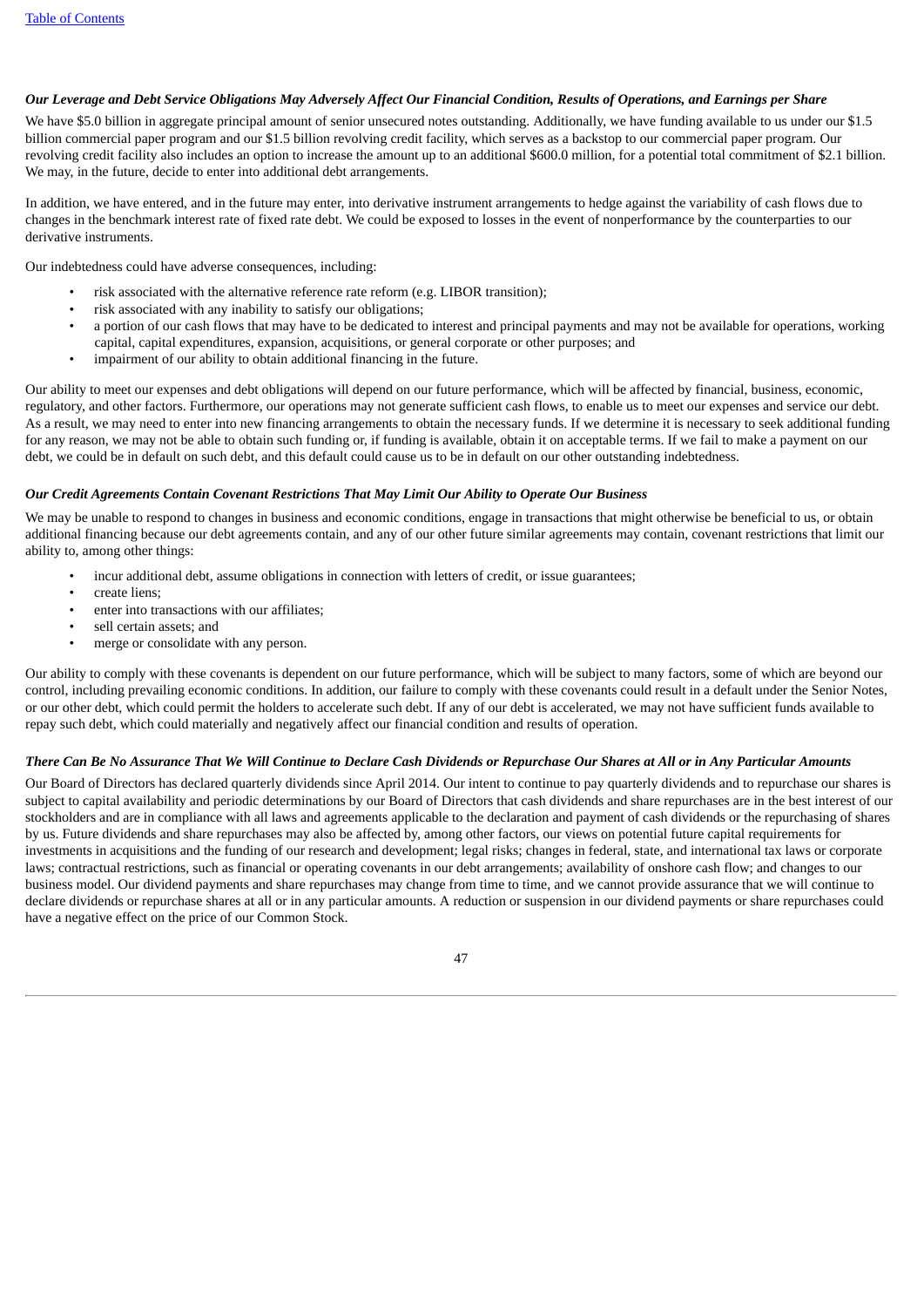***Our Leverage and Debt Service Obligations May Adversely Affect Our Financial Condition, Results of Operations, and Earnings per Share***

We have $5.0 billion in aggregate principal amount of senior unsecured notes outstanding. Additionally, we have funding available to us under our $1.5 billion commercial paper program and our $1.5 billion revolving credit facility, which serves as a backstop to our commercial paper program. Our revolving credit facility also includes an option to increase the amount up to an additional $600.0 million, for a potential total commitment of $2.1 billion. We may, in the future, decide to enter into additional debt arrangements.

In addition, we have entered, and in the future may enter, into derivative instrument arrangements to hedge against the variability of cash flows due to changes in the benchmark interest rate of fixed rate debt. We could be exposed to losses in the event of nonperformance by the counterparties to our derivative instruments.

Our indebtedness could have adverse consequences, including:

- risk associated with the alternative reference rate reform (e.g. LIBOR transition);
- risk associated with any inability to satisfy our obligations;
- a portion of our cash flows that may have to be dedicated to interest and principal payments and may not be available for operations, working capital, capital expenditures, expansion, acquisitions, or general corporate or other purposes; and
- impairment of our ability to obtain additional financing in the future.

Our ability to meet our expenses and debt obligations will depend on our future performance, which will be affected by financial, business, economic, regulatory, and other factors. Furthermore, our operations may not generate sufficient cash flows, to enable us to meet our expenses and service our debt. As a result, we may need to enter into new financing arrangements to obtain the necessary funds. If we determine it is necessary to seek additional funding for any reason, we may not be able to obtain such funding or, if funding is available, obtain it on acceptable terms. If we fail to make a payment on our debt, we could be in default on such debt, and this default could cause us to be in default on our other outstanding indebtedness.

***Our Credit Agreements Contain Covenant Restrictions That May Limit Our Ability to Operate Our Business***

We may be unable to respond to changes in business and economic conditions, engage in transactions that might otherwise be beneficial to us, or obtain additional financing because our debt agreements contain, and any of our other future similar agreements may contain, covenant restrictions that limit our ability to, among other things:

- incur additional debt, assume obligations in connection with letters of credit, or issue guarantees;
- create liens;
- enter into transactions with our affiliates;
- sell certain assets; and
- merge or consolidate with any person.

Our ability to comply with these covenants is dependent on our future performance, which will be subject to many factors, some of which are beyond our control, including prevailing economic conditions. In addition, our failure to comply with these covenants could result in a default under the Senior Notes, or our other debt, which could permit the holders to accelerate such debt. If any of our debt is accelerated, we may not have sufficient funds available to repay such debt, which could materially and negatively affect our financial condition and results of operation.

***There Can Be No Assurance That We Will Continue to Declare Cash Dividends or Repurchase Our Shares at All or in Any Particular Amounts***

Our Board of Directors has declared quarterly dividends since April 2014. Our intent to continue to pay quarterly dividends and to repurchase our shares is subject to capital availability and periodic determinations by our Board of Directors that cash dividends and share repurchases are in the best interest of our stockholders and are in compliance with all laws and agreements applicable to the declaration and payment of cash dividends or the repurchasing of shares by us. Future dividends and share repurchases may also be affected by, among other factors, our views on potential future capital requirements for investments in acquisitions and the funding of our research and development; legal risks; changes in federal, state, and international tax laws or corporate laws; contractual restrictions, such as financial or operating covenants in our debt arrangements; availability of onshore cash flow; and changes to our business model. Our dividend payments and share repurchases may change from time to time, and we cannot provide assurance that we will continue to declare dividends or repurchase shares at all or in any particular amounts. A reduction or suspension in our dividend payments or share repurchases could have a negative effect on the price of our Common Stock.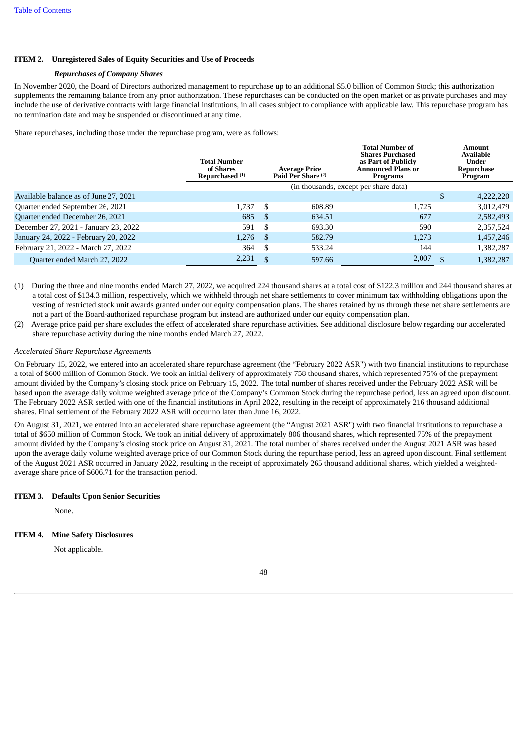## ITEM 2. Unregistered Sales of Equity Securities and Use of Proceeds

### *Repurchases of Company Shares*

In November 2020, the Board of Directors authorized management to repurchase up to an additional $5.0 billion of Common Stock; this authorization supplements the remaining balance from any prior authorization. These repurchases can be conducted on the open market or as private purchases and may include the use of derivative contracts with large financial institutions, in all cases subject to compliance with applicable law. This repurchase program has no termination date and may be suspended or discontinued at any time.

Share repurchases, including those under the repurchase program, were as follows:

| | Total Number of Shares Repurchased (1) | Average Price Paid Per Share (2) | Total Number of Shares Purchased as Part of Publicly Announced Plans or Programs | Amount Available Under Repurchase Program |
|---|---|---|---|---|
| | (in thousands, except per share data) | | | |
| Available balance as of June 27, 2021 | | | | $ 4,222,220 |
| Quarter ended September 26, 2021 | 1,737 | $ 608.89 | 1,725 | 3,012,479 |
| Quarter ended December 26, 2021 | 685 | $ 634.51 | 677 | 2,582,493 |
| December 27, 2021 - January 23, 2022 | 591 | $ 693.30 | 590 | 2,357,524 |
| January 24, 2022 - February 20, 2022 | 1,276 | $ 582.79 | 1,273 | 1,457,246 |
| February 21, 2022 - March 27, 2022 | 364 | $ 533.24 | 144 | 1,382,287 |
| Quarter ended March 27, 2022 | 2,231 | $ 597.66 | 2,007 | $ 1,382,287 |

(1) During the three and nine months ended March 27, 2022, we acquired 224 thousand shares at a total cost of $122.3 million and 244 thousand shares at a total cost of $134.3 million, respectively, which we withheld through net share settlements to cover minimum tax withholding obligations upon the vesting of restricted stock unit awards granted under our equity compensation plans. The shares retained by us through these net share settlements are not a part of the Board-authorized repurchase program but instead are authorized under our equity compensation plan.

(2) Average price paid per share excludes the effect of accelerated share repurchase activities. See additional disclosure below regarding our accelerated share repurchase activity during the nine months ended March 27, 2022.

*Accelerated Share Repurchase Agreements*

On February 15, 2022, we entered into an accelerated share repurchase agreement (the "February 2022 ASR") with two financial institutions to repurchase a total of $600 million of Common Stock. We took an initial delivery of approximately 758 thousand shares, which represented 75% of the prepayment amount divided by the Company's closing stock price on February 15, 2022. The total number of shares received under the February 2022 ASR will be based upon the average daily volume weighted average price of the Company's Common Stock during the repurchase period, less an agreed upon discount. The February 2022 ASR settled with one of the financial institutions in April 2022, resulting in the receipt of approximately 216 thousand additional shares. Final settlement of the February 2022 ASR will occur no later than June 16, 2022.

On August 31, 2021, we entered into an accelerated share repurchase agreement (the "August 2021 ASR") with two financial institutions to repurchase a total of $650 million of Common Stock. We took an initial delivery of approximately 806 thousand shares, which represented 75% of the prepayment amount divided by the Company's closing stock price on August 31, 2021. The total number of shares received under the August 2021 ASR was based upon the average daily volume weighted average price of our Common Stock during the repurchase period, less an agreed upon discount. Final settlement of the August 2021 ASR occurred in January 2022, resulting in the receipt of approximately 265 thousand additional shares, which yielded a weighted-average share price of $606.71 for the transaction period.

## ITEM 3. Defaults Upon Senior Securities

None.

## ITEM 4. Mine Safety Disclosures

Not applicable.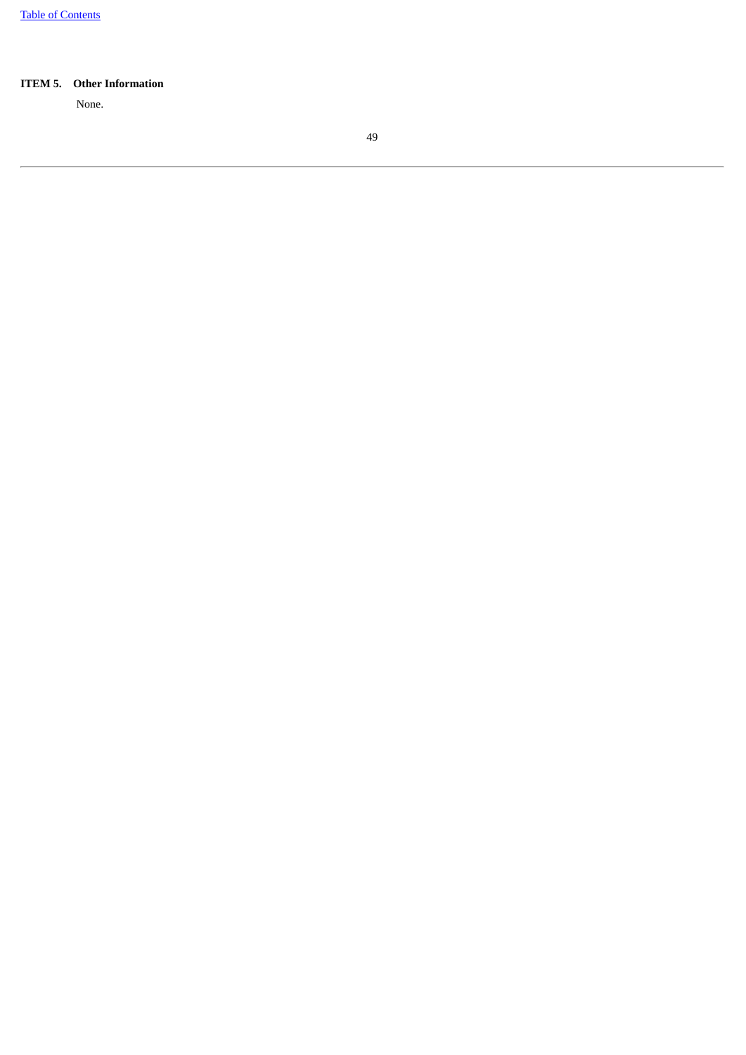**ITEM 5. Other Information**

None.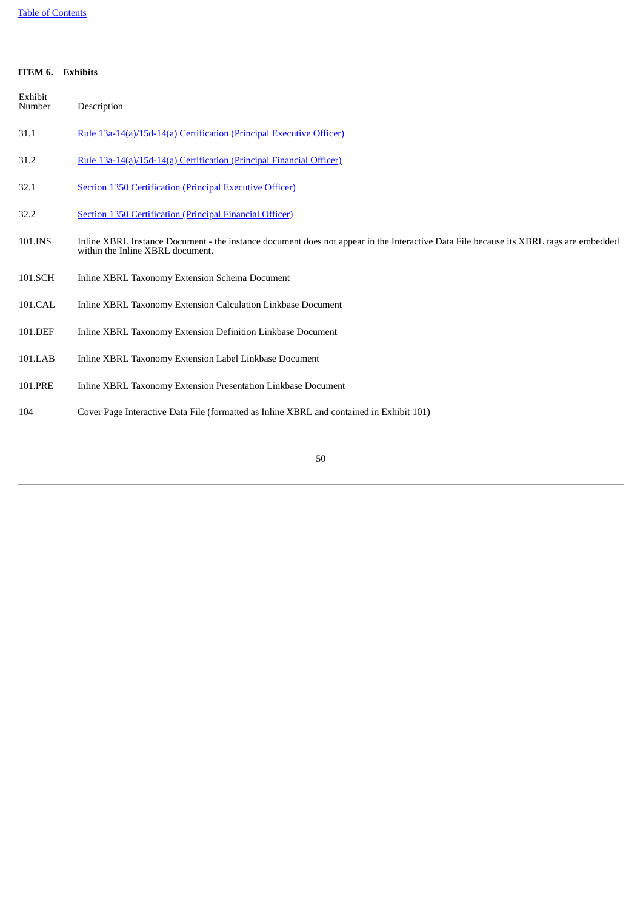## ITEM 6. Exhibits

| Exhibit Number | Description |
| --- | --- |
| 31.1 | Rule 13a-14(a)/15d-14(a) Certification (Principal Executive Officer) |
| 31.2 | Rule 13a-14(a)/15d-14(a) Certification (Principal Financial Officer) |
| 32.1 | Section 1350 Certification (Principal Executive Officer) |
| 32.2 | Section 1350 Certification (Principal Financial Officer) |
| 101.INS | Inline XBRL Instance Document - the instance document does not appear in the Interactive Data File because its XBRL tags are embedded within the Inline XBRL document. |
| 101.SCH | Inline XBRL Taxonomy Extension Schema Document |
| 101.CAL | Inline XBRL Taxonomy Extension Calculation Linkbase Document |
| 101.DEF | Inline XBRL Taxonomy Extension Definition Linkbase Document |
| 101.LAB | Inline XBRL Taxonomy Extension Label Linkbase Document |
| 101.PRE | Inline XBRL Taxonomy Extension Presentation Linkbase Document |
| 104 | Cover Page Interactive Data File (formatted as Inline XBRL and contained in Exhibit 101) |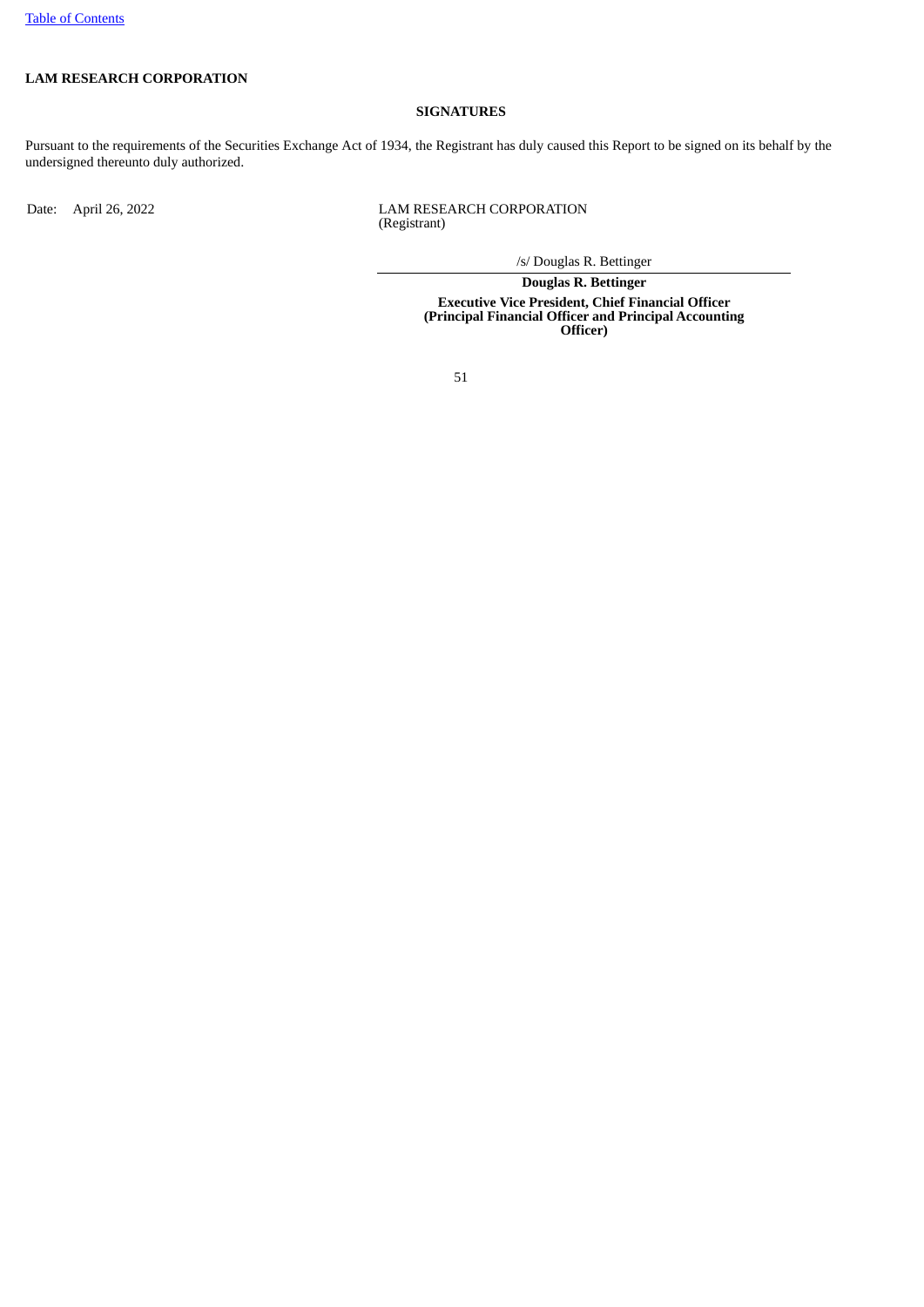**LAM RESEARCH CORPORATION**

## SIGNATURES

Pursuant to the requirements of the Securities Exchange Act of 1934, the Registrant has duly caused this Report to be signed on its behalf by the undersigned thereunto duly authorized.

Date: April 26, 2022

LAM RESEARCH CORPORATION
(Registrant)

/s/ Douglas R. Bettinger

**Douglas R. Bettinger**

**Executive Vice President, Chief Financial Officer
(Principal Financial Officer and Principal Accounting Officer)**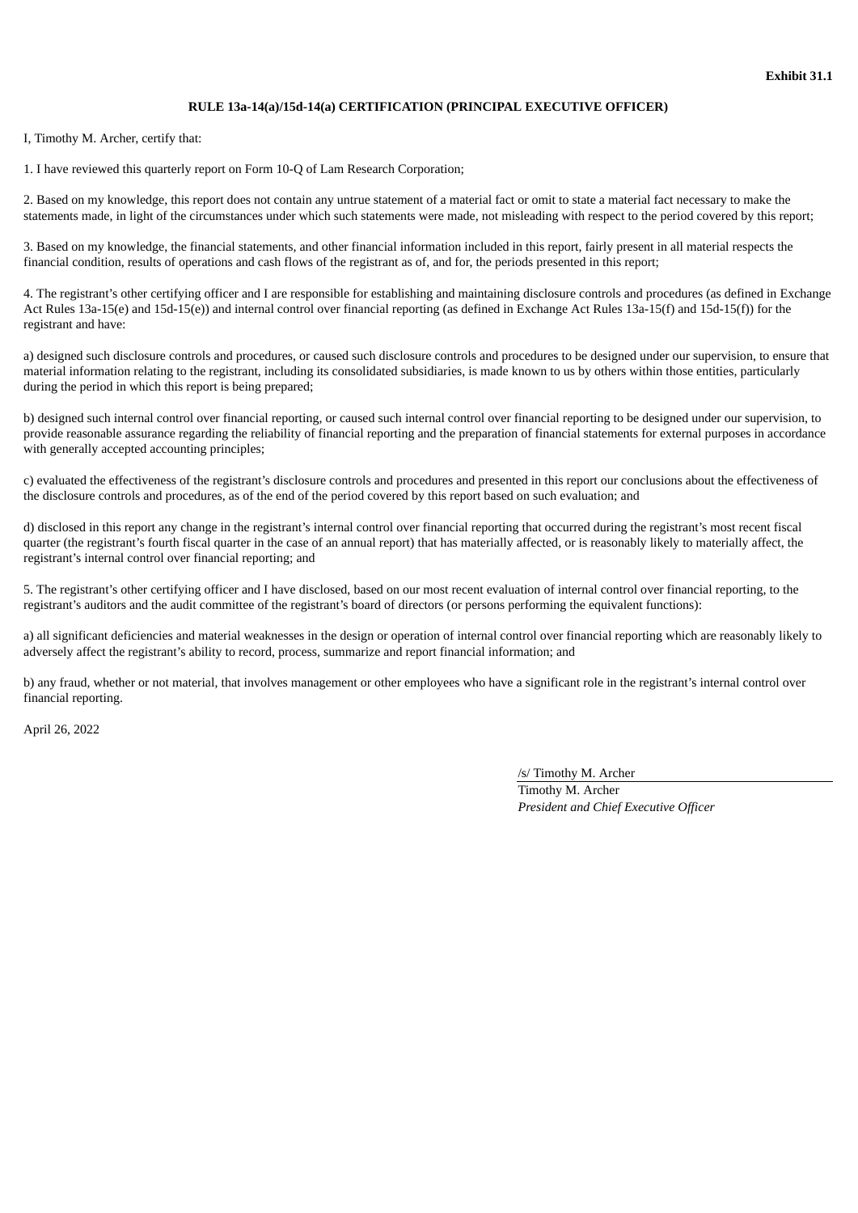**Exhibit 31.1**

**RULE 13a-14(a)/15d-14(a) CERTIFICATION (PRINCIPAL EXECUTIVE OFFICER)**

I, Timothy M. Archer, certify that:

1. I have reviewed this quarterly report on Form 10-Q of Lam Research Corporation;

2. Based on my knowledge, this report does not contain any untrue statement of a material fact or omit to state a material fact necessary to make the statements made, in light of the circumstances under which such statements were made, not misleading with respect to the period covered by this report;

3. Based on my knowledge, the financial statements, and other financial information included in this report, fairly present in all material respects the financial condition, results of operations and cash flows of the registrant as of, and for, the periods presented in this report;

4. The registrant's other certifying officer and I are responsible for establishing and maintaining disclosure controls and procedures (as defined in Exchange Act Rules 13a-15(e) and 15d-15(e)) and internal control over financial reporting (as defined in Exchange Act Rules 13a-15(f) and 15d-15(f)) for the registrant and have:

a) designed such disclosure controls and procedures, or caused such disclosure controls and procedures to be designed under our supervision, to ensure that material information relating to the registrant, including its consolidated subsidiaries, is made known to us by others within those entities, particularly during the period in which this report is being prepared;

b) designed such internal control over financial reporting, or caused such internal control over financial reporting to be designed under our supervision, to provide reasonable assurance regarding the reliability of financial reporting and the preparation of financial statements for external purposes in accordance with generally accepted accounting principles;

c) evaluated the effectiveness of the registrant's disclosure controls and procedures and presented in this report our conclusions about the effectiveness of the disclosure controls and procedures, as of the end of the period covered by this report based on such evaluation; and

d) disclosed in this report any change in the registrant's internal control over financial reporting that occurred during the registrant's most recent fiscal quarter (the registrant's fourth fiscal quarter in the case of an annual report) that has materially affected, or is reasonably likely to materially affect, the registrant's internal control over financial reporting; and

5. The registrant's other certifying officer and I have disclosed, based on our most recent evaluation of internal control over financial reporting, to the registrant's auditors and the audit committee of the registrant's board of directors (or persons performing the equivalent functions):

a) all significant deficiencies and material weaknesses in the design or operation of internal control over financial reporting which are reasonably likely to adversely affect the registrant's ability to record, process, summarize and report financial information; and

b) any fraud, whether or not material, that involves management or other employees who have a significant role in the registrant's internal control over financial reporting.

April 26, 2022

/s/ Timothy M. Archer

Timothy M. Archer

*President and Chief Executive Officer*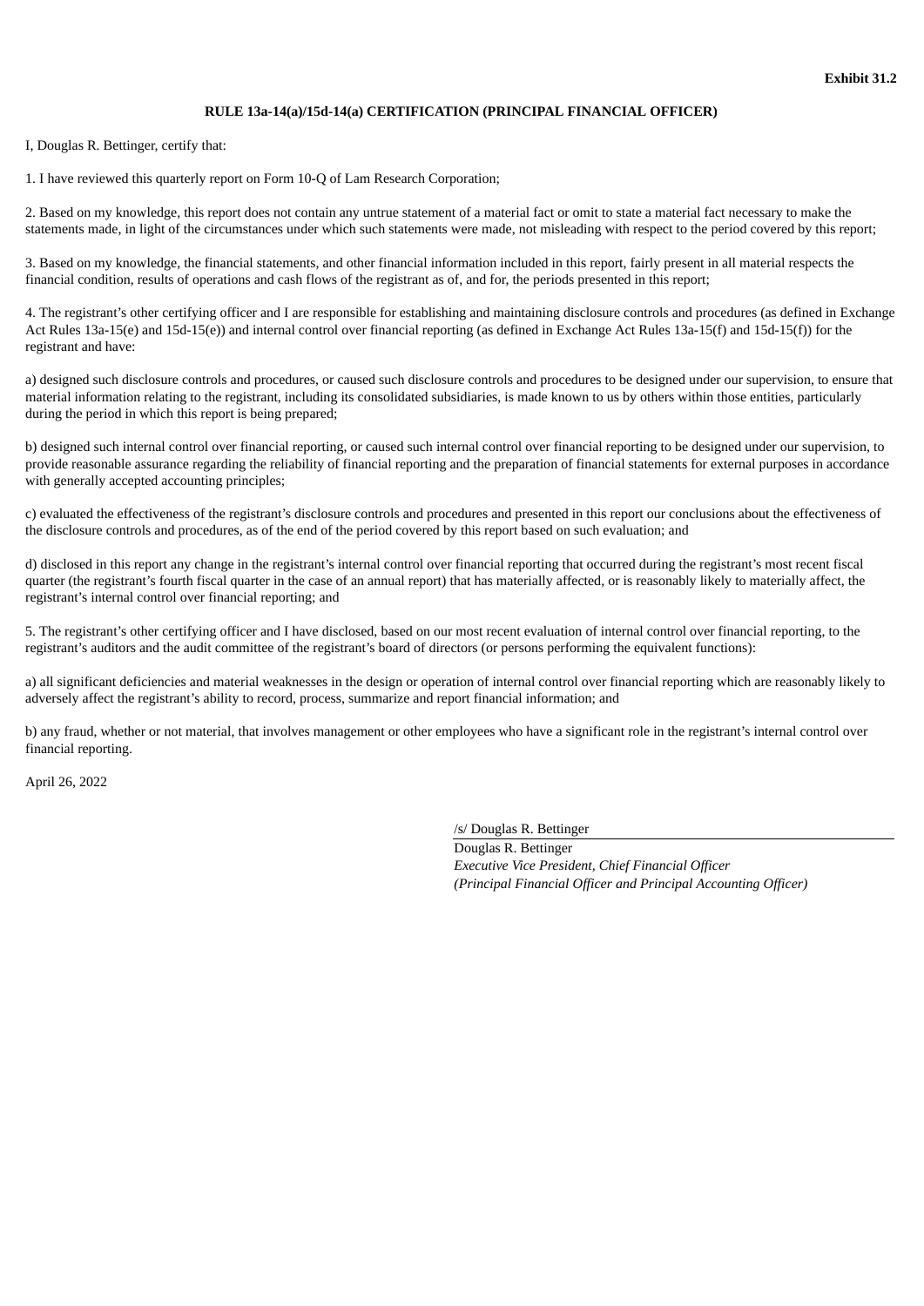**Exhibit 31.2**

**RULE 13a-14(a)/15d-14(a) CERTIFICATION (PRINCIPAL FINANCIAL OFFICER)**

I, Douglas R. Bettinger, certify that:

1. I have reviewed this quarterly report on Form 10-Q of Lam Research Corporation;

2. Based on my knowledge, this report does not contain any untrue statement of a material fact or omit to state a material fact necessary to make the statements made, in light of the circumstances under which such statements were made, not misleading with respect to the period covered by this report;

3. Based on my knowledge, the financial statements, and other financial information included in this report, fairly present in all material respects the financial condition, results of operations and cash flows of the registrant as of, and for, the periods presented in this report;

4. The registrant's other certifying officer and I are responsible for establishing and maintaining disclosure controls and procedures (as defined in Exchange Act Rules 13a-15(e) and 15d-15(e)) and internal control over financial reporting (as defined in Exchange Act Rules 13a-15(f) and 15d-15(f)) for the registrant and have:

a) designed such disclosure controls and procedures, or caused such disclosure controls and procedures to be designed under our supervision, to ensure that material information relating to the registrant, including its consolidated subsidiaries, is made known to us by others within those entities, particularly during the period in which this report is being prepared;

b) designed such internal control over financial reporting, or caused such internal control over financial reporting to be designed under our supervision, to provide reasonable assurance regarding the reliability of financial reporting and the preparation of financial statements for external purposes in accordance with generally accepted accounting principles;

c) evaluated the effectiveness of the registrant's disclosure controls and procedures and presented in this report our conclusions about the effectiveness of the disclosure controls and procedures, as of the end of the period covered by this report based on such evaluation; and

d) disclosed in this report any change in the registrant's internal control over financial reporting that occurred during the registrant's most recent fiscal quarter (the registrant's fourth fiscal quarter in the case of an annual report) that has materially affected, or is reasonably likely to materially affect, the registrant's internal control over financial reporting; and

5. The registrant's other certifying officer and I have disclosed, based on our most recent evaluation of internal control over financial reporting, to the registrant's auditors and the audit committee of the registrant's board of directors (or persons performing the equivalent functions):

a) all significant deficiencies and material weaknesses in the design or operation of internal control over financial reporting which are reasonably likely to adversely affect the registrant's ability to record, process, summarize and report financial information; and

b) any fraud, whether or not material, that involves management or other employees who have a significant role in the registrant's internal control over financial reporting.

April 26, 2022

/s/ Douglas R. Bettinger

Douglas R. Bettinger
*Executive Vice President, Chief Financial Officer*
*(Principal Financial Officer and Principal Accounting Officer)*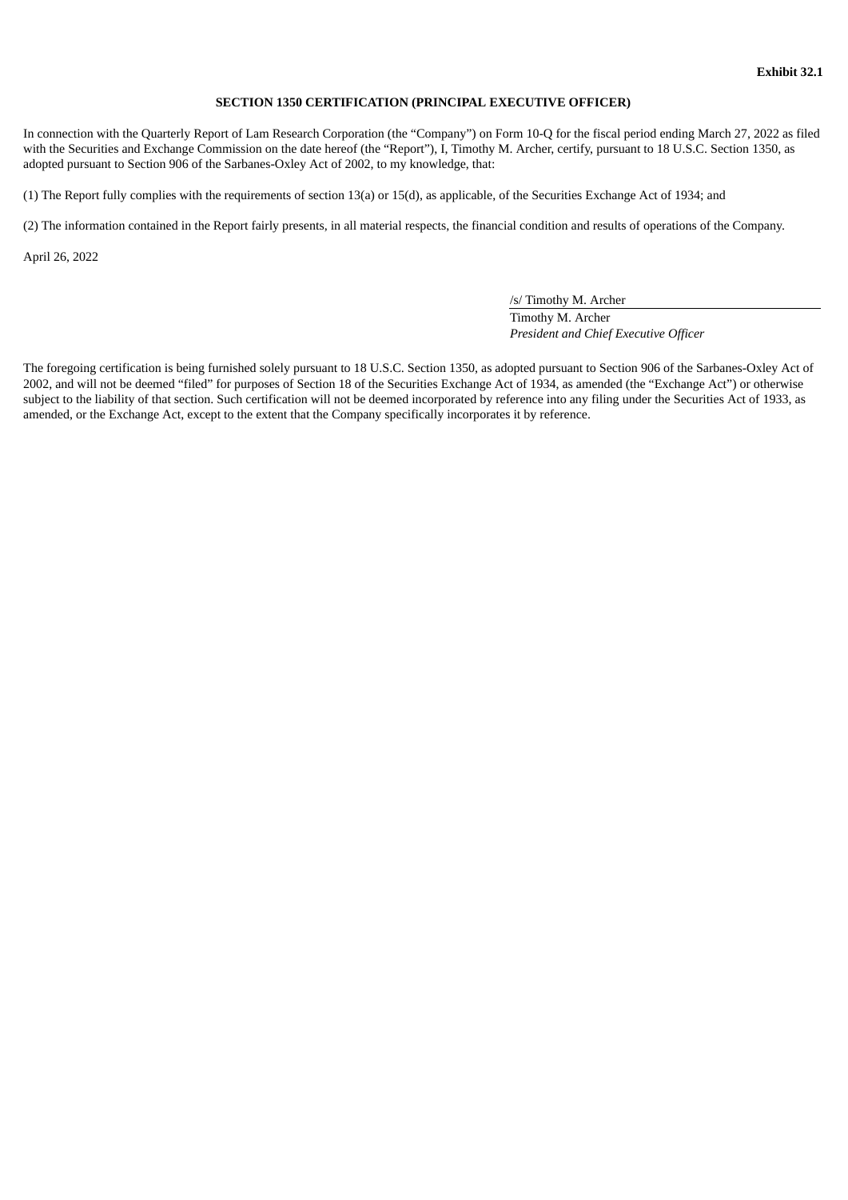**Exhibit 32.1**

## SECTION 1350 CERTIFICATION (PRINCIPAL EXECUTIVE OFFICER)

In connection with the Quarterly Report of Lam Research Corporation (the "Company") on Form 10-Q for the fiscal period ending March 27, 2022 as filed with the Securities and Exchange Commission on the date hereof (the "Report"), I, Timothy M. Archer, certify, pursuant to 18 U.S.C. Section 1350, as adopted pursuant to Section 906 of the Sarbanes-Oxley Act of 2002, to my knowledge, that:

(1) The Report fully complies with the requirements of section 13(a) or 15(d), as applicable, of the Securities Exchange Act of 1934; and

(2) The information contained in the Report fairly presents, in all material respects, the financial condition and results of operations of the Company.

April 26, 2022

/s/ Timothy M. Archer

Timothy M. Archer

*President and Chief Executive Officer*

The foregoing certification is being furnished solely pursuant to 18 U.S.C. Section 1350, as adopted pursuant to Section 906 of the Sarbanes-Oxley Act of 2002, and will not be deemed "filed" for purposes of Section 18 of the Securities Exchange Act of 1934, as amended (the "Exchange Act") or otherwise subject to the liability of that section. Such certification will not be deemed incorporated by reference into any filing under the Securities Act of 1933, as amended, or the Exchange Act, except to the extent that the Company specifically incorporates it by reference.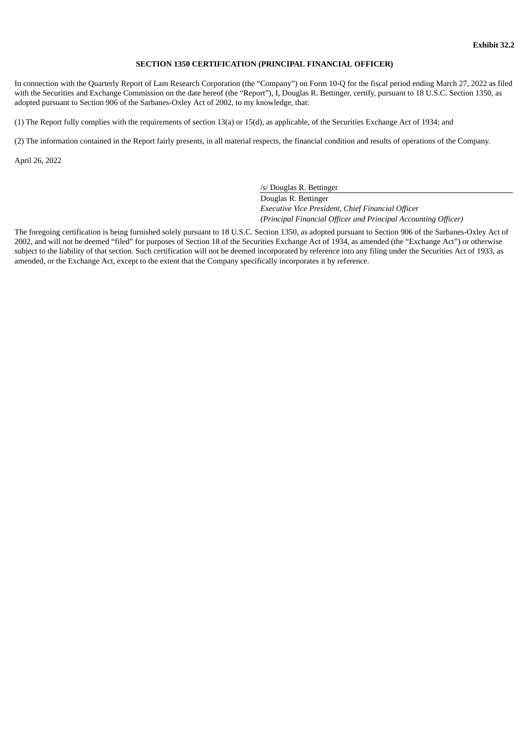**Exhibit 32.2**

**SECTION 1350 CERTIFICATION (PRINCIPAL FINANCIAL OFFICER)**

In connection with the Quarterly Report of Lam Research Corporation (the “Company”) on Form 10-Q for the fiscal period ending March 27, 2022 as filed with the Securities and Exchange Commission on the date hereof (the “Report”), I, Douglas R. Bettinger, certify, pursuant to 18 U.S.C. Section 1350, as adopted pursuant to Section 906 of the Sarbanes-Oxley Act of 2002, to my knowledge, that:

(1) The Report fully complies with the requirements of section 13(a) or 15(d), as applicable, of the Securities Exchange Act of 1934; and

(2) The information contained in the Report fairly presents, in all material respects, the financial condition and results of operations of the Company.

April 26, 2022

/s/ Douglas R. Bettinger

Douglas R. Bettinger
*Executive Vice President, Chief Financial Officer*
*(Principal Financial Officer and Principal Accounting Officer)*

The foregoing certification is being furnished solely pursuant to 18 U.S.C. Section 1350, as adopted pursuant to Section 906 of the Sarbanes-Oxley Act of 2002, and will not be deemed “filed” for purposes of Section 18 of the Securities Exchange Act of 1934, as amended (the “Exchange Act”) or otherwise subject to the liability of that section. Such certification will not be deemed incorporated by reference into any filing under the Securities Act of 1933, as amended, or the Exchange Act, except to the extent that the Company specifically incorporates it by reference.